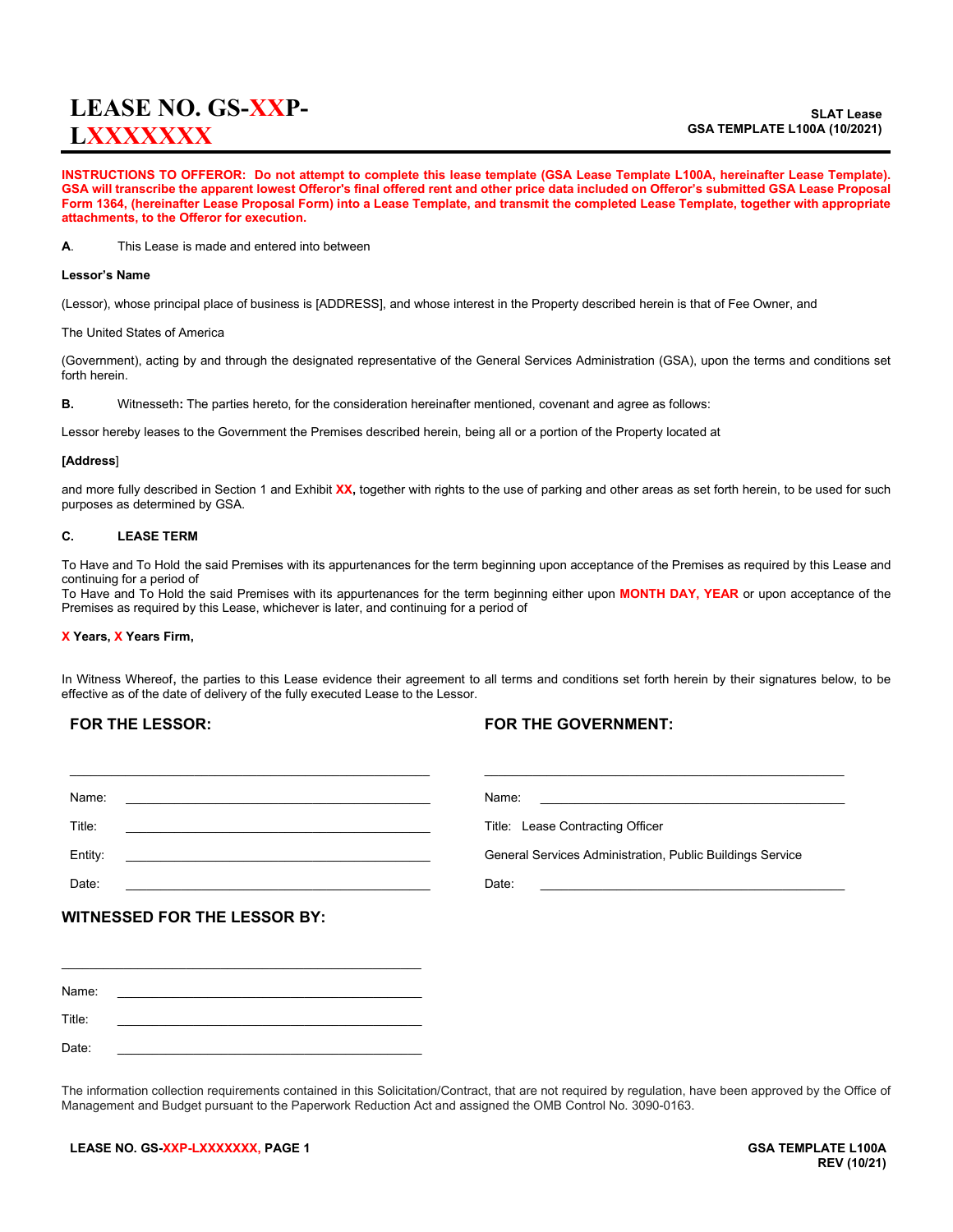# LEASE NO. GS-XXP-LXXXXXXX

**SLAT Lease**
**GSA TEMPLATE L100A (10/2021)**

**INSTRUCTIONS TO OFFEROR: Do not attempt to complete this lease template (GSA Lease Template L100A, hereinafter Lease Template). GSA will transcribe the apparent lowest Offeror's final offered rent and other price data included on Offeror's submitted GSA Lease Proposal Form 1364, (hereinafter Lease Proposal Form) into a Lease Template, and transmit the completed Lease Template, together with appropriate attachments, to the Offeror for execution.**

**A**. This Lease is made and entered into between

**Lessor's Name**

(Lessor), whose principal place of business is [ADDRESS], and whose interest in the Property described herein is that of Fee Owner, and

The United States of America

(Government), acting by and through the designated representative of the General Services Administration (GSA), upon the terms and conditions set forth herein.

**B.** Witnesseth**:** The parties hereto, for the consideration hereinafter mentioned, covenant and agree as follows:

Lessor hereby leases to the Government the Premises described herein, being all or a portion of the Property located at

**[Address**]

and more fully described in Section 1 and Exhibit **XX,** together with rights to the use of parking and other areas as set forth herein, to be used for such purposes as determined by GSA.

**C. LEASE TERM**

To Have and To Hold the said Premises with its appurtenances for the term beginning upon acceptance of the Premises as required by this Lease and continuing for a period of
To Have and To Hold the said Premises with its appurtenances for the term beginning either upon **MONTH DAY, YEAR** or upon acceptance of the Premises as required by this Lease, whichever is later, and continuing for a period of

**X Years, X Years Firm,**

In Witness Whereof**,** the parties to this Lease evidence their agreement to all terms and conditions set forth herein by their signatures below, to be effective as of the date of delivery of the fully executed Lease to the Lessor.

| **FOR THE LESSOR:** | **FOR THE GOVERNMENT:** |
|---|---|
| _______________________ | _______________________ |
| Name: _______________ | Name: _______________ |
| Title: _______________ | Title: Lease Contracting Officer |
| Entity: _______________ | General Services Administration, Public Buildings Service |
| Date: _______________ | Date: _______________ |

**WITNESSED FOR THE LESSOR BY:**

_______________________

Name: _______________

Title: _______________

Date: _______________

The information collection requirements contained in this Solicitation/Contract, that are not required by regulation, have been approved by the Office of Management and Budget pursuant to the Paperwork Reduction Act and assigned the OMB Control No. 3090-0163.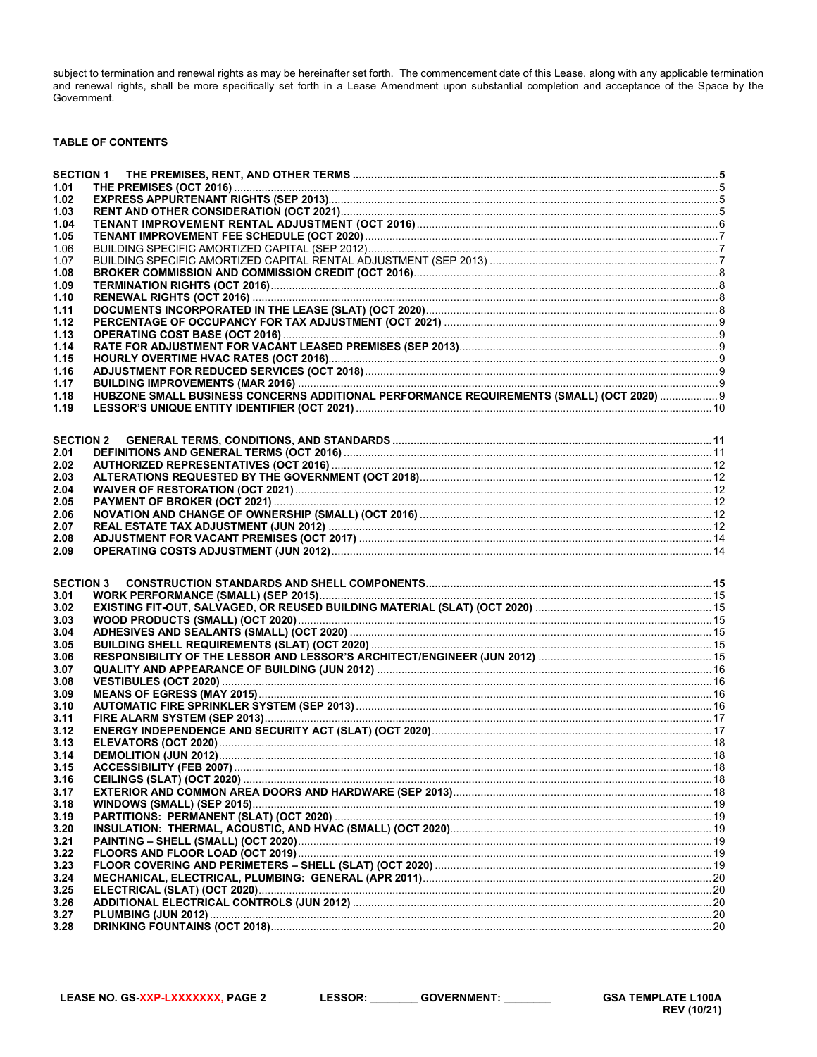subject to termination and renewal rights as may be hereinafter set forth. The commencement date of this Lease, along with any applicable termination and renewal rights, shall be more specifically set forth in a Lease Amendment upon substantial completion and acceptance of the Space by the Government.

**TABLE OF CONTENTS**

| | | |
|---|---|---|
| **SECTION 1** | **THE PREMISES, RENT, AND OTHER TERMS** | **5** |
| **1.01** | **THE PREMISES (OCT 2016)** | 5 |
| **1.02** | **EXPRESS APPURTENANT RIGHTS (SEP 2013)** | 5 |
| **1.03** | **RENT AND OTHER CONSIDERATION (OCT 2021)** | 5 |
| **1.04** | **TENANT IMPROVEMENT RENTAL ADJUSTMENT (OCT 2016)** | 6 |
| **1.05** | **TENANT IMPROVEMENT FEE SCHEDULE (OCT 2020)** | 7 |
| 1.06 | BUILDING SPECIFIC AMORTIZED CAPITAL (SEP 2012) | 7 |
| 1.07 | BUILDING SPECIFIC AMORTIZED CAPITAL RENTAL ADJUSTMENT (SEP 2013) | 7 |
| **1.08** | **BROKER COMMISSION AND COMMISSION CREDIT (OCT 2016)** | 8 |
| **1.09** | **TERMINATION RIGHTS (OCT 2016)** | 8 |
| **1.10** | **RENEWAL RIGHTS (OCT 2016)** | 8 |
| **1.11** | **DOCUMENTS INCORPORATED IN THE LEASE (SLAT) (OCT 2020)** | 8 |
| **1.12** | **PERCENTAGE OF OCCUPANCY FOR TAX ADJUSTMENT (OCT 2021)** | 9 |
| **1.13** | **OPERATING COST BASE (OCT 2016)** | 9 |
| **1.14** | **RATE FOR ADJUSTMENT FOR VACANT LEASED PREMISES (SEP 2013)** | 9 |
| **1.15** | **HOURLY OVERTIME HVAC RATES (OCT 2016)** | 9 |
| **1.16** | **ADJUSTMENT FOR REDUCED SERVICES (OCT 2018)** | 9 |
| **1.17** | **BUILDING IMPROVEMENTS (MAR 2016)** | 9 |
| **1.18** | **HUBZONE SMALL BUSINESS CONCERNS ADDITIONAL PERFORMANCE REQUIREMENTS (SMALL) (OCT 2020)** | 9 |
| **1.19** | **LESSOR'S UNIQUE ENTITY IDENTIFIER (OCT 2021)** | 10 |
| **SECTION 2** | **GENERAL TERMS, CONDITIONS, AND STANDARDS** | **11** |
| **2.01** | **DEFINITIONS AND GENERAL TERMS (OCT 2016)** | 11 |
| **2.02** | **AUTHORIZED REPRESENTATIVES (OCT 2016)** | 12 |
| **2.03** | **ALTERATIONS REQUESTED BY THE GOVERNMENT (OCT 2018)** | 12 |
| **2.04** | **WAIVER OF RESTORATION (OCT 2021)** | 12 |
| **2.05** | **PAYMENT OF BROKER (OCT 2021)** | 12 |
| **2.06** | **NOVATION AND CHANGE OF OWNERSHIP (SMALL) (OCT 2016)** | 12 |
| **2.07** | **REAL ESTATE TAX ADJUSTMENT (JUN 2012)** | 12 |
| **2.08** | **ADJUSTMENT FOR VACANT PREMISES (OCT 2017)** | 14 |
| **2.09** | **OPERATING COSTS ADJUSTMENT (JUN 2012)** | 14 |
| **SECTION 3** | **CONSTRUCTION STANDARDS AND SHELL COMPONENTS** | **15** |
| **3.01** | **WORK PERFORMANCE (SMALL) (SEP 2015)** | 15 |
| **3.02** | **EXISTING FIT-OUT, SALVAGED, OR REUSED BUILDING MATERIAL (SLAT) (OCT 2020)** | 15 |
| **3.03** | **WOOD PRODUCTS (SMALL) (OCT 2020)** | 15 |
| **3.04** | **ADHESIVES AND SEALANTS (SMALL) (OCT 2020)** | 15 |
| **3.05** | **BUILDING SHELL REQUIREMENTS (SLAT) (OCT 2020)** | 15 |
| **3.06** | **RESPONSIBILITY OF THE LESSOR AND LESSOR'S ARCHITECT/ENGINEER (JUN 2012)** | 15 |
| **3.07** | **QUALITY AND APPEARANCE OF BUILDING (JUN 2012)** | 16 |
| **3.08** | **VESTIBULES (OCT 2020)** | 16 |
| **3.09** | **MEANS OF EGRESS (MAY 2015)** | 16 |
| **3.10** | **AUTOMATIC FIRE SPRINKLER SYSTEM (SEP 2013)** | 16 |
| **3.11** | **FIRE ALARM SYSTEM (SEP 2013)** | 17 |
| **3.12** | **ENERGY INDEPENDENCE AND SECURITY ACT (SLAT) (OCT 2020)** | 17 |
| **3.13** | **ELEVATORS (OCT 2020)** | 18 |
| **3.14** | **DEMOLITION (JUN 2012)** | 18 |
| **3.15** | **ACCESSIBILITY (FEB 2007)** | 18 |
| **3.16** | **CEILINGS (SLAT) (OCT 2020)** | 18 |
| **3.17** | **EXTERIOR AND COMMON AREA DOORS AND HARDWARE (SEP 2013)** | 18 |
| **3.18** | **WINDOWS (SMALL) (SEP 2015)** | 19 |
| **3.19** | **PARTITIONS: PERMANENT (SLAT) (OCT 2020)** | 19 |
| **3.20** | **INSULATION: THERMAL, ACOUSTIC, AND HVAC (SMALL) (OCT 2020)** | 19 |
| **3.21** | **PAINTING – SHELL (SMALL) (OCT 2020)** | 19 |
| **3.22** | **FLOORS AND FLOOR LOAD (OCT 2019)** | 19 |
| **3.23** | **FLOOR COVERING AND PERIMETERS – SHELL (SLAT) (OCT 2020)** | 19 |
| **3.24** | **MECHANICAL, ELECTRICAL, PLUMBING: GENERAL (APR 2011)** | 20 |
| **3.25** | **ELECTRICAL (SLAT) (OCT 2020)** | 20 |
| **3.26** | **ADDITIONAL ELECTRICAL CONTROLS (JUN 2012)** | 20 |
| **3.27** | **PLUMBING (JUN 2012)** | 20 |
| **3.28** | **DRINKING FOUNTAINS (OCT 2018)** | 20 |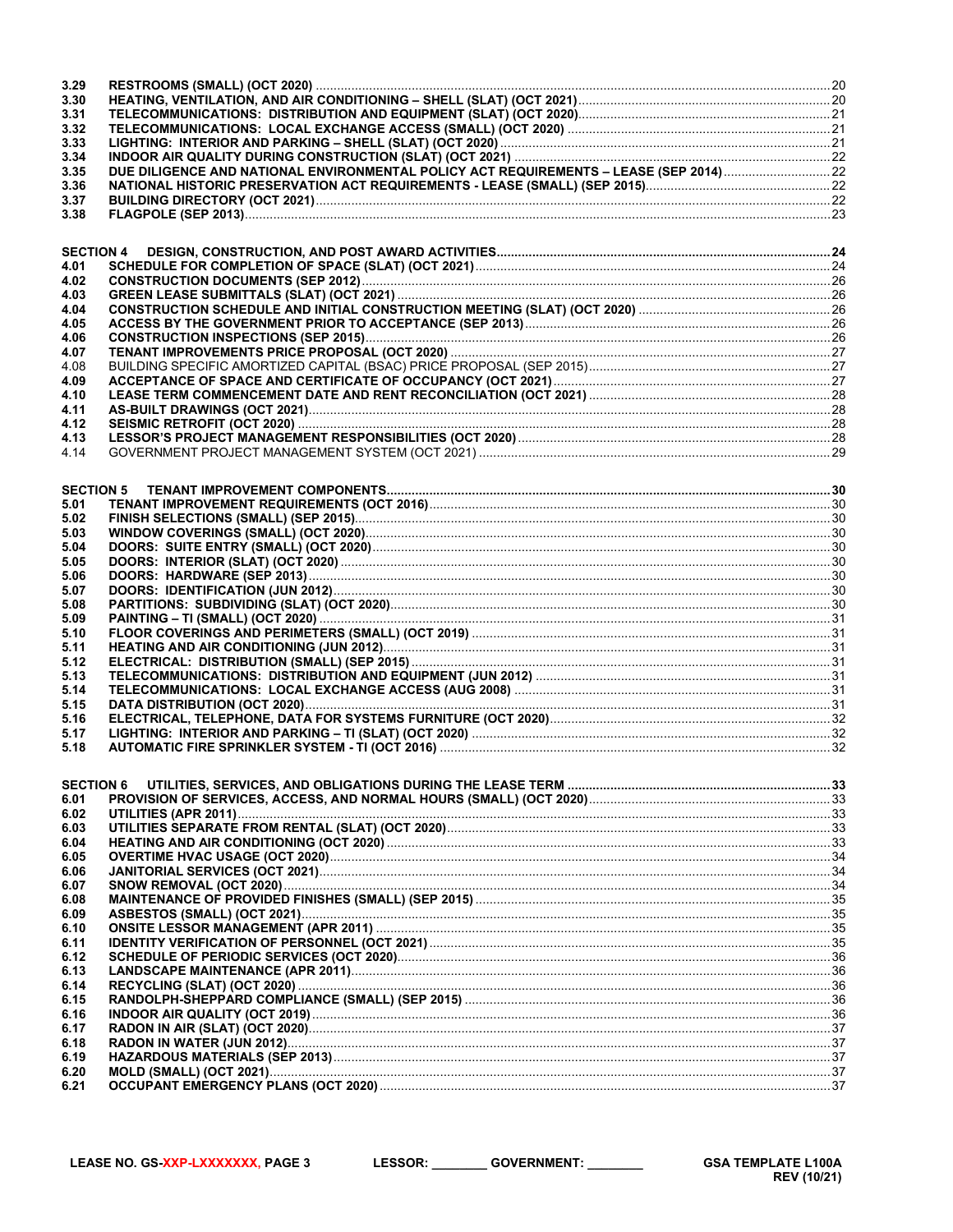| | | |
|---|---|---|
| **3.29** | **RESTROOMS (SMALL) (OCT 2020)** | 20 |
| **3.30** | **HEATING, VENTILATION, AND AIR CONDITIONING – SHELL (SLAT) (OCT 2021)** | 20 |
| **3.31** | **TELECOMMUNICATIONS: DISTRIBUTION AND EQUIPMENT (SLAT) (OCT 2020)** | 21 |
| **3.32** | **TELECOMMUNICATIONS: LOCAL EXCHANGE ACCESS (SMALL) (OCT 2020)** | 21 |
| **3.33** | **LIGHTING: INTERIOR AND PARKING – SHELL (SLAT) (OCT 2020)** | 21 |
| **3.34** | **INDOOR AIR QUALITY DURING CONSTRUCTION (SLAT) (OCT 2021)** | 22 |
| **3.35** | **DUE DILIGENCE AND NATIONAL ENVIRONMENTAL POLICY ACT REQUIREMENTS – LEASE (SEP 2014)** | 22 |
| **3.36** | **NATIONAL HISTORIC PRESERVATION ACT REQUIREMENTS - LEASE (SMALL) (SEP 2015)** | 22 |
| **3.37** | **BUILDING DIRECTORY (OCT 2021)** | 22 |
| **3.38** | **FLAGPOLE (SEP 2013)** | 23 |

| | | |
|---|---|---|
| **SECTION 4** | **DESIGN, CONSTRUCTION, AND POST AWARD ACTIVITIES** | **24** |
| **4.01** | **SCHEDULE FOR COMPLETION OF SPACE (SLAT) (OCT 2021)** | 24 |
| **4.02** | **CONSTRUCTION DOCUMENTS (SEP 2012)** | 26 |
| **4.03** | **GREEN LEASE SUBMITTALS (SLAT) (OCT 2021)** | 26 |
| **4.04** | **CONSTRUCTION SCHEDULE AND INITIAL CONSTRUCTION MEETING (SLAT) (OCT 2020)** | 26 |
| **4.05** | **ACCESS BY THE GOVERNMENT PRIOR TO ACCEPTANCE (SEP 2013)** | 26 |
| **4.06** | **CONSTRUCTION INSPECTIONS (SEP 2015)** | 26 |
| **4.07** | **TENANT IMPROVEMENTS PRICE PROPOSAL (OCT 2020)** | 27 |
| 4.08 | BUILDING SPECIFIC AMORTIZED CAPITAL (BSAC) PRICE PROPOSAL (SEP 2015) | 27 |
| **4.09** | **ACCEPTANCE OF SPACE AND CERTIFICATE OF OCCUPANCY (OCT 2021)** | 27 |
| **4.10** | **LEASE TERM COMMENCEMENT DATE AND RENT RECONCILIATION (OCT 2021)** | 28 |
| **4.11** | **AS-BUILT DRAWINGS (OCT 2021)** | 28 |
| **4.12** | **SEISMIC RETROFIT (OCT 2020)** | 28 |
| **4.13** | **LESSOR'S PROJECT MANAGEMENT RESPONSIBILITIES (OCT 2020)** | 28 |
| 4.14 | GOVERNMENT PROJECT MANAGEMENT SYSTEM (OCT 2021) | 29 |

| | | |
|---|---|---|
| **SECTION 5** | **TENANT IMPROVEMENT COMPONENTS** | **30** |
| **5.01** | **TENANT IMPROVEMENT REQUIREMENTS (OCT 2016)** | 30 |
| **5.02** | **FINISH SELECTIONS (SMALL) (SEP 2015)** | 30 |
| **5.03** | **WINDOW COVERINGS (SMALL) (OCT 2020)** | 30 |
| **5.04** | **DOORS: SUITE ENTRY (SMALL) (OCT 2020)** | 30 |
| **5.05** | **DOORS: INTERIOR (SLAT) (OCT 2020)** | 30 |
| **5.06** | **DOORS: HARDWARE (SEP 2013)** | 30 |
| **5.07** | **DOORS: IDENTIFICATION (JUN 2012)** | 30 |
| **5.08** | **PARTITIONS: SUBDIVIDING (SLAT) (OCT 2020)** | 30 |
| **5.09** | **PAINTING – TI (SMALL) (OCT 2020)** | 31 |
| **5.10** | **FLOOR COVERINGS AND PERIMETERS (SMALL) (OCT 2019)** | 31 |
| **5.11** | **HEATING AND AIR CONDITIONING (JUN 2012)** | 31 |
| **5.12** | **ELECTRICAL: DISTRIBUTION (SMALL) (SEP 2015)** | 31 |
| **5.13** | **TELECOMMUNICATIONS: DISTRIBUTION AND EQUIPMENT (JUN 2012)** | 31 |
| **5.14** | **TELECOMMUNICATIONS: LOCAL EXCHANGE ACCESS (AUG 2008)** | 31 |
| **5.15** | **DATA DISTRIBUTION (OCT 2020)** | 31 |
| **5.16** | **ELECTRICAL, TELEPHONE, DATA FOR SYSTEMS FURNITURE (OCT 2020)** | 32 |
| **5.17** | **LIGHTING: INTERIOR AND PARKING – TI (SLAT) (OCT 2020)** | 32 |
| **5.18** | **AUTOMATIC FIRE SPRINKLER SYSTEM - TI (OCT 2016)** | 32 |

| | | |
|---|---|---|
| **SECTION 6** | **UTILITIES, SERVICES, AND OBLIGATIONS DURING THE LEASE TERM** | **33** |
| **6.01** | **PROVISION OF SERVICES, ACCESS, AND NORMAL HOURS (SMALL) (OCT 2020)** | 33 |
| **6.02** | **UTILITIES (APR 2011)** | 33 |
| **6.03** | **UTILITIES SEPARATE FROM RENTAL (SLAT) (OCT 2020)** | 33 |
| **6.04** | **HEATING AND AIR CONDITIONING (OCT 2020)** | 33 |
| **6.05** | **OVERTIME HVAC USAGE (OCT 2020)** | 34 |
| **6.06** | **JANITORIAL SERVICES (OCT 2021)** | 34 |
| **6.07** | **SNOW REMOVAL (OCT 2020)** | 34 |
| **6.08** | **MAINTENANCE OF PROVIDED FINISHES (SMALL) (SEP 2015)** | 35 |
| **6.09** | **ASBESTOS (SMALL) (OCT 2021)** | 35 |
| **6.10** | **ONSITE LESSOR MANAGEMENT (APR 2011)** | 35 |
| **6.11** | **IDENTITY VERIFICATION OF PERSONNEL (OCT 2021)** | 35 |
| **6.12** | **SCHEDULE OF PERIODIC SERVICES (OCT 2020)** | 36 |
| **6.13** | **LANDSCAPE MAINTENANCE (APR 2011)** | 36 |
| **6.14** | **RECYCLING (SLAT) (OCT 2020)** | 36 |
| **6.15** | **RANDOLPH-SHEPPARD COMPLIANCE (SMALL) (SEP 2015)** | 36 |
| **6.16** | **INDOOR AIR QUALITY (OCT 2019)** | 36 |
| **6.17** | **RADON IN AIR (SLAT) (OCT 2020)** | 37 |
| **6.18** | **RADON IN WATER (JUN 2012)** | 37 |
| **6.19** | **HAZARDOUS MATERIALS (SEP 2013)** | 37 |
| **6.20** | **MOLD (SMALL) (OCT 2021)** | 37 |
| **6.21** | **OCCUPANT EMERGENCY PLANS (OCT 2020)** | 37 |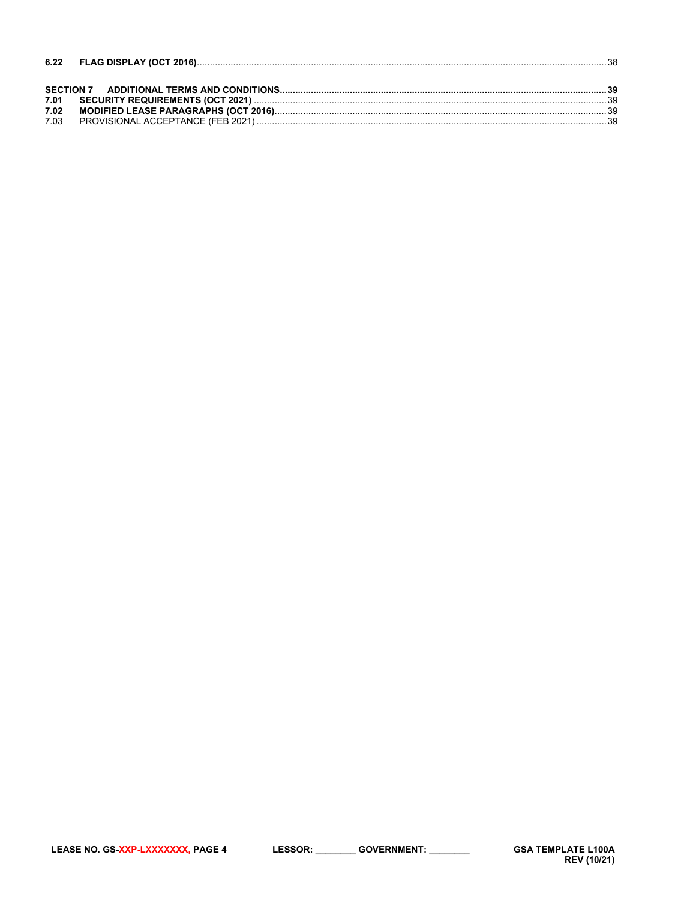**6.22 FLAG DISPLAY (OCT 2016)** ... 38

**SECTION 7 ADDITIONAL TERMS AND CONDITIONS** ... **39**

**7.01 SECURITY REQUIREMENTS (OCT 2021)** ... 39

**7.02 MODIFIED LEASE PARAGRAPHS (OCT 2016)** ... 39

7.03 PROVISIONAL ACCEPTANCE (FEB 2021) ... 39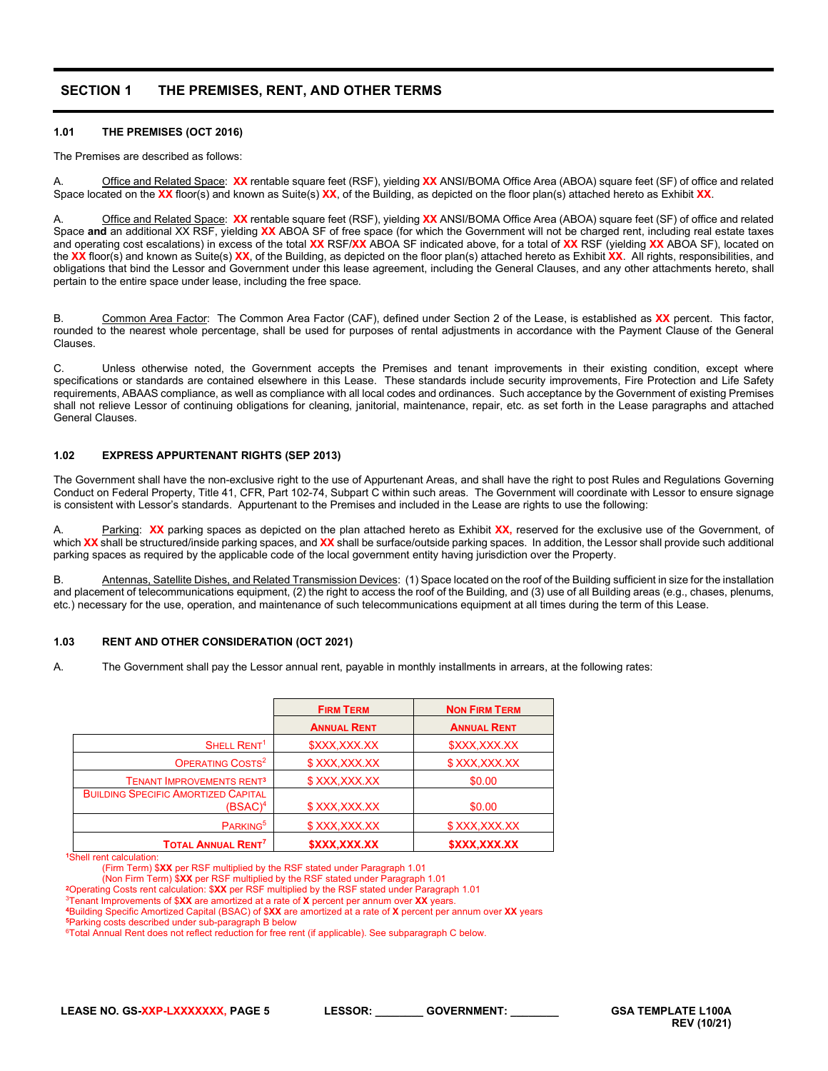## SECTION 1 THE PREMISES, RENT, AND OTHER TERMS

### 1.01 THE PREMISES (OCT 2016)

The Premises are described as follows:

A. Office and Related Space: **XX** rentable square feet (RSF), yielding **XX** ANSI/BOMA Office Area (ABOA) square feet (SF) of office and related Space located on the **XX** floor(s) and known as Suite(s) **XX**, of the Building, as depicted on the floor plan(s) attached hereto as Exhibit **XX**.

A. Office and Related Space: **XX** rentable square feet (RSF), yielding **XX** ANSI/BOMA Office Area (ABOA) square feet (SF) of office and related Space **and** an additional XX RSF, yielding **XX** ABOA SF of free space (for which the Government will not be charged rent, including real estate taxes and operating cost escalations) in excess of the total **XX** RSF/**XX** ABOA SF indicated above, for a total of **XX** RSF (yielding **XX** ABOA SF), located on the **XX** floor(s) and known as Suite(s) **XX**, of the Building, as depicted on the floor plan(s) attached hereto as Exhibit **XX**. All rights, responsibilities, and obligations that bind the Lessor and Government under this lease agreement, including the General Clauses, and any other attachments hereto, shall pertain to the entire space under lease, including the free space.

B. Common Area Factor: The Common Area Factor (CAF), defined under Section 2 of the Lease, is established as **XX** percent. This factor, rounded to the nearest whole percentage, shall be used for purposes of rental adjustments in accordance with the Payment Clause of the General Clauses.

C. Unless otherwise noted, the Government accepts the Premises and tenant improvements in their existing condition, except where specifications or standards are contained elsewhere in this Lease. These standards include security improvements, Fire Protection and Life Safety requirements, ABAAS compliance, as well as compliance with all local codes and ordinances. Such acceptance by the Government of existing Premises shall not relieve Lessor of continuing obligations for cleaning, janitorial, maintenance, repair, etc. as set forth in the Lease paragraphs and attached General Clauses.

### 1.02 EXPRESS APPURTENANT RIGHTS (SEP 2013)

The Government shall have the non-exclusive right to the use of Appurtenant Areas, and shall have the right to post Rules and Regulations Governing Conduct on Federal Property, Title 41, CFR, Part 102-74, Subpart C within such areas. The Government will coordinate with Lessor to ensure signage is consistent with Lessor's standards. Appurtenant to the Premises and included in the Lease are rights to use the following:

A. Parking: **XX** parking spaces as depicted on the plan attached hereto as Exhibit **XX,** reserved for the exclusive use of the Government, of which **XX** shall be structured/inside parking spaces, and **XX** shall be surface/outside parking spaces. In addition, the Lessor shall provide such additional parking spaces as required by the applicable code of the local government entity having jurisdiction over the Property.

B. Antennas, Satellite Dishes, and Related Transmission Devices: (1) Space located on the roof of the Building sufficient in size for the installation and placement of telecommunications equipment, (2) the right to access the roof of the Building, and (3) use of all Building areas (e.g., chases, plenums, etc.) necessary for the use, operation, and maintenance of such telecommunications equipment at all times during the term of this Lease.

### 1.03 RENT AND OTHER CONSIDERATION (OCT 2021)

A. The Government shall pay the Lessor annual rent, payable in monthly installments in arrears, at the following rates:

| | FIRM TERM | NON FIRM TERM |
|---|---|---|
| | ANNUAL RENT | ANNUAL RENT |
| SHELL RENT[1] | $XXX,XXX.XX | $XXX,XXX.XX |
| OPERATING COSTS[2] | $ XXX,XXX.XX | $ XXX,XXX.XX |
| TENANT IMPROVEMENTS RENT[3] | $ XXX,XXX.XX | $0.00 |
| BUILDING SPECIFIC AMORTIZED CAPITAL (BSAC)[4] | $ XXX,XXX.XX | $0.00 |
| PARKING[5] | $ XXX,XXX.XX | $ XXX,XXX.XX |
| **TOTAL ANNUAL RENT[7]** | **$XXX,XXX.XX** | **$XXX,XXX.XX** |

[1]Shell rent calculation:
(Firm Term) $**XX** per RSF multiplied by the RSF stated under Paragraph 1.01
(Non Firm Term) $**XX** per RSF multiplied by the RSF stated under Paragraph 1.01
[2]Operating Costs rent calculation: $**XX** per RSF multiplied by the RSF stated under Paragraph 1.01
[3]Tenant Improvements of $**XX** are amortized at a rate of **X** percent per annum over **XX** years.
[4]Building Specific Amortized Capital (BSAC) of $**XX** are amortized at a rate of **X** percent per annum over **XX** years
[5]Parking costs described under sub-paragraph B below
[6]Total Annual Rent does not reflect reduction for free rent (if applicable). See subparagraph C below.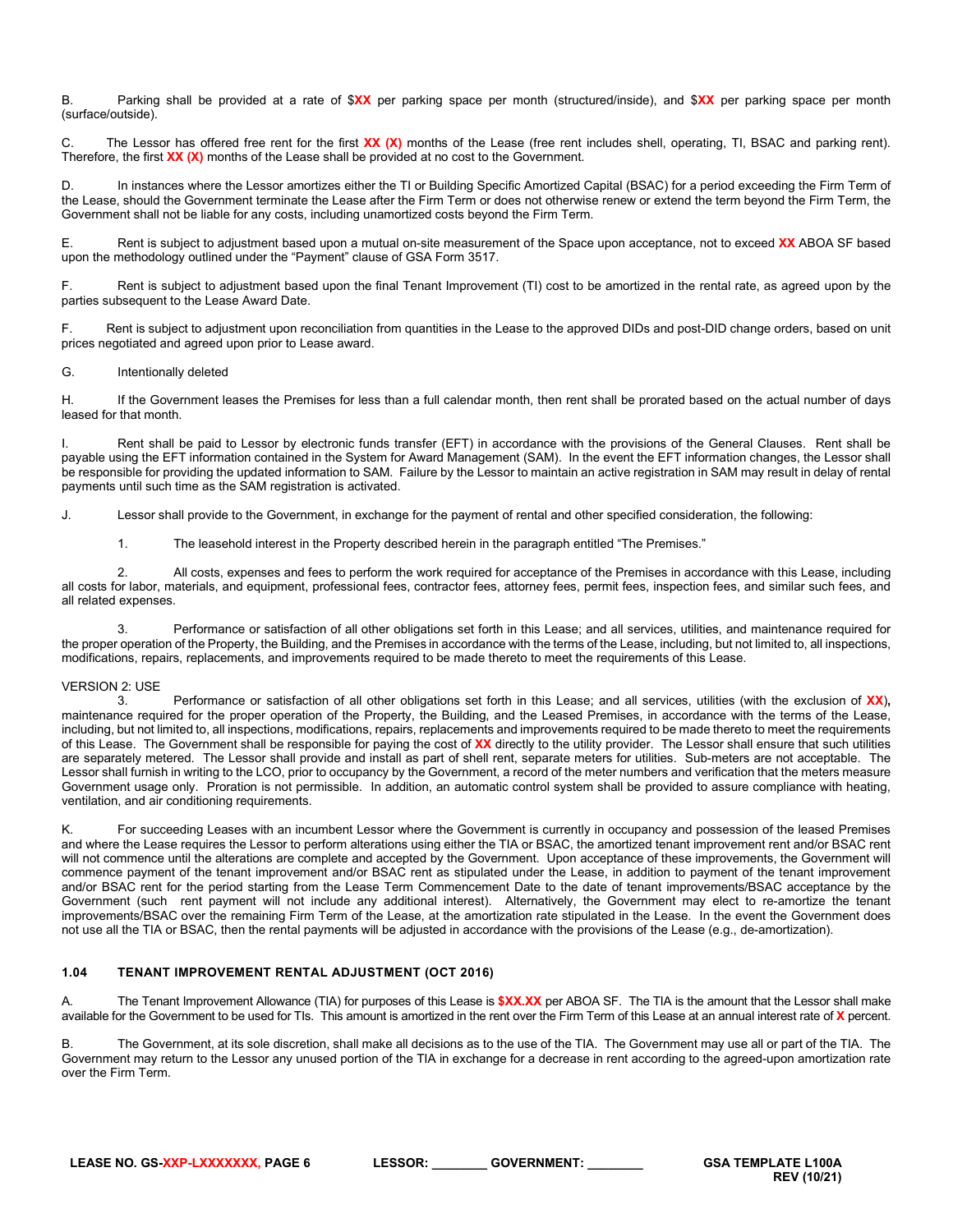B. Parking shall be provided at a rate of $**XX** per parking space per month (structured/inside), and $**XX** per parking space per month (surface/outside).

C. The Lessor has offered free rent for the first **XX (X)** months of the Lease (free rent includes shell, operating, TI, BSAC and parking rent). Therefore, the first **XX (X)** months of the Lease shall be provided at no cost to the Government.

D. In instances where the Lessor amortizes either the TI or Building Specific Amortized Capital (BSAC) for a period exceeding the Firm Term of the Lease, should the Government terminate the Lease after the Firm Term or does not otherwise renew or extend the term beyond the Firm Term, the Government shall not be liable for any costs, including unamortized costs beyond the Firm Term.

E. Rent is subject to adjustment based upon a mutual on-site measurement of the Space upon acceptance, not to exceed **XX** ABOA SF based upon the methodology outlined under the "Payment" clause of GSA Form 3517.

F. Rent is subject to adjustment based upon the final Tenant Improvement (TI) cost to be amortized in the rental rate, as agreed upon by the parties subsequent to the Lease Award Date.

F. Rent is subject to adjustment upon reconciliation from quantities in the Lease to the approved DIDs and post-DID change orders, based on unit prices negotiated and agreed upon prior to Lease award.

G. Intentionally deleted

H. If the Government leases the Premises for less than a full calendar month, then rent shall be prorated based on the actual number of days leased for that month.

I. Rent shall be paid to Lessor by electronic funds transfer (EFT) in accordance with the provisions of the General Clauses. Rent shall be payable using the EFT information contained in the System for Award Management (SAM). In the event the EFT information changes, the Lessor shall be responsible for providing the updated information to SAM. Failure by the Lessor to maintain an active registration in SAM may result in delay of rental payments until such time as the SAM registration is activated.

J. Lessor shall provide to the Government, in exchange for the payment of rental and other specified consideration, the following:

1. The leasehold interest in the Property described herein in the paragraph entitled "The Premises."

2. All costs, expenses and fees to perform the work required for acceptance of the Premises in accordance with this Lease, including all costs for labor, materials, and equipment, professional fees, contractor fees, attorney fees, permit fees, inspection fees, and similar such fees, and all related expenses.

3. Performance or satisfaction of all other obligations set forth in this Lease; and all services, utilities, and maintenance required for the proper operation of the Property, the Building, and the Premises in accordance with the terms of the Lease, including, but not limited to, all inspections, modifications, repairs, replacements, and improvements required to be made thereto to meet the requirements of this Lease.

VERSION 2: USE

3. Performance or satisfaction of all other obligations set forth in this Lease; and all services, utilities (with the exclusion of **XX**), maintenance required for the proper operation of the Property, the Building, and the Leased Premises, in accordance with the terms of the Lease, including, but not limited to, all inspections, modifications, repairs, replacements and improvements required to be made thereto to meet the requirements of this Lease. The Government shall be responsible for paying the cost of **XX** directly to the utility provider. The Lessor shall ensure that such utilities are separately metered. The Lessor shall provide and install as part of shell rent, separate meters for utilities. Sub-meters are not acceptable. The Lessor shall furnish in writing to the LCO, prior to occupancy by the Government, a record of the meter numbers and verification that the meters measure Government usage only. Proration is not permissible. In addition, an automatic control system shall be provided to assure compliance with heating, ventilation, and air conditioning requirements.

K. For succeeding Leases with an incumbent Lessor where the Government is currently in occupancy and possession of the leased Premises and where the Lease requires the Lessor to perform alterations using either the TIA or BSAC, the amortized tenant improvement rent and/or BSAC rent will not commence until the alterations are complete and accepted by the Government. Upon acceptance of these improvements, the Government will commence payment of the tenant improvement and/or BSAC rent as stipulated under the Lease, in addition to payment of the tenant improvement and/or BSAC rent for the period starting from the Lease Term Commencement Date to the date of tenant improvements/BSAC acceptance by the Government (such rent payment will not include any additional interest). Alternatively, the Government may elect to re-amortize the tenant improvements/BSAC over the remaining Firm Term of the Lease, at the amortization rate stipulated in the Lease. In the event the Government does not use all the TIA or BSAC, then the rental payments will be adjusted in accordance with the provisions of the Lease (e.g., de-amortization).

### 1.04 TENANT IMPROVEMENT RENTAL ADJUSTMENT (OCT 2016)

A. The Tenant Improvement Allowance (TIA) for purposes of this Lease is **$XX.XX** per ABOA SF. The TIA is the amount that the Lessor shall make available for the Government to be used for TIs. This amount is amortized in the rent over the Firm Term of this Lease at an annual interest rate of **X** percent.

B. The Government, at its sole discretion, shall make all decisions as to the use of the TIA. The Government may use all or part of the TIA. The Government may return to the Lessor any unused portion of the TIA in exchange for a decrease in rent according to the agreed-upon amortization rate over the Firm Term.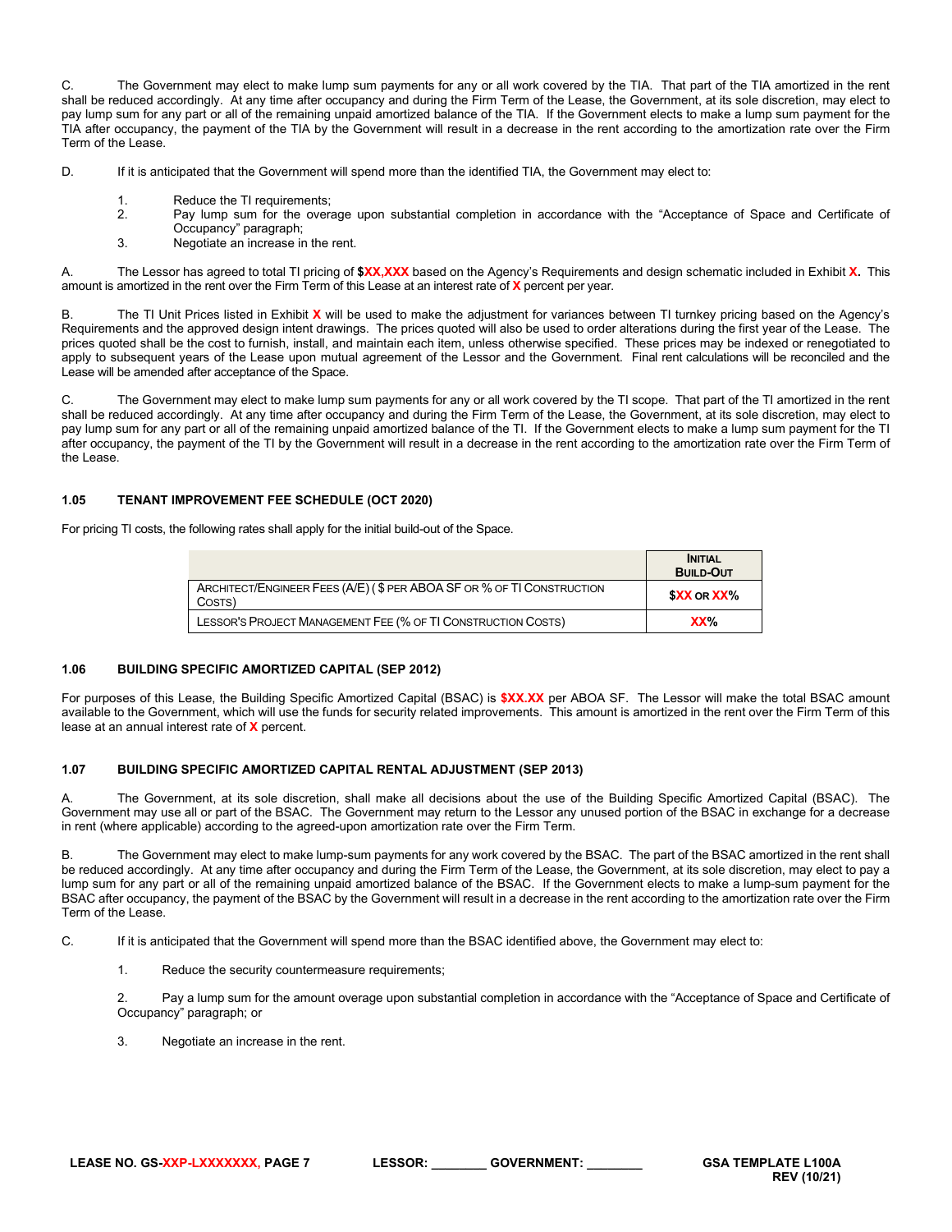C. The Government may elect to make lump sum payments for any or all work covered by the TIA. That part of the TIA amortized in the rent shall be reduced accordingly. At any time after occupancy and during the Firm Term of the Lease, the Government, at its sole discretion, may elect to pay lump sum for any part or all of the remaining unpaid amortized balance of the TIA. If the Government elects to make a lump sum payment for the TIA after occupancy, the payment of the TIA by the Government will result in a decrease in the rent according to the amortization rate over the Firm Term of the Lease.

D. If it is anticipated that the Government will spend more than the identified TIA, the Government may elect to:

1. Reduce the TI requirements;
2. Pay lump sum for the overage upon substantial completion in accordance with the "Acceptance of Space and Certificate of Occupancy" paragraph;
3. Negotiate an increase in the rent.

A. The Lessor has agreed to total TI pricing of **$XX,XXX** based on the Agency's Requirements and design schematic included in Exhibit **X.** This amount is amortized in the rent over the Firm Term of this Lease at an interest rate of **X** percent per year.

B. The TI Unit Prices listed in Exhibit **X** will be used to make the adjustment for variances between TI turnkey pricing based on the Agency's Requirements and the approved design intent drawings. The prices quoted will also be used to order alterations during the first year of the Lease. The prices quoted shall be the cost to furnish, install, and maintain each item, unless otherwise specified. These prices may be indexed or renegotiated to apply to subsequent years of the Lease upon mutual agreement of the Lessor and the Government. Final rent calculations will be reconciled and the Lease will be amended after acceptance of the Space.

C. The Government may elect to make lump sum payments for any or all work covered by the TI scope. That part of the TI amortized in the rent shall be reduced accordingly. At any time after occupancy and during the Firm Term of the Lease, the Government, at its sole discretion, may elect to pay lump sum for any part or all of the remaining unpaid amortized balance of the TI. If the Government elects to make a lump sum payment for the TI after occupancy, the payment of the TI by the Government will result in a decrease in the rent according to the amortization rate over the Firm Term of the Lease.

### 1.05 TENANT IMPROVEMENT FEE SCHEDULE (OCT 2020)

For pricing TI costs, the following rates shall apply for the initial build-out of the Space.

| | INITIAL BUILD-OUT |
|---|---|
| ARCHITECT/ENGINEER FEES (A/E) ( $ PER ABOA SF OR % OF TI CONSTRUCTION COSTS) | **$XX OR XX%** |
| LESSOR'S PROJECT MANAGEMENT FEE (% OF TI CONSTRUCTION COSTS) | **XX%** |

### 1.06 BUILDING SPECIFIC AMORTIZED CAPITAL (SEP 2012)

For purposes of this Lease, the Building Specific Amortized Capital (BSAC) is **$XX.XX** per ABOA SF. The Lessor will make the total BSAC amount available to the Government, which will use the funds for security related improvements. This amount is amortized in the rent over the Firm Term of this lease at an annual interest rate of **X** percent.

### 1.07 BUILDING SPECIFIC AMORTIZED CAPITAL RENTAL ADJUSTMENT (SEP 2013)

A. The Government, at its sole discretion, shall make all decisions about the use of the Building Specific Amortized Capital (BSAC). The Government may use all or part of the BSAC. The Government may return to the Lessor any unused portion of the BSAC in exchange for a decrease in rent (where applicable) according to the agreed-upon amortization rate over the Firm Term.

B. The Government may elect to make lump-sum payments for any work covered by the BSAC. The part of the BSAC amortized in the rent shall be reduced accordingly. At any time after occupancy and during the Firm Term of the Lease, the Government, at its sole discretion, may elect to pay a lump sum for any part or all of the remaining unpaid amortized balance of the BSAC. If the Government elects to make a lump-sum payment for the BSAC after occupancy, the payment of the BSAC by the Government will result in a decrease in the rent according to the amortization rate over the Firm Term of the Lease.

C. If it is anticipated that the Government will spend more than the BSAC identified above, the Government may elect to:

1. Reduce the security countermeasure requirements;

2. Pay a lump sum for the amount overage upon substantial completion in accordance with the "Acceptance of Space and Certificate of Occupancy" paragraph; or

3. Negotiate an increase in the rent.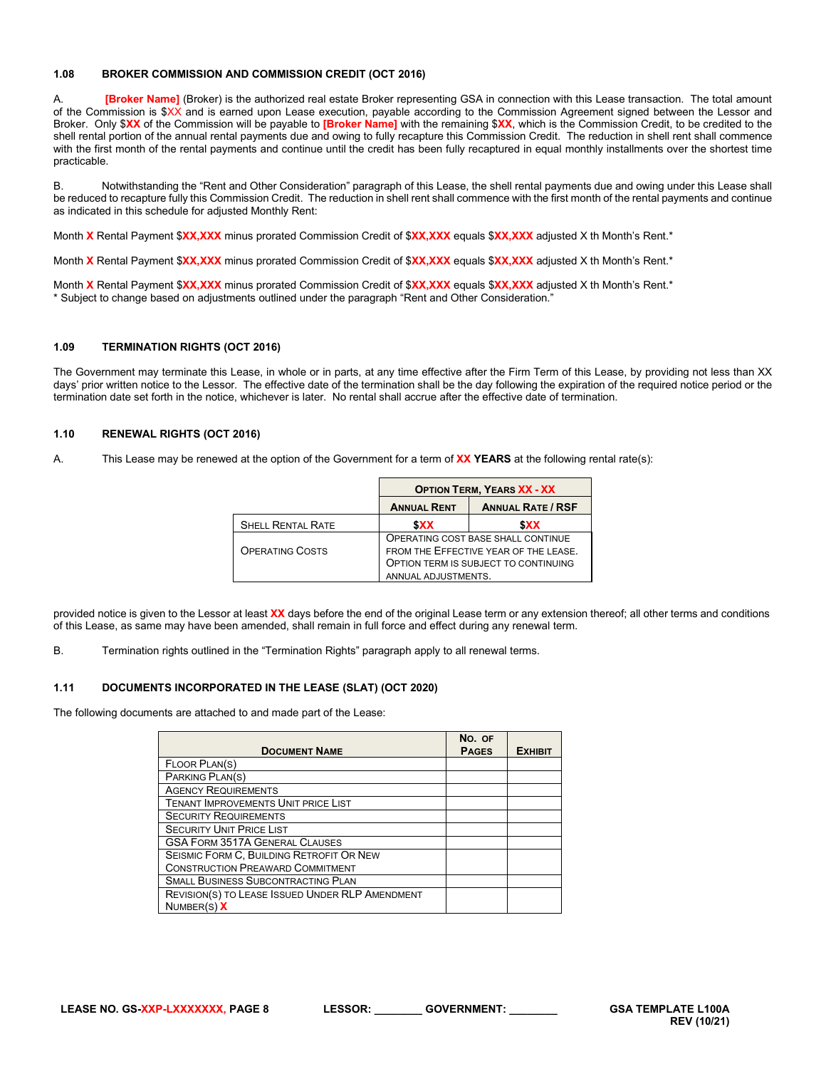### 1.08 BROKER COMMISSION AND COMMISSION CREDIT (OCT 2016)

A. **[Broker Name]** (Broker) is the authorized real estate Broker representing GSA in connection with this Lease transaction. The total amount of the Commission is $XX and is earned upon Lease execution, payable according to the Commission Agreement signed between the Lessor and Broker. Only $**XX** of the Commission will be payable to **[Broker Name]** with the remaining $**XX**, which is the Commission Credit, to be credited to the shell rental portion of the annual rental payments due and owing to fully recapture this Commission Credit. The reduction in shell rent shall commence with the first month of the rental payments and continue until the credit has been fully recaptured in equal monthly installments over the shortest time practicable.

B. Notwithstanding the "Rent and Other Consideration" paragraph of this Lease, the shell rental payments due and owing under this Lease shall be reduced to recapture fully this Commission Credit. The reduction in shell rent shall commence with the first month of the rental payments and continue as indicated in this schedule for adjusted Monthly Rent:

Month **X** Rental Payment $**XX,XXX** minus prorated Commission Credit of $**XX,XXX** equals $**XX,XXX** adjusted X th Month's Rent.*

Month **X** Rental Payment $**XX,XXX** minus prorated Commission Credit of $**XX,XXX** equals $**XX,XXX** adjusted X th Month's Rent.*

Month **X** Rental Payment $**XX,XXX** minus prorated Commission Credit of $**XX,XXX** equals $**XX,XXX** adjusted X th Month's Rent.*
* Subject to change based on adjustments outlined under the paragraph "Rent and Other Consideration."

### 1.09 TERMINATION RIGHTS (OCT 2016)

The Government may terminate this Lease, in whole or in parts, at any time effective after the Firm Term of this Lease, by providing not less than XX days' prior written notice to the Lessor. The effective date of the termination shall be the day following the expiration of the required notice period or the termination date set forth in the notice, whichever is later. No rental shall accrue after the effective date of termination.

### 1.10 RENEWAL RIGHTS (OCT 2016)

A. This Lease may be renewed at the option of the Government for a term of **XX YEARS** at the following rental rate(s):

| | **Option Term, Years XX - XX** | |
|---|---|---|
| | **Annual Rent** | **Annual Rate / RSF** |
| Shell Rental Rate | **$XX** | **$XX** |
| Operating Costs | Operating cost base shall continue from the effective year of the lease. Option term is subject to continuing annual adjustments. | |

provided notice is given to the Lessor at least **XX** days before the end of the original Lease term or any extension thereof; all other terms and conditions of this Lease, as same may have been amended, shall remain in full force and effect during any renewal term.

B. Termination rights outlined in the "Termination Rights" paragraph apply to all renewal terms.

### 1.11 DOCUMENTS INCORPORATED IN THE LEASE (SLAT) (OCT 2020)

The following documents are attached to and made part of the Lease:

| **Document Name** | **No. of Pages** | **Exhibit** |
|---|---|---|
| Floor Plan(s) | | |
| Parking Plan(s) | | |
| Agency Requirements | | |
| Tenant Improvements Unit Price List | | |
| Security Requirements | | |
| Security Unit Price List | | |
| GSA Form 3517A General Clauses | | |
| Seismic Form C, Building Retrofit or New Construction Preaward Commitment | | |
| Small Business Subcontracting Plan | | |
| Revision(s) to Lease Issued Under RLP Amendment Number(s) **X** | | |

LEASE NO. GS-XXP-LXXXXXXX, PAGE 8 LESSOR: ________ GOVERNMENT: ________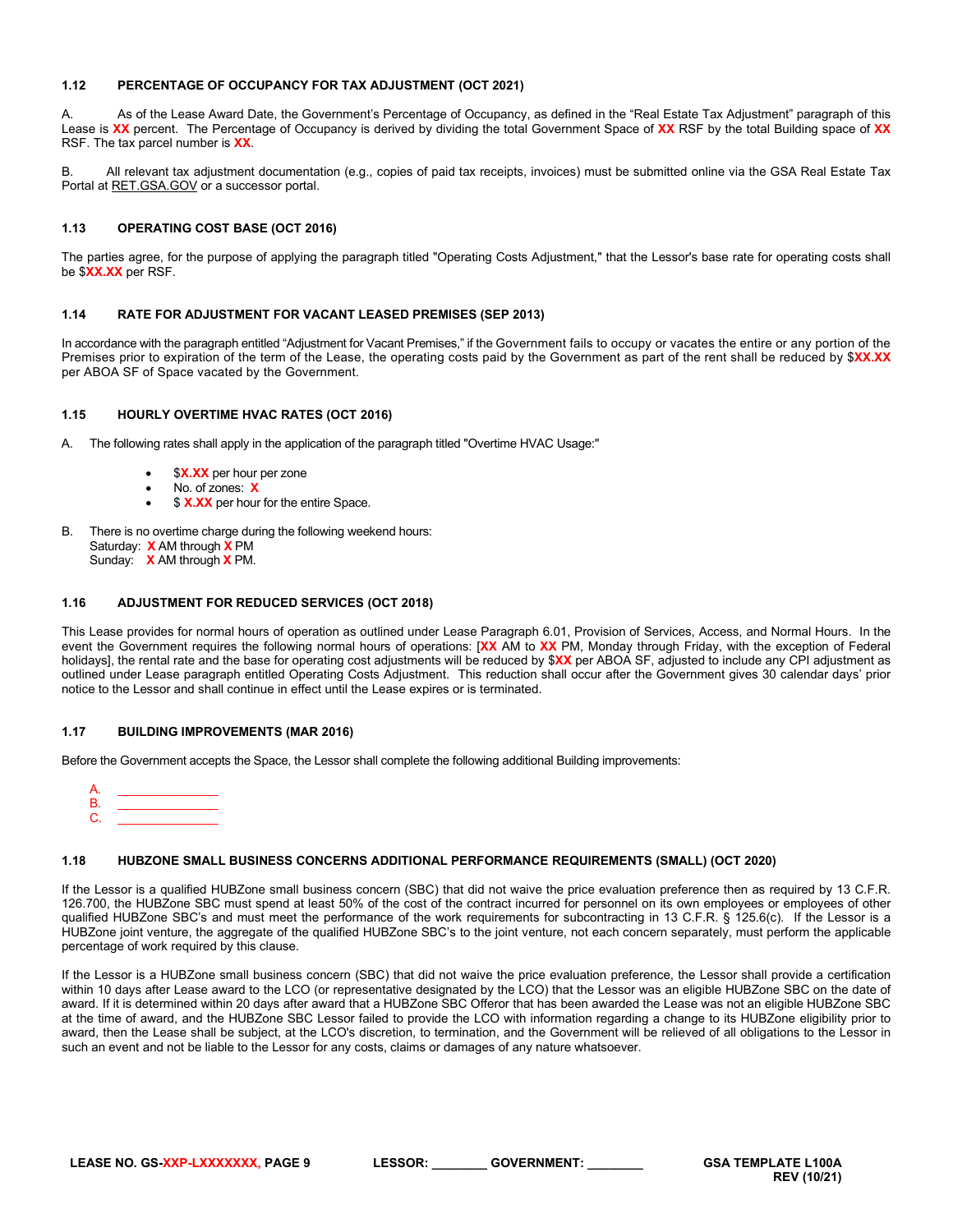### 1.12 PERCENTAGE OF OCCUPANCY FOR TAX ADJUSTMENT (OCT 2021)

A. As of the Lease Award Date, the Government's Percentage of Occupancy, as defined in the "Real Estate Tax Adjustment" paragraph of this Lease is **XX** percent. The Percentage of Occupancy is derived by dividing the total Government Space of **XX** RSF by the total Building space of **XX** RSF. The tax parcel number is **XX**.

B. All relevant tax adjustment documentation (e.g., copies of paid tax receipts, invoices) must be submitted online via the GSA Real Estate Tax Portal at RET.GSA.GOV or a successor portal.

### 1.13 OPERATING COST BASE (OCT 2016)

The parties agree, for the purpose of applying the paragraph titled "Operating Costs Adjustment," that the Lessor's base rate for operating costs shall be $**XX.XX** per RSF.

### 1.14 RATE FOR ADJUSTMENT FOR VACANT LEASED PREMISES (SEP 2013)

In accordance with the paragraph entitled "Adjustment for Vacant Premises," if the Government fails to occupy or vacates the entire or any portion of the Premises prior to expiration of the term of the Lease, the operating costs paid by the Government as part of the rent shall be reduced by $**XX.XX** per ABOA SF of Space vacated by the Government.

### 1.15 HOURLY OVERTIME HVAC RATES (OCT 2016)

A. The following rates shall apply in the application of the paragraph titled "Overtime HVAC Usage:"

- $**X.XX** per hour per zone
- No. of zones: **X**
- $ **X.XX** per hour for the entire Space.

B. There is no overtime charge during the following weekend hours:
Saturday: **X** AM through **X** PM
Sunday: **X** AM through **X** PM.

### 1.16 ADJUSTMENT FOR REDUCED SERVICES (OCT 2018)

This Lease provides for normal hours of operation as outlined under Lease Paragraph 6.01, Provision of Services, Access, and Normal Hours. In the event the Government requires the following normal hours of operations: [**XX** AM to **XX** PM, Monday through Friday, with the exception of Federal holidays], the rental rate and the base for operating cost adjustments will be reduced by $**XX** per ABOA SF, adjusted to include any CPI adjustment as outlined under Lease paragraph entitled Operating Costs Adjustment. This reduction shall occur after the Government gives 30 calendar days' prior notice to the Lessor and shall continue in effect until the Lease expires or is terminated.

### 1.17 BUILDING IMPROVEMENTS (MAR 2016)

Before the Government accepts the Space, the Lessor shall complete the following additional Building improvements:

A. _______________
B. _______________
C. _______________

### 1.18 HUBZONE SMALL BUSINESS CONCERNS ADDITIONAL PERFORMANCE REQUIREMENTS (SMALL) (OCT 2020)

If the Lessor is a qualified HUBZone small business concern (SBC) that did not waive the price evaluation preference then as required by 13 C.F.R. 126.700, the HUBZone SBC must spend at least 50% of the cost of the contract incurred for personnel on its own employees or employees of other qualified HUBZone SBC's and must meet the performance of the work requirements for subcontracting in 13 C.F.R. § 125.6(c). If the Lessor is a HUBZone joint venture, the aggregate of the qualified HUBZone SBC's to the joint venture, not each concern separately, must perform the applicable percentage of work required by this clause.

If the Lessor is a HUBZone small business concern (SBC) that did not waive the price evaluation preference, the Lessor shall provide a certification within 10 days after Lease award to the LCO (or representative designated by the LCO) that the Lessor was an eligible HUBZone SBC on the date of award. If it is determined within 20 days after award that a HUBZone SBC Offeror that has been awarded the Lease was not an eligible HUBZone SBC at the time of award, and the HUBZone SBC Lessor failed to provide the LCO with information regarding a change to its HUBZone eligibility prior to award, then the Lease shall be subject, at the LCO's discretion, to termination, and the Government will be relieved of all obligations to the Lessor in such an event and not be liable to the Lessor for any costs, claims or damages of any nature whatsoever.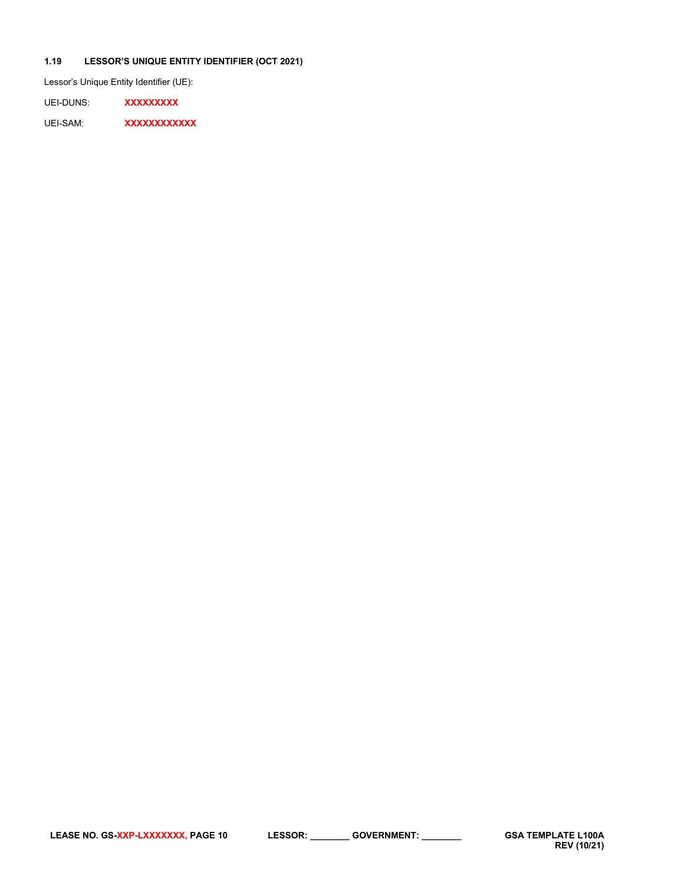### 1.19 LESSOR'S UNIQUE ENTITY IDENTIFIER (OCT 2021)

Lessor's Unique Entity Identifier (UE):

UEI-DUNS: **XXXXXXXXX**

UEI-SAM: **XXXXXXXXXXXX**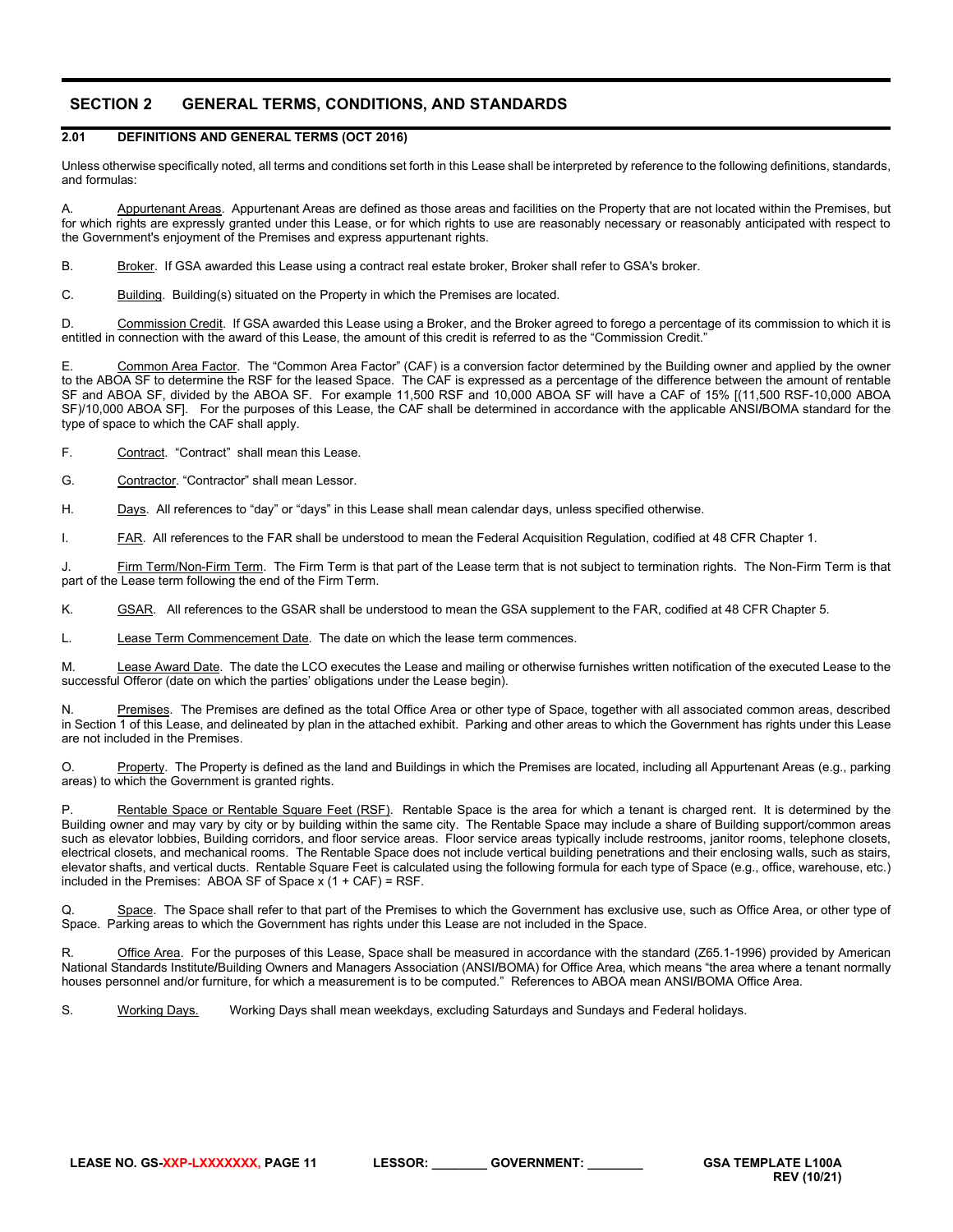## SECTION 2 GENERAL TERMS, CONDITIONS, AND STANDARDS

### 2.01 DEFINITIONS AND GENERAL TERMS (OCT 2016)

Unless otherwise specifically noted, all terms and conditions set forth in this Lease shall be interpreted by reference to the following definitions, standards, and formulas:

A. Appurtenant Areas. Appurtenant Areas are defined as those areas and facilities on the Property that are not located within the Premises, but for which rights are expressly granted under this Lease, or for which rights to use are reasonably necessary or reasonably anticipated with respect to the Government's enjoyment of the Premises and express appurtenant rights.

B. Broker. If GSA awarded this Lease using a contract real estate broker, Broker shall refer to GSA's broker.

C. Building. Building(s) situated on the Property in which the Premises are located.

D. Commission Credit. If GSA awarded this Lease using a Broker, and the Broker agreed to forego a percentage of its commission to which it is entitled in connection with the award of this Lease, the amount of this credit is referred to as the "Commission Credit."

E. Common Area Factor. The "Common Area Factor" (CAF) is a conversion factor determined by the Building owner and applied by the owner to the ABOA SF to determine the RSF for the leased Space. The CAF is expressed as a percentage of the difference between the amount of rentable SF and ABOA SF, divided by the ABOA SF. For example 11,500 RSF and 10,000 ABOA SF will have a CAF of 15% [(11,500 RSF-10,000 ABOA SF)/10,000 ABOA SF]. For the purposes of this Lease, the CAF shall be determined in accordance with the applicable ANSI/BOMA standard for the type of space to which the CAF shall apply.

F. Contract. "Contract" shall mean this Lease.

G. Contractor. "Contractor" shall mean Lessor.

H. Days. All references to "day" or "days" in this Lease shall mean calendar days, unless specified otherwise.

I. FAR. All references to the FAR shall be understood to mean the Federal Acquisition Regulation, codified at 48 CFR Chapter 1.

J. Firm Term/Non-Firm Term. The Firm Term is that part of the Lease term that is not subject to termination rights. The Non-Firm Term is that part of the Lease term following the end of the Firm Term.

K. GSAR. All references to the GSAR shall be understood to mean the GSA supplement to the FAR, codified at 48 CFR Chapter 5.

L. Lease Term Commencement Date. The date on which the lease term commences.

M. Lease Award Date. The date the LCO executes the Lease and mailing or otherwise furnishes written notification of the executed Lease to the successful Offeror (date on which the parties' obligations under the Lease begin).

N. Premises. The Premises are defined as the total Office Area or other type of Space, together with all associated common areas, described in Section 1 of this Lease, and delineated by plan in the attached exhibit. Parking and other areas to which the Government has rights under this Lease are not included in the Premises.

O. Property. The Property is defined as the land and Buildings in which the Premises are located, including all Appurtenant Areas (e.g., parking areas) to which the Government is granted rights.

P. Rentable Space or Rentable Square Feet (RSF). Rentable Space is the area for which a tenant is charged rent. It is determined by the Building owner and may vary by city or by building within the same city. The Rentable Space may include a share of Building support/common areas such as elevator lobbies, Building corridors, and floor service areas. Floor service areas typically include restrooms, janitor rooms, telephone closets, electrical closets, and mechanical rooms. The Rentable Space does not include vertical building penetrations and their enclosing walls, such as stairs, elevator shafts, and vertical ducts. Rentable Square Feet is calculated using the following formula for each type of Space (e.g., office, warehouse, etc.) included in the Premises: ABOA SF of Space x (1 + CAF) = RSF.

Q. Space. The Space shall refer to that part of the Premises to which the Government has exclusive use, such as Office Area, or other type of Space. Parking areas to which the Government has rights under this Lease are not included in the Space.

R. Office Area. For the purposes of this Lease, Space shall be measured in accordance with the standard (Z65.1-1996) provided by American National Standards Institute/Building Owners and Managers Association (ANSI/BOMA) for Office Area, which means "the area where a tenant normally houses personnel and/or furniture, for which a measurement is to be computed." References to ABOA mean ANSI/BOMA Office Area.

S. Working Days. Working Days shall mean weekdays, excluding Saturdays and Sundays and Federal holidays.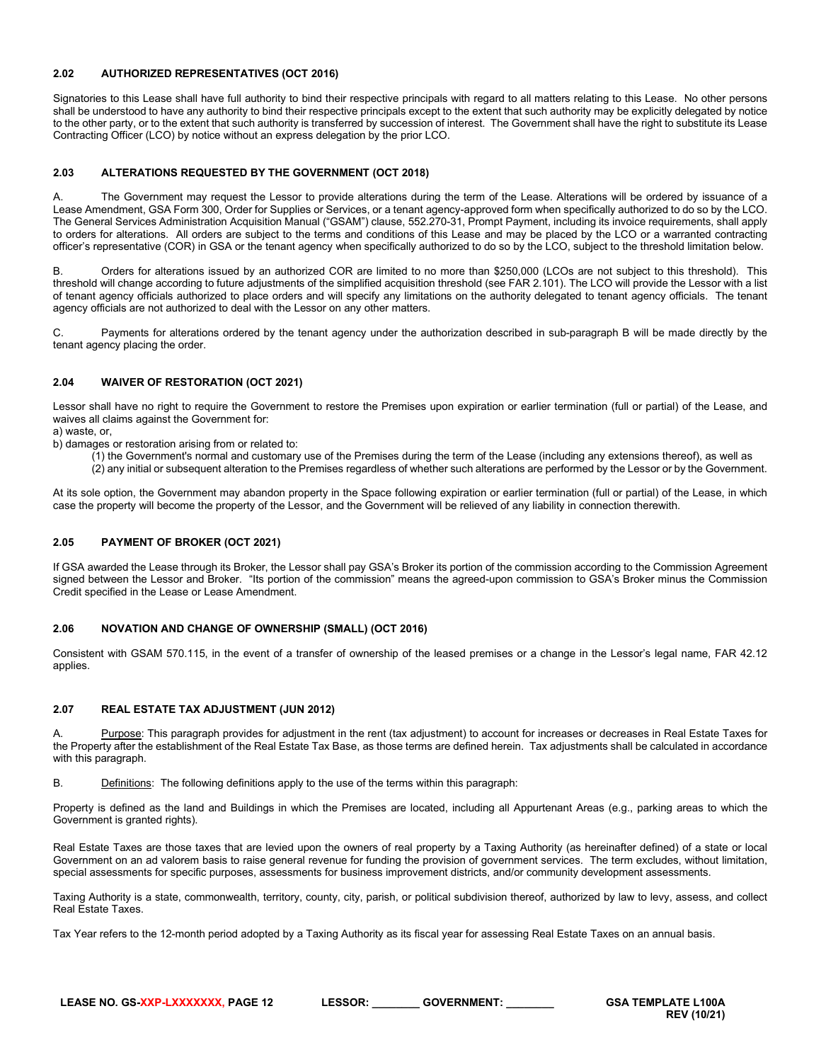### 2.02 AUTHORIZED REPRESENTATIVES (OCT 2016)

Signatories to this Lease shall have full authority to bind their respective principals with regard to all matters relating to this Lease. No other persons shall be understood to have any authority to bind their respective principals except to the extent that such authority may be explicitly delegated by notice to the other party, or to the extent that such authority is transferred by succession of interest. The Government shall have the right to substitute its Lease Contracting Officer (LCO) by notice without an express delegation by the prior LCO.

### 2.03 ALTERATIONS REQUESTED BY THE GOVERNMENT (OCT 2018)

A. The Government may request the Lessor to provide alterations during the term of the Lease. Alterations will be ordered by issuance of a Lease Amendment, GSA Form 300, Order for Supplies or Services, or a tenant agency-approved form when specifically authorized to do so by the LCO. The General Services Administration Acquisition Manual ("GSAM") clause, 552.270-31, Prompt Payment, including its invoice requirements, shall apply to orders for alterations. All orders are subject to the terms and conditions of this Lease and may be placed by the LCO or a warranted contracting officer's representative (COR) in GSA or the tenant agency when specifically authorized to do so by the LCO, subject to the threshold limitation below.

B. Orders for alterations issued by an authorized COR are limited to no more than $250,000 (LCOs are not subject to this threshold). This threshold will change according to future adjustments of the simplified acquisition threshold (see FAR 2.101). The LCO will provide the Lessor with a list of tenant agency officials authorized to place orders and will specify any limitations on the authority delegated to tenant agency officials. The tenant agency officials are not authorized to deal with the Lessor on any other matters.

C. Payments for alterations ordered by the tenant agency under the authorization described in sub-paragraph B will be made directly by the tenant agency placing the order.

### 2.04 WAIVER OF RESTORATION (OCT 2021)

Lessor shall have no right to require the Government to restore the Premises upon expiration or earlier termination (full or partial) of the Lease, and waives all claims against the Government for:
a) waste, or,
b) damages or restoration arising from or related to:
   (1) the Government's normal and customary use of the Premises during the term of the Lease (including any extensions thereof), as well as
   (2) any initial or subsequent alteration to the Premises regardless of whether such alterations are performed by the Lessor or by the Government.

At its sole option, the Government may abandon property in the Space following expiration or earlier termination (full or partial) of the Lease, in which case the property will become the property of the Lessor, and the Government will be relieved of any liability in connection therewith.

### 2.05 PAYMENT OF BROKER (OCT 2021)

If GSA awarded the Lease through its Broker, the Lessor shall pay GSA's Broker its portion of the commission according to the Commission Agreement signed between the Lessor and Broker. "Its portion of the commission" means the agreed-upon commission to GSA's Broker minus the Commission Credit specified in the Lease or Lease Amendment.

### 2.06 NOVATION AND CHANGE OF OWNERSHIP (SMALL) (OCT 2016)

Consistent with GSAM 570.115, in the event of a transfer of ownership of the leased premises or a change in the Lessor's legal name, FAR 42.12 applies.

### 2.07 REAL ESTATE TAX ADJUSTMENT (JUN 2012)

A. Purpose: This paragraph provides for adjustment in the rent (tax adjustment) to account for increases or decreases in Real Estate Taxes for the Property after the establishment of the Real Estate Tax Base, as those terms are defined herein. Tax adjustments shall be calculated in accordance with this paragraph.

B. Definitions: The following definitions apply to the use of the terms within this paragraph:

Property is defined as the land and Buildings in which the Premises are located, including all Appurtenant Areas (e.g., parking areas to which the Government is granted rights).

Real Estate Taxes are those taxes that are levied upon the owners of real property by a Taxing Authority (as hereinafter defined) of a state or local Government on an ad valorem basis to raise general revenue for funding the provision of government services. The term excludes, without limitation, special assessments for specific purposes, assessments for business improvement districts, and/or community development assessments.

Taxing Authority is a state, commonwealth, territory, county, city, parish, or political subdivision thereof, authorized by law to levy, assess, and collect Real Estate Taxes.

Tax Year refers to the 12-month period adopted by a Taxing Authority as its fiscal year for assessing Real Estate Taxes on an annual basis.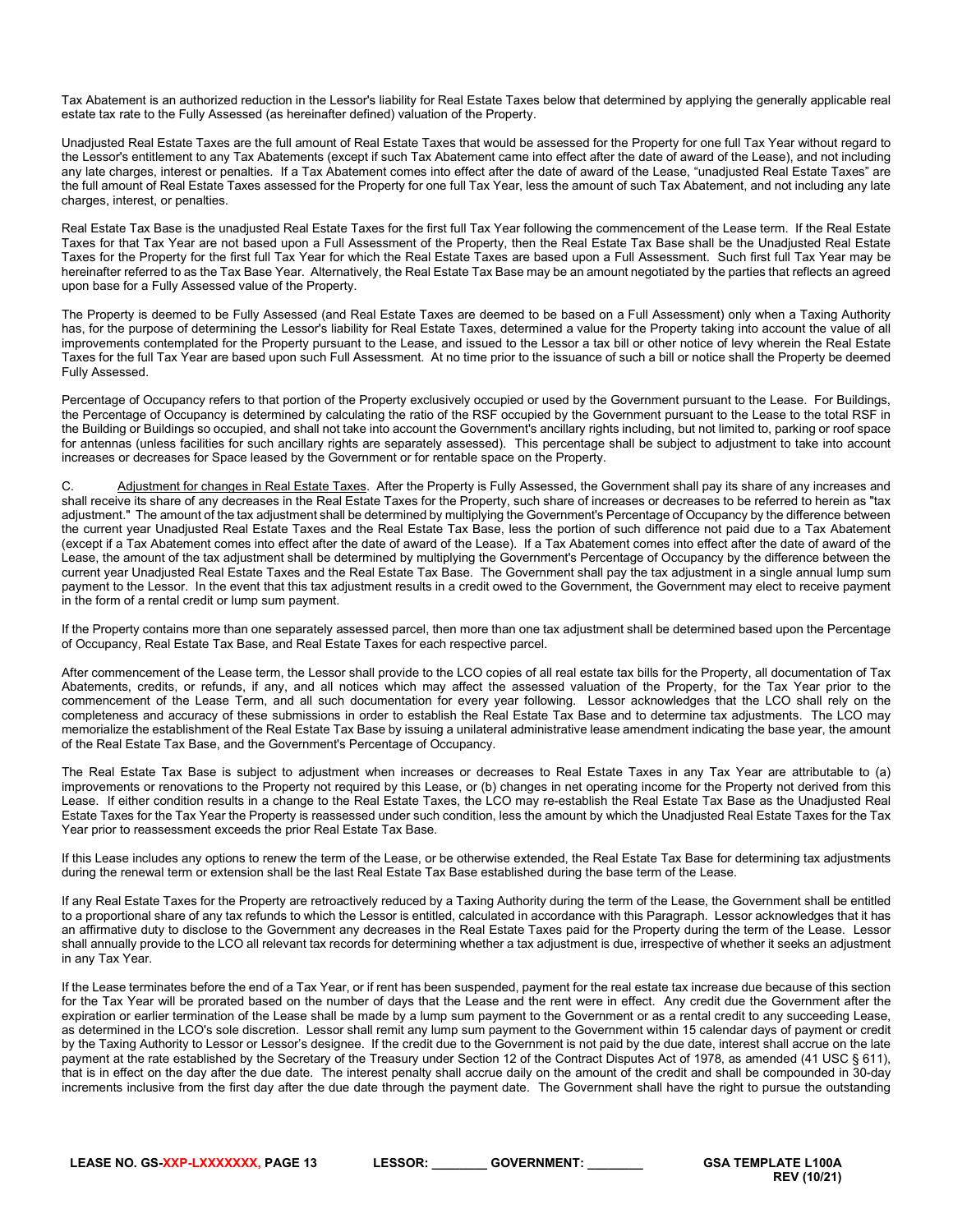Tax Abatement is an authorized reduction in the Lessor's liability for Real Estate Taxes below that determined by applying the generally applicable real estate tax rate to the Fully Assessed (as hereinafter defined) valuation of the Property.

Unadjusted Real Estate Taxes are the full amount of Real Estate Taxes that would be assessed for the Property for one full Tax Year without regard to the Lessor's entitlement to any Tax Abatements (except if such Tax Abatement came into effect after the date of award of the Lease), and not including any late charges, interest or penalties. If a Tax Abatement comes into effect after the date of award of the Lease, "unadjusted Real Estate Taxes" are the full amount of Real Estate Taxes assessed for the Property for one full Tax Year, less the amount of such Tax Abatement, and not including any late charges, interest, or penalties.

Real Estate Tax Base is the unadjusted Real Estate Taxes for the first full Tax Year following the commencement of the Lease term. If the Real Estate Taxes for that Tax Year are not based upon a Full Assessment of the Property, then the Real Estate Tax Base shall be the Unadjusted Real Estate Taxes for the Property for the first full Tax Year for which the Real Estate Taxes are based upon a Full Assessment. Such first full Tax Year may be hereinafter referred to as the Tax Base Year. Alternatively, the Real Estate Tax Base may be an amount negotiated by the parties that reflects an agreed upon base for a Fully Assessed value of the Property.

The Property is deemed to be Fully Assessed (and Real Estate Taxes are deemed to be based on a Full Assessment) only when a Taxing Authority has, for the purpose of determining the Lessor's liability for Real Estate Taxes, determined a value for the Property taking into account the value of all improvements contemplated for the Property pursuant to the Lease, and issued to the Lessor a tax bill or other notice of levy wherein the Real Estate Taxes for the full Tax Year are based upon such Full Assessment. At no time prior to the issuance of such a bill or notice shall the Property be deemed Fully Assessed.

Percentage of Occupancy refers to that portion of the Property exclusively occupied or used by the Government pursuant to the Lease. For Buildings, the Percentage of Occupancy is determined by calculating the ratio of the RSF occupied by the Government pursuant to the Lease to the total RSF in the Building or Buildings so occupied, and shall not take into account the Government's ancillary rights including, but not limited to, parking or roof space for antennas (unless facilities for such ancillary rights are separately assessed). This percentage shall be subject to adjustment to take into account increases or decreases for Space leased by the Government or for rentable space on the Property.

C. Adjustment for changes in Real Estate Taxes. After the Property is Fully Assessed, the Government shall pay its share of any increases and shall receive its share of any decreases in the Real Estate Taxes for the Property, such share of increases or decreases to be referred to herein as "tax adjustment." The amount of the tax adjustment shall be determined by multiplying the Government's Percentage of Occupancy by the difference between the current year Unadjusted Real Estate Taxes and the Real Estate Tax Base, less the portion of such difference not paid due to a Tax Abatement (except if a Tax Abatement comes into effect after the date of award of the Lease). If a Tax Abatement comes into effect after the date of award of the Lease, the amount of the tax adjustment shall be determined by multiplying the Government's Percentage of Occupancy by the difference between the current year Unadjusted Real Estate Taxes and the Real Estate Tax Base. The Government shall pay the tax adjustment in a single annual lump sum payment to the Lessor. In the event that this tax adjustment results in a credit owed to the Government, the Government may elect to receive payment in the form of a rental credit or lump sum payment.

If the Property contains more than one separately assessed parcel, then more than one tax adjustment shall be determined based upon the Percentage of Occupancy, Real Estate Tax Base, and Real Estate Taxes for each respective parcel.

After commencement of the Lease term, the Lessor shall provide to the LCO copies of all real estate tax bills for the Property, all documentation of Tax Abatements, credits, or refunds, if any, and all notices which may affect the assessed valuation of the Property, for the Tax Year prior to the commencement of the Lease Term, and all such documentation for every year following. Lessor acknowledges that the LCO shall rely on the completeness and accuracy of these submissions in order to establish the Real Estate Tax Base and to determine tax adjustments. The LCO may memorialize the establishment of the Real Estate Tax Base by issuing a unilateral administrative lease amendment indicating the base year, the amount of the Real Estate Tax Base, and the Government's Percentage of Occupancy.

The Real Estate Tax Base is subject to adjustment when increases or decreases to Real Estate Taxes in any Tax Year are attributable to (a) improvements or renovations to the Property not required by this Lease, or (b) changes in net operating income for the Property not derived from this Lease. If either condition results in a change to the Real Estate Taxes, the LCO may re-establish the Real Estate Tax Base as the Unadjusted Real Estate Taxes for the Tax Year the Property is reassessed under such condition, less the amount by which the Unadjusted Real Estate Taxes for the Tax Year prior to reassessment exceeds the prior Real Estate Tax Base.

If this Lease includes any options to renew the term of the Lease, or be otherwise extended, the Real Estate Tax Base for determining tax adjustments during the renewal term or extension shall be the last Real Estate Tax Base established during the base term of the Lease.

If any Real Estate Taxes for the Property are retroactively reduced by a Taxing Authority during the term of the Lease, the Government shall be entitled to a proportional share of any tax refunds to which the Lessor is entitled, calculated in accordance with this Paragraph. Lessor acknowledges that it has an affirmative duty to disclose to the Government any decreases in the Real Estate Taxes paid for the Property during the term of the Lease. Lessor shall annually provide to the LCO all relevant tax records for determining whether a tax adjustment is due, irrespective of whether it seeks an adjustment in any Tax Year.

If the Lease terminates before the end of a Tax Year, or if rent has been suspended, payment for the real estate tax increase due because of this section for the Tax Year will be prorated based on the number of days that the Lease and the rent were in effect. Any credit due the Government after the expiration or earlier termination of the Lease shall be made by a lump sum payment to the Government or as a rental credit to any succeeding Lease, as determined in the LCO's sole discretion. Lessor shall remit any lump sum payment to the Government within 15 calendar days of payment or credit by the Taxing Authority to Lessor or Lessor's designee. If the credit due to the Government is not paid by the due date, interest shall accrue on the late payment at the rate established by the Secretary of the Treasury under Section 12 of the Contract Disputes Act of 1978, as amended (41 USC § 611), that is in effect on the day after the due date. The interest penalty shall accrue daily on the amount of the credit and shall be compounded in 30-day increments inclusive from the first day after the due date through the payment date. The Government shall have the right to pursue the outstanding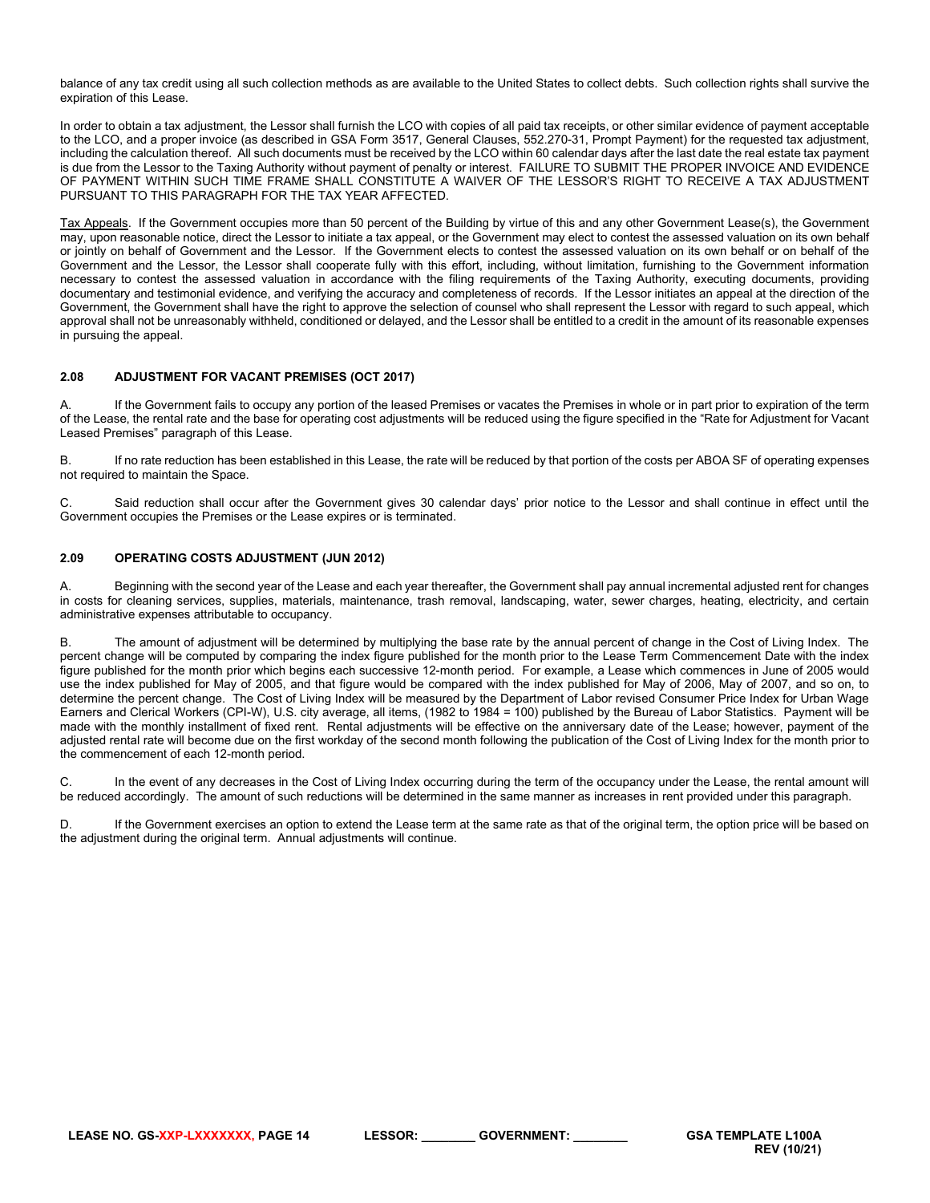balance of any tax credit using all such collection methods as are available to the United States to collect debts. Such collection rights shall survive the expiration of this Lease.

In order to obtain a tax adjustment, the Lessor shall furnish the LCO with copies of all paid tax receipts, or other similar evidence of payment acceptable to the LCO, and a proper invoice (as described in GSA Form 3517, General Clauses, 552.270-31, Prompt Payment) for the requested tax adjustment, including the calculation thereof. All such documents must be received by the LCO within 60 calendar days after the last date the real estate tax payment is due from the Lessor to the Taxing Authority without payment of penalty or interest. FAILURE TO SUBMIT THE PROPER INVOICE AND EVIDENCE OF PAYMENT WITHIN SUCH TIME FRAME SHALL CONSTITUTE A WAIVER OF THE LESSOR'S RIGHT TO RECEIVE A TAX ADJUSTMENT PURSUANT TO THIS PARAGRAPH FOR THE TAX YEAR AFFECTED.

Tax Appeals. If the Government occupies more than 50 percent of the Building by virtue of this and any other Government Lease(s), the Government may, upon reasonable notice, direct the Lessor to initiate a tax appeal, or the Government may elect to contest the assessed valuation on its own behalf or jointly on behalf of Government and the Lessor. If the Government elects to contest the assessed valuation on its own behalf or on behalf of the Government and the Lessor, the Lessor shall cooperate fully with this effort, including, without limitation, furnishing to the Government information necessary to contest the assessed valuation in accordance with the filing requirements of the Taxing Authority, executing documents, providing documentary and testimonial evidence, and verifying the accuracy and completeness of records. If the Lessor initiates an appeal at the direction of the Government, the Government shall have the right to approve the selection of counsel who shall represent the Lessor with regard to such appeal, which approval shall not be unreasonably withheld, conditioned or delayed, and the Lessor shall be entitled to a credit in the amount of its reasonable expenses in pursuing the appeal.

### 2.08 ADJUSTMENT FOR VACANT PREMISES (OCT 2017)

A. If the Government fails to occupy any portion of the leased Premises or vacates the Premises in whole or in part prior to expiration of the term of the Lease, the rental rate and the base for operating cost adjustments will be reduced using the figure specified in the "Rate for Adjustment for Vacant Leased Premises" paragraph of this Lease.

B. If no rate reduction has been established in this Lease, the rate will be reduced by that portion of the costs per ABOA SF of operating expenses not required to maintain the Space.

C. Said reduction shall occur after the Government gives 30 calendar days' prior notice to the Lessor and shall continue in effect until the Government occupies the Premises or the Lease expires or is terminated.

### 2.09 OPERATING COSTS ADJUSTMENT (JUN 2012)

A. Beginning with the second year of the Lease and each year thereafter, the Government shall pay annual incremental adjusted rent for changes in costs for cleaning services, supplies, materials, maintenance, trash removal, landscaping, water, sewer charges, heating, electricity, and certain administrative expenses attributable to occupancy.

B. The amount of adjustment will be determined by multiplying the base rate by the annual percent of change in the Cost of Living Index. The percent change will be computed by comparing the index figure published for the month prior to the Lease Term Commencement Date with the index figure published for the month prior which begins each successive 12-month period. For example, a Lease which commences in June of 2005 would use the index published for May of 2005, and that figure would be compared with the index published for May of 2006, May of 2007, and so on, to determine the percent change. The Cost of Living Index will be measured by the Department of Labor revised Consumer Price Index for Urban Wage Earners and Clerical Workers (CPI-W), U.S. city average, all items, (1982 to 1984 = 100) published by the Bureau of Labor Statistics. Payment will be made with the monthly installment of fixed rent. Rental adjustments will be effective on the anniversary date of the Lease; however, payment of the adjusted rental rate will become due on the first workday of the second month following the publication of the Cost of Living Index for the month prior to the commencement of each 12-month period.

C. In the event of any decreases in the Cost of Living Index occurring during the term of the occupancy under the Lease, the rental amount will be reduced accordingly. The amount of such reductions will be determined in the same manner as increases in rent provided under this paragraph.

D. If the Government exercises an option to extend the Lease term at the same rate as that of the original term, the option price will be based on the adjustment during the original term. Annual adjustments will continue.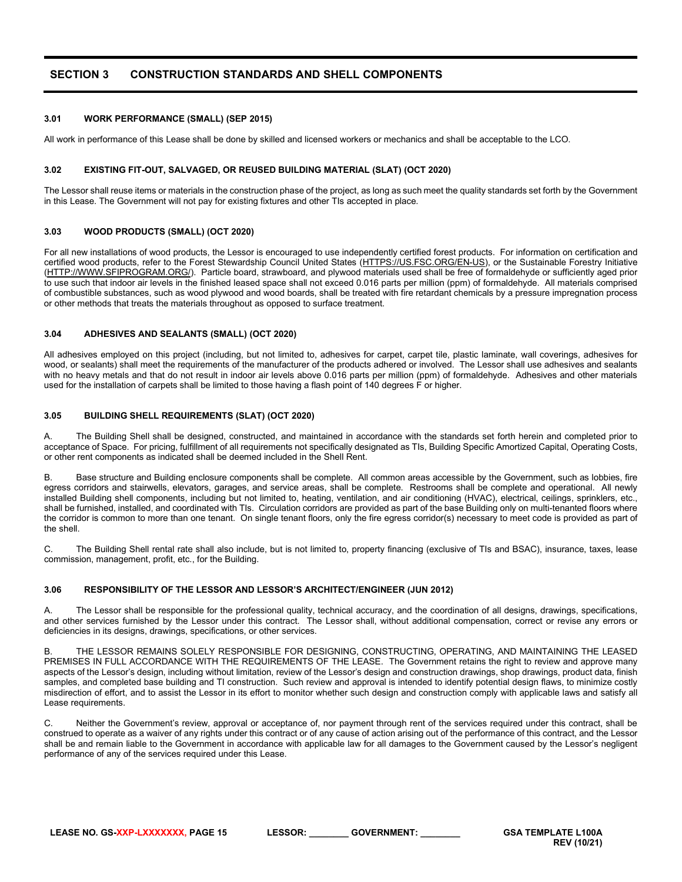## SECTION 3 CONSTRUCTION STANDARDS AND SHELL COMPONENTS

### 3.01 WORK PERFORMANCE (SMALL) (SEP 2015)

All work in performance of this Lease shall be done by skilled and licensed workers or mechanics and shall be acceptable to the LCO.

### 3.02 EXISTING FIT-OUT, SALVAGED, OR REUSED BUILDING MATERIAL (SLAT) (OCT 2020)

The Lessor shall reuse items or materials in the construction phase of the project, as long as such meet the quality standards set forth by the Government in this Lease. The Government will not pay for existing fixtures and other TIs accepted in place.

### 3.03 WOOD PRODUCTS (SMALL) (OCT 2020)

For all new installations of wood products, the Lessor is encouraged to use independently certified forest products. For information on certification and certified wood products, refer to the Forest Stewardship Council United States (HTTPS://US.FSC.ORG/EN-US), or the Sustainable Forestry Initiative (HTTP://WWW.SFIPROGRAM.ORG/). Particle board, strawboard, and plywood materials used shall be free of formaldehyde or sufficiently aged prior to use such that indoor air levels in the finished leased space shall not exceed 0.016 parts per million (ppm) of formaldehyde. All materials comprised of combustible substances, such as wood plywood and wood boards, shall be treated with fire retardant chemicals by a pressure impregnation process or other methods that treats the materials throughout as opposed to surface treatment.

### 3.04 ADHESIVES AND SEALANTS (SMALL) (OCT 2020)

All adhesives employed on this project (including, but not limited to, adhesives for carpet, carpet tile, plastic laminate, wall coverings, adhesives for wood, or sealants) shall meet the requirements of the manufacturer of the products adhered or involved. The Lessor shall use adhesives and sealants with no heavy metals and that do not result in indoor air levels above 0.016 parts per million (ppm) of formaldehyde. Adhesives and other materials used for the installation of carpets shall be limited to those having a flash point of 140 degrees F or higher.

### 3.05 BUILDING SHELL REQUIREMENTS (SLAT) (OCT 2020)

A. The Building Shell shall be designed, constructed, and maintained in accordance with the standards set forth herein and completed prior to acceptance of Space. For pricing, fulfillment of all requirements not specifically designated as TIs, Building Specific Amortized Capital, Operating Costs, or other rent components as indicated shall be deemed included in the Shell Rent.

B. Base structure and Building enclosure components shall be complete. All common areas accessible by the Government, such as lobbies, fire egress corridors and stairwells, elevators, garages, and service areas, shall be complete. Restrooms shall be complete and operational. All newly installed Building shell components, including but not limited to, heating, ventilation, and air conditioning (HVAC), electrical, ceilings, sprinklers, etc., shall be furnished, installed, and coordinated with TIs. Circulation corridors are provided as part of the base Building only on multi-tenanted floors where the corridor is common to more than one tenant. On single tenant floors, only the fire egress corridor(s) necessary to meet code is provided as part of the shell.

C. The Building Shell rental rate shall also include, but is not limited to, property financing (exclusive of TIs and BSAC), insurance, taxes, lease commission, management, profit, etc., for the Building.

### 3.06 RESPONSIBILITY OF THE LESSOR AND LESSOR'S ARCHITECT/ENGINEER (JUN 2012)

A. The Lessor shall be responsible for the professional quality, technical accuracy, and the coordination of all designs, drawings, specifications, and other services furnished by the Lessor under this contract. The Lessor shall, without additional compensation, correct or revise any errors or deficiencies in its designs, drawings, specifications, or other services.

B. THE LESSOR REMAINS SOLELY RESPONSIBLE FOR DESIGNING, CONSTRUCTING, OPERATING, AND MAINTAINING THE LEASED PREMISES IN FULL ACCORDANCE WITH THE REQUIREMENTS OF THE LEASE. The Government retains the right to review and approve many aspects of the Lessor's design, including without limitation, review of the Lessor's design and construction drawings, shop drawings, product data, finish samples, and completed base building and TI construction. Such review and approval is intended to identify potential design flaws, to minimize costly misdirection of effort, and to assist the Lessor in its effort to monitor whether such design and construction comply with applicable laws and satisfy all Lease requirements.

C. Neither the Government's review, approval or acceptance of, nor payment through rent of the services required under this contract, shall be construed to operate as a waiver of any rights under this contract or of any cause of action arising out of the performance of this contract, and the Lessor shall be and remain liable to the Government in accordance with applicable law for all damages to the Government caused by the Lessor's negligent performance of any of the services required under this Lease.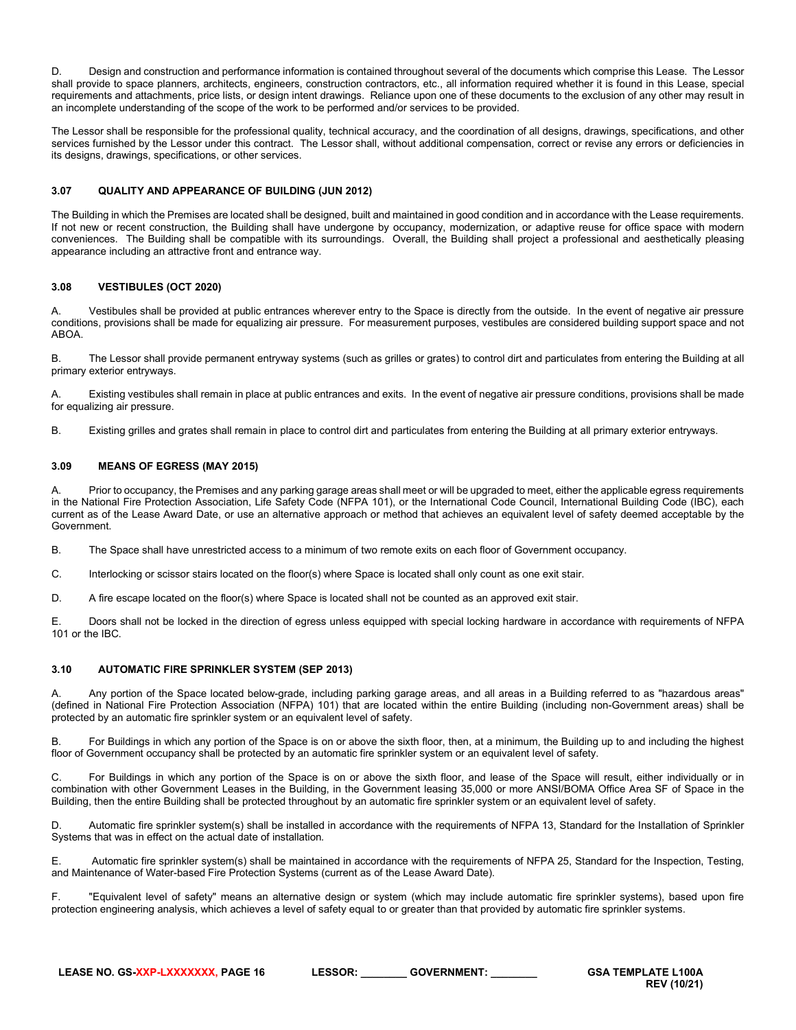D. Design and construction and performance information is contained throughout several of the documents which comprise this Lease. The Lessor shall provide to space planners, architects, engineers, construction contractors, etc., all information required whether it is found in this Lease, special requirements and attachments, price lists, or design intent drawings. Reliance upon one of these documents to the exclusion of any other may result in an incomplete understanding of the scope of the work to be performed and/or services to be provided.

The Lessor shall be responsible for the professional quality, technical accuracy, and the coordination of all designs, drawings, specifications, and other services furnished by the Lessor under this contract. The Lessor shall, without additional compensation, correct or revise any errors or deficiencies in its designs, drawings, specifications, or other services.

### 3.07 QUALITY AND APPEARANCE OF BUILDING (JUN 2012)

The Building in which the Premises are located shall be designed, built and maintained in good condition and in accordance with the Lease requirements. If not new or recent construction, the Building shall have undergone by occupancy, modernization, or adaptive reuse for office space with modern conveniences. The Building shall be compatible with its surroundings. Overall, the Building shall project a professional and aesthetically pleasing appearance including an attractive front and entrance way.

### 3.08 VESTIBULES (OCT 2020)

A. Vestibules shall be provided at public entrances wherever entry to the Space is directly from the outside. In the event of negative air pressure conditions, provisions shall be made for equalizing air pressure. For measurement purposes, vestibules are considered building support space and not ABOA.

B. The Lessor shall provide permanent entryway systems (such as grilles or grates) to control dirt and particulates from entering the Building at all primary exterior entryways.

A. Existing vestibules shall remain in place at public entrances and exits. In the event of negative air pressure conditions, provisions shall be made for equalizing air pressure.

B. Existing grilles and grates shall remain in place to control dirt and particulates from entering the Building at all primary exterior entryways.

### 3.09 MEANS OF EGRESS (MAY 2015)

A. Prior to occupancy, the Premises and any parking garage areas shall meet or will be upgraded to meet, either the applicable egress requirements in the National Fire Protection Association, Life Safety Code (NFPA 101), or the International Code Council, International Building Code (IBC), each current as of the Lease Award Date, or use an alternative approach or method that achieves an equivalent level of safety deemed acceptable by the Government.

B. The Space shall have unrestricted access to a minimum of two remote exits on each floor of Government occupancy.

C. Interlocking or scissor stairs located on the floor(s) where Space is located shall only count as one exit stair.

D. A fire escape located on the floor(s) where Space is located shall not be counted as an approved exit stair.

E. Doors shall not be locked in the direction of egress unless equipped with special locking hardware in accordance with requirements of NFPA 101 or the IBC.

### 3.10 AUTOMATIC FIRE SPRINKLER SYSTEM (SEP 2013)

A. Any portion of the Space located below-grade, including parking garage areas, and all areas in a Building referred to as "hazardous areas" (defined in National Fire Protection Association (NFPA) 101) that are located within the entire Building (including non-Government areas) shall be protected by an automatic fire sprinkler system or an equivalent level of safety.

B. For Buildings in which any portion of the Space is on or above the sixth floor, then, at a minimum, the Building up to and including the highest floor of Government occupancy shall be protected by an automatic fire sprinkler system or an equivalent level of safety.

C. For Buildings in which any portion of the Space is on or above the sixth floor, and lease of the Space will result, either individually or in combination with other Government Leases in the Building, in the Government leasing 35,000 or more ANSI/BOMA Office Area SF of Space in the Building, then the entire Building shall be protected throughout by an automatic fire sprinkler system or an equivalent level of safety.

D. Automatic fire sprinkler system(s) shall be installed in accordance with the requirements of NFPA 13, Standard for the Installation of Sprinkler Systems that was in effect on the actual date of installation.

E. Automatic fire sprinkler system(s) shall be maintained in accordance with the requirements of NFPA 25, Standard for the Inspection, Testing, and Maintenance of Water-based Fire Protection Systems (current as of the Lease Award Date).

F. "Equivalent level of safety" means an alternative design or system (which may include automatic fire sprinkler systems), based upon fire protection engineering analysis, which achieves a level of safety equal to or greater than that provided by automatic fire sprinkler systems.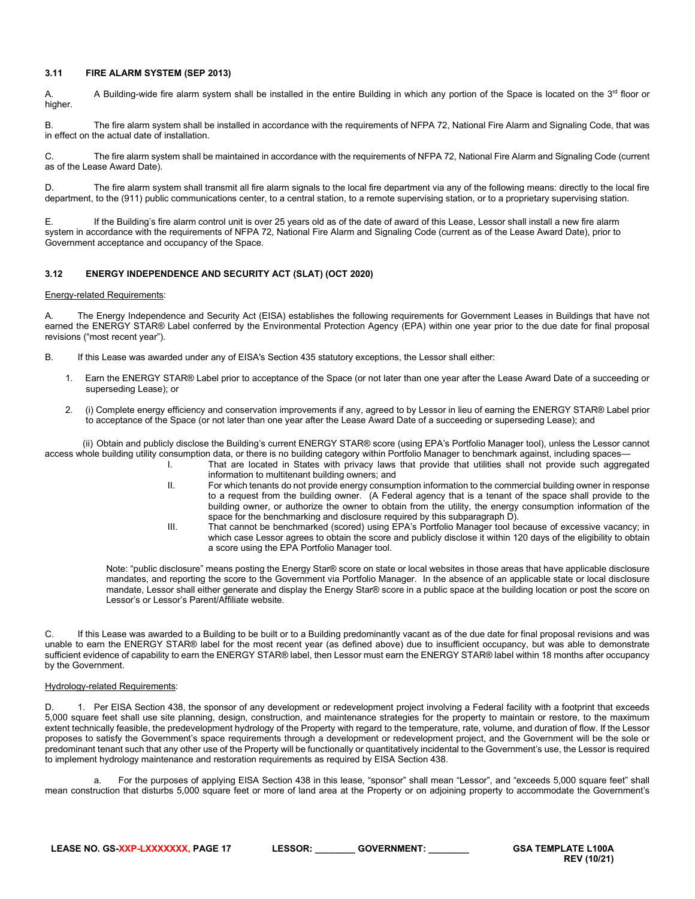### 3.11 FIRE ALARM SYSTEM (SEP 2013)

A. A Building-wide fire alarm system shall be installed in the entire Building in which any portion of the Space is located on the 3rd floor or higher.

B. The fire alarm system shall be installed in accordance with the requirements of NFPA 72, National Fire Alarm and Signaling Code, that was in effect on the actual date of installation.

C. The fire alarm system shall be maintained in accordance with the requirements of NFPA 72, National Fire Alarm and Signaling Code (current as of the Lease Award Date).

D. The fire alarm system shall transmit all fire alarm signals to the local fire department via any of the following means: directly to the local fire department, to the (911) public communications center, to a central station, to a remote supervising station, or to a proprietary supervising station.

E. If the Building's fire alarm control unit is over 25 years old as of the date of award of this Lease, Lessor shall install a new fire alarm system in accordance with the requirements of NFPA 72, National Fire Alarm and Signaling Code (current as of the Lease Award Date), prior to Government acceptance and occupancy of the Space.

### 3.12 ENERGY INDEPENDENCE AND SECURITY ACT (SLAT) (OCT 2020)

Energy-related Requirements:

A. The Energy Independence and Security Act (EISA) establishes the following requirements for Government Leases in Buildings that have not earned the ENERGY STAR® Label conferred by the Environmental Protection Agency (EPA) within one year prior to the due date for final proposal revisions ("most recent year").

B. If this Lease was awarded under any of EISA's Section 435 statutory exceptions, the Lessor shall either:

1. Earn the ENERGY STAR® Label prior to acceptance of the Space (or not later than one year after the Lease Award Date of a succeeding or superseding Lease); or

2. (i) Complete energy efficiency and conservation improvements if any, agreed to by Lessor in lieu of earning the ENERGY STAR® Label prior to acceptance of the Space (or not later than one year after the Lease Award Date of a succeeding or superseding Lease); and

(ii) Obtain and publicly disclose the Building's current ENERGY STAR® score (using EPA's Portfolio Manager tool), unless the Lessor cannot access whole building utility consumption data, or there is no building category within Portfolio Manager to benchmark against, including spaces—

I. That are located in States with privacy laws that provide that utilities shall not provide such aggregated information to multitenant building owners; and

II. For which tenants do not provide energy consumption information to the commercial building owner in response to a request from the building owner. (A Federal agency that is a tenant of the space shall provide to the building owner, or authorize the owner to obtain from the utility, the energy consumption information of the space for the benchmarking and disclosure required by this subparagraph D).

III. That cannot be benchmarked (scored) using EPA's Portfolio Manager tool because of excessive vacancy; in which case Lessor agrees to obtain the score and publicly disclose it within 120 days of the eligibility to obtain a score using the EPA Portfolio Manager tool.

Note: "public disclosure" means posting the Energy Star® score on state or local websites in those areas that have applicable disclosure mandates, and reporting the score to the Government via Portfolio Manager. In the absence of an applicable state or local disclosure mandate, Lessor shall either generate and display the Energy Star® score in a public space at the building location or post the score on Lessor's or Lessor's Parent/Affiliate website.

C. If this Lease was awarded to a Building to be built or to a Building predominantly vacant as of the due date for final proposal revisions and was unable to earn the ENERGY STAR® label for the most recent year (as defined above) due to insufficient occupancy, but was able to demonstrate sufficient evidence of capability to earn the ENERGY STAR® label, then Lessor must earn the ENERGY STAR® label within 18 months after occupancy by the Government.

Hydrology-related Requirements:

D. 1. Per EISA Section 438, the sponsor of any development or redevelopment project involving a Federal facility with a footprint that exceeds 5,000 square feet shall use site planning, design, construction, and maintenance strategies for the property to maintain or restore, to the maximum extent technically feasible, the predevelopment hydrology of the Property with regard to the temperature, rate, volume, and duration of flow. If the Lessor proposes to satisfy the Government's space requirements through a development or redevelopment project, and the Government will be the sole or predominant tenant such that any other use of the Property will be functionally or quantitatively incidental to the Government's use, the Lessor is required to implement hydrology maintenance and restoration requirements as required by EISA Section 438.

a. For the purposes of applying EISA Section 438 in this lease, "sponsor" shall mean "Lessor", and "exceeds 5,000 square feet" shall mean construction that disturbs 5,000 square feet or more of land area at the Property or on adjoining property to accommodate the Government's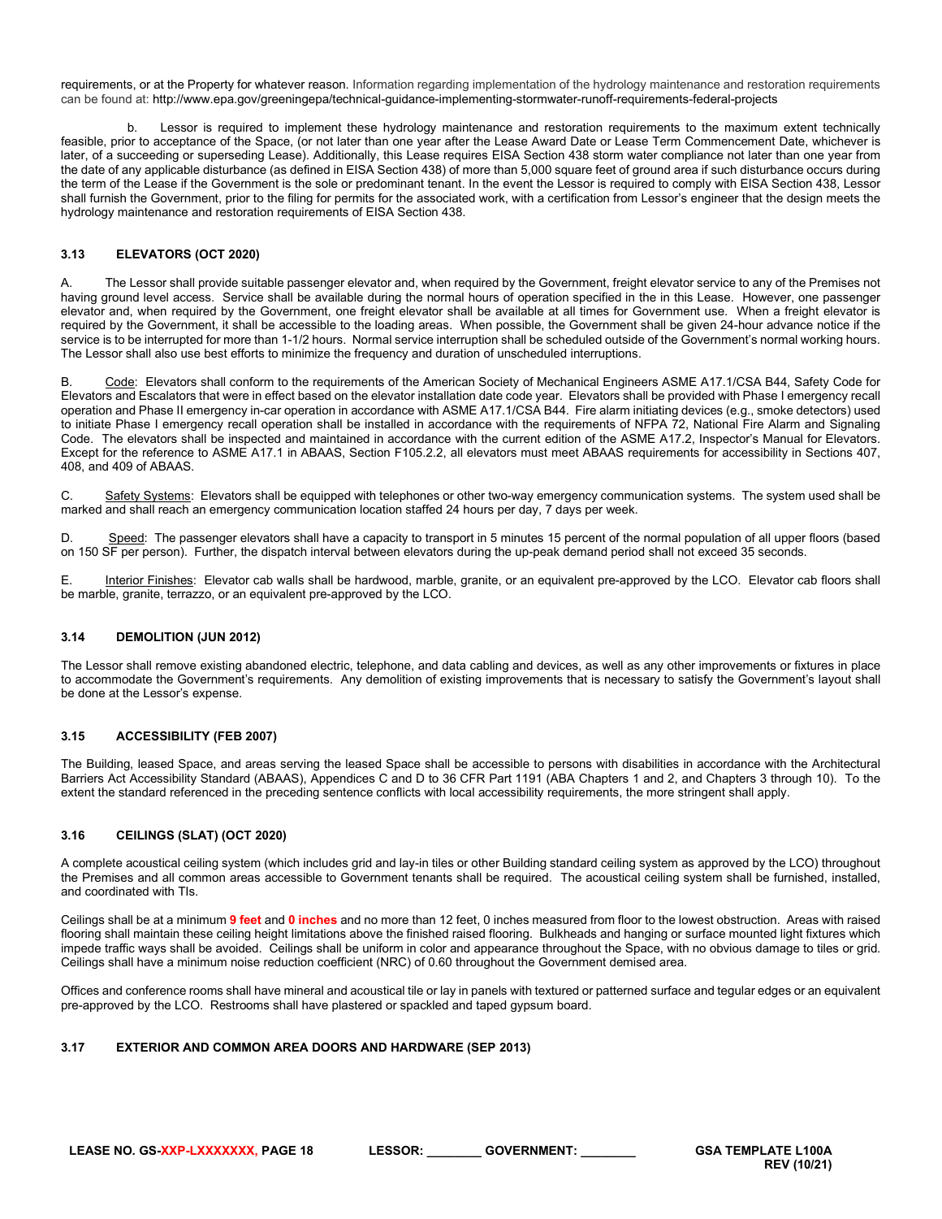requirements, or at the Property for whatever reason. Information regarding implementation of the hydrology maintenance and restoration requirements can be found at: http://www.epa.gov/greeningepa/technical-guidance-implementing-stormwater-runoff-requirements-federal-projects

b. Lessor is required to implement these hydrology maintenance and restoration requirements to the maximum extent technically feasible, prior to acceptance of the Space, (or not later than one year after the Lease Award Date or Lease Term Commencement Date, whichever is later, of a succeeding or superseding Lease). Additionally, this Lease requires EISA Section 438 storm water compliance not later than one year from the date of any applicable disturbance (as defined in EISA Section 438) of more than 5,000 square feet of ground area if such disturbance occurs during the term of the Lease if the Government is the sole or predominant tenant. In the event the Lessor is required to comply with EISA Section 438, Lessor shall furnish the Government, prior to the filing for permits for the associated work, with a certification from Lessor's engineer that the design meets the hydrology maintenance and restoration requirements of EISA Section 438.

### 3.13 ELEVATORS (OCT 2020)

A. The Lessor shall provide suitable passenger elevator and, when required by the Government, freight elevator service to any of the Premises not having ground level access. Service shall be available during the normal hours of operation specified in the in this Lease. However, one passenger elevator and, when required by the Government, one freight elevator shall be available at all times for Government use. When a freight elevator is required by the Government, it shall be accessible to the loading areas. When possible, the Government shall be given 24-hour advance notice if the service is to be interrupted for more than 1-1/2 hours. Normal service interruption shall be scheduled outside of the Government's normal working hours. The Lessor shall also use best efforts to minimize the frequency and duration of unscheduled interruptions.

B. Code: Elevators shall conform to the requirements of the American Society of Mechanical Engineers ASME A17.1/CSA B44, Safety Code for Elevators and Escalators that were in effect based on the elevator installation date code year. Elevators shall be provided with Phase I emergency recall operation and Phase II emergency in-car operation in accordance with ASME A17.1/CSA B44. Fire alarm initiating devices (e.g., smoke detectors) used to initiate Phase I emergency recall operation shall be installed in accordance with the requirements of NFPA 72, National Fire Alarm and Signaling Code. The elevators shall be inspected and maintained in accordance with the current edition of the ASME A17.2, Inspector's Manual for Elevators. Except for the reference to ASME A17.1 in ABAAS, Section F105.2.2, all elevators must meet ABAAS requirements for accessibility in Sections 407, 408, and 409 of ABAAS.

C. Safety Systems: Elevators shall be equipped with telephones or other two-way emergency communication systems. The system used shall be marked and shall reach an emergency communication location staffed 24 hours per day, 7 days per week.

D. Speed: The passenger elevators shall have a capacity to transport in 5 minutes 15 percent of the normal population of all upper floors (based on 150 SF per person). Further, the dispatch interval between elevators during the up-peak demand period shall not exceed 35 seconds.

E. Interior Finishes: Elevator cab walls shall be hardwood, marble, granite, or an equivalent pre-approved by the LCO. Elevator cab floors shall be marble, granite, terrazzo, or an equivalent pre-approved by the LCO.

### 3.14 DEMOLITION (JUN 2012)

The Lessor shall remove existing abandoned electric, telephone, and data cabling and devices, as well as any other improvements or fixtures in place to accommodate the Government's requirements. Any demolition of existing improvements that is necessary to satisfy the Government's layout shall be done at the Lessor's expense.

### 3.15 ACCESSIBILITY (FEB 2007)

The Building, leased Space, and areas serving the leased Space shall be accessible to persons with disabilities in accordance with the Architectural Barriers Act Accessibility Standard (ABAAS), Appendices C and D to 36 CFR Part 1191 (ABA Chapters 1 and 2, and Chapters 3 through 10). To the extent the standard referenced in the preceding sentence conflicts with local accessibility requirements, the more stringent shall apply.

### 3.16 CEILINGS (SLAT) (OCT 2020)

A complete acoustical ceiling system (which includes grid and lay-in tiles or other Building standard ceiling system as approved by the LCO) throughout the Premises and all common areas accessible to Government tenants shall be required. The acoustical ceiling system shall be furnished, installed, and coordinated with TIs.

Ceilings shall be at a minimum **9 feet** and **0 inches** and no more than 12 feet, 0 inches measured from floor to the lowest obstruction. Areas with raised flooring shall maintain these ceiling height limitations above the finished raised flooring. Bulkheads and hanging or surface mounted light fixtures which impede traffic ways shall be avoided. Ceilings shall be uniform in color and appearance throughout the Space, with no obvious damage to tiles or grid. Ceilings shall have a minimum noise reduction coefficient (NRC) of 0.60 throughout the Government demised area.

Offices and conference rooms shall have mineral and acoustical tile or lay in panels with textured or patterned surface and tegular edges or an equivalent pre-approved by the LCO. Restrooms shall have plastered or spackled and taped gypsum board.

### 3.17 EXTERIOR AND COMMON AREA DOORS AND HARDWARE (SEP 2013)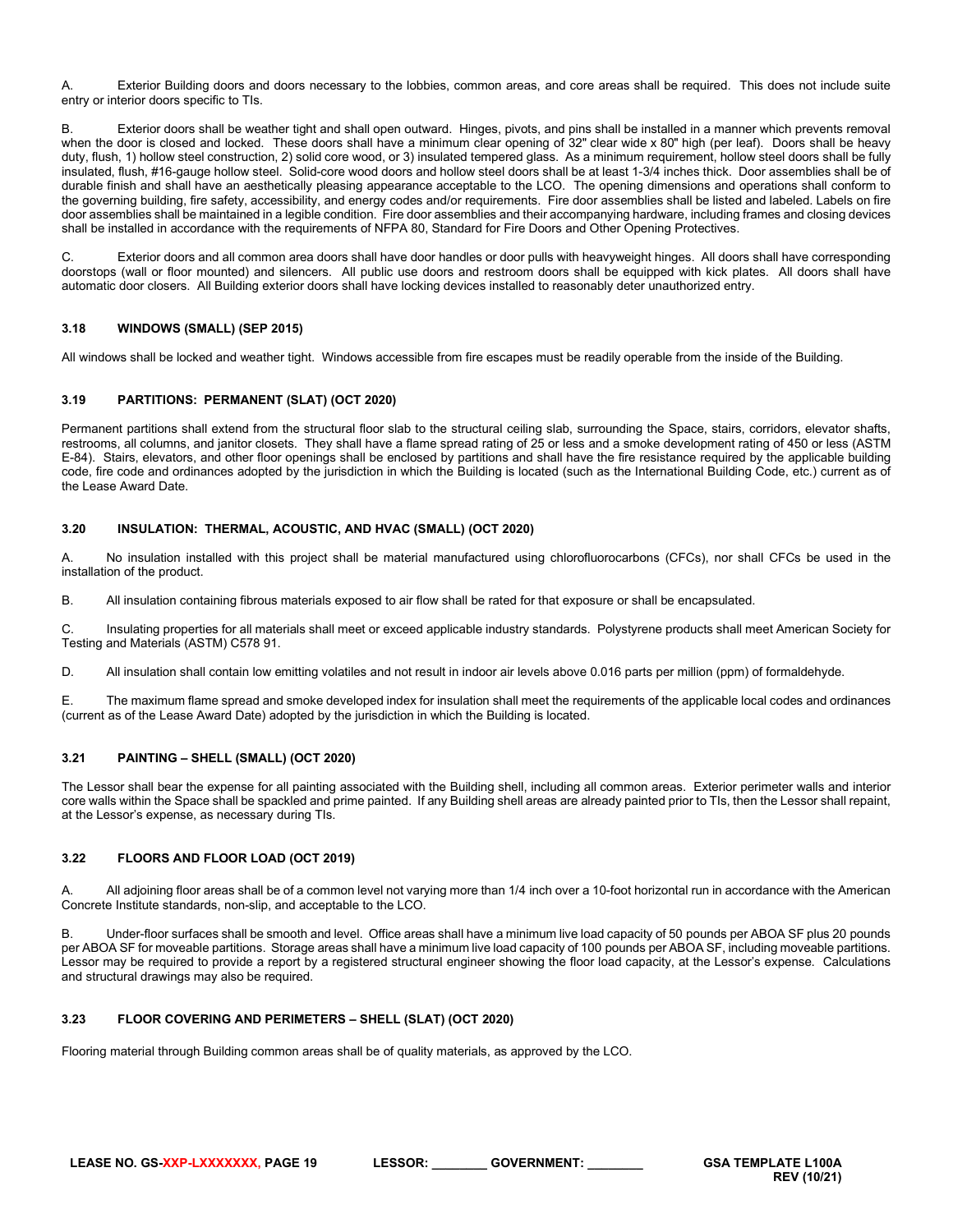A. Exterior Building doors and doors necessary to the lobbies, common areas, and core areas shall be required. This does not include suite entry or interior doors specific to TIs.

B. Exterior doors shall be weather tight and shall open outward. Hinges, pivots, and pins shall be installed in a manner which prevents removal when the door is closed and locked. These doors shall have a minimum clear opening of 32" clear wide x 80" high (per leaf). Doors shall be heavy duty, flush, 1) hollow steel construction, 2) solid core wood, or 3) insulated tempered glass. As a minimum requirement, hollow steel doors shall be fully insulated, flush, #16-gauge hollow steel. Solid-core wood doors and hollow steel doors shall be at least 1-3/4 inches thick. Door assemblies shall be of durable finish and shall have an aesthetically pleasing appearance acceptable to the LCO. The opening dimensions and operations shall conform to the governing building, fire safety, accessibility, and energy codes and/or requirements. Fire door assemblies shall be listed and labeled. Labels on fire door assemblies shall be maintained in a legible condition. Fire door assemblies and their accompanying hardware, including frames and closing devices shall be installed in accordance with the requirements of NFPA 80, Standard for Fire Doors and Other Opening Protectives.

C. Exterior doors and all common area doors shall have door handles or door pulls with heavyweight hinges. All doors shall have corresponding doorstops (wall or floor mounted) and silencers. All public use doors and restroom doors shall be equipped with kick plates. All doors shall have automatic door closers. All Building exterior doors shall have locking devices installed to reasonably deter unauthorized entry.

### 3.18 WINDOWS (SMALL) (SEP 2015)

All windows shall be locked and weather tight. Windows accessible from fire escapes must be readily operable from the inside of the Building.

### 3.19 PARTITIONS: PERMANENT (SLAT) (OCT 2020)

Permanent partitions shall extend from the structural floor slab to the structural ceiling slab, surrounding the Space, stairs, corridors, elevator shafts, restrooms, all columns, and janitor closets. They shall have a flame spread rating of 25 or less and a smoke development rating of 450 or less (ASTM E-84). Stairs, elevators, and other floor openings shall be enclosed by partitions and shall have the fire resistance required by the applicable building code, fire code and ordinances adopted by the jurisdiction in which the Building is located (such as the International Building Code, etc.) current as of the Lease Award Date.

### 3.20 INSULATION: THERMAL, ACOUSTIC, AND HVAC (SMALL) (OCT 2020)

A. No insulation installed with this project shall be material manufactured using chlorofluorocarbons (CFCs), nor shall CFCs be used in the installation of the product.

B. All insulation containing fibrous materials exposed to air flow shall be rated for that exposure or shall be encapsulated.

C. Insulating properties for all materials shall meet or exceed applicable industry standards. Polystyrene products shall meet American Society for Testing and Materials (ASTM) C578 91.

D. All insulation shall contain low emitting volatiles and not result in indoor air levels above 0.016 parts per million (ppm) of formaldehyde.

E. The maximum flame spread and smoke developed index for insulation shall meet the requirements of the applicable local codes and ordinances (current as of the Lease Award Date) adopted by the jurisdiction in which the Building is located.

### 3.21 PAINTING – SHELL (SMALL) (OCT 2020)

The Lessor shall bear the expense for all painting associated with the Building shell, including all common areas. Exterior perimeter walls and interior core walls within the Space shall be spackled and prime painted. If any Building shell areas are already painted prior to TIs, then the Lessor shall repaint, at the Lessor's expense, as necessary during TIs.

### 3.22 FLOORS AND FLOOR LOAD (OCT 2019)

A. All adjoining floor areas shall be of a common level not varying more than 1/4 inch over a 10-foot horizontal run in accordance with the American Concrete Institute standards, non-slip, and acceptable to the LCO.

B. Under-floor surfaces shall be smooth and level. Office areas shall have a minimum live load capacity of 50 pounds per ABOA SF plus 20 pounds per ABOA SF for moveable partitions. Storage areas shall have a minimum live load capacity of 100 pounds per ABOA SF, including moveable partitions. Lessor may be required to provide a report by a registered structural engineer showing the floor load capacity, at the Lessor's expense. Calculations and structural drawings may also be required.

### 3.23 FLOOR COVERING AND PERIMETERS – SHELL (SLAT) (OCT 2020)

Flooring material through Building common areas shall be of quality materials, as approved by the LCO.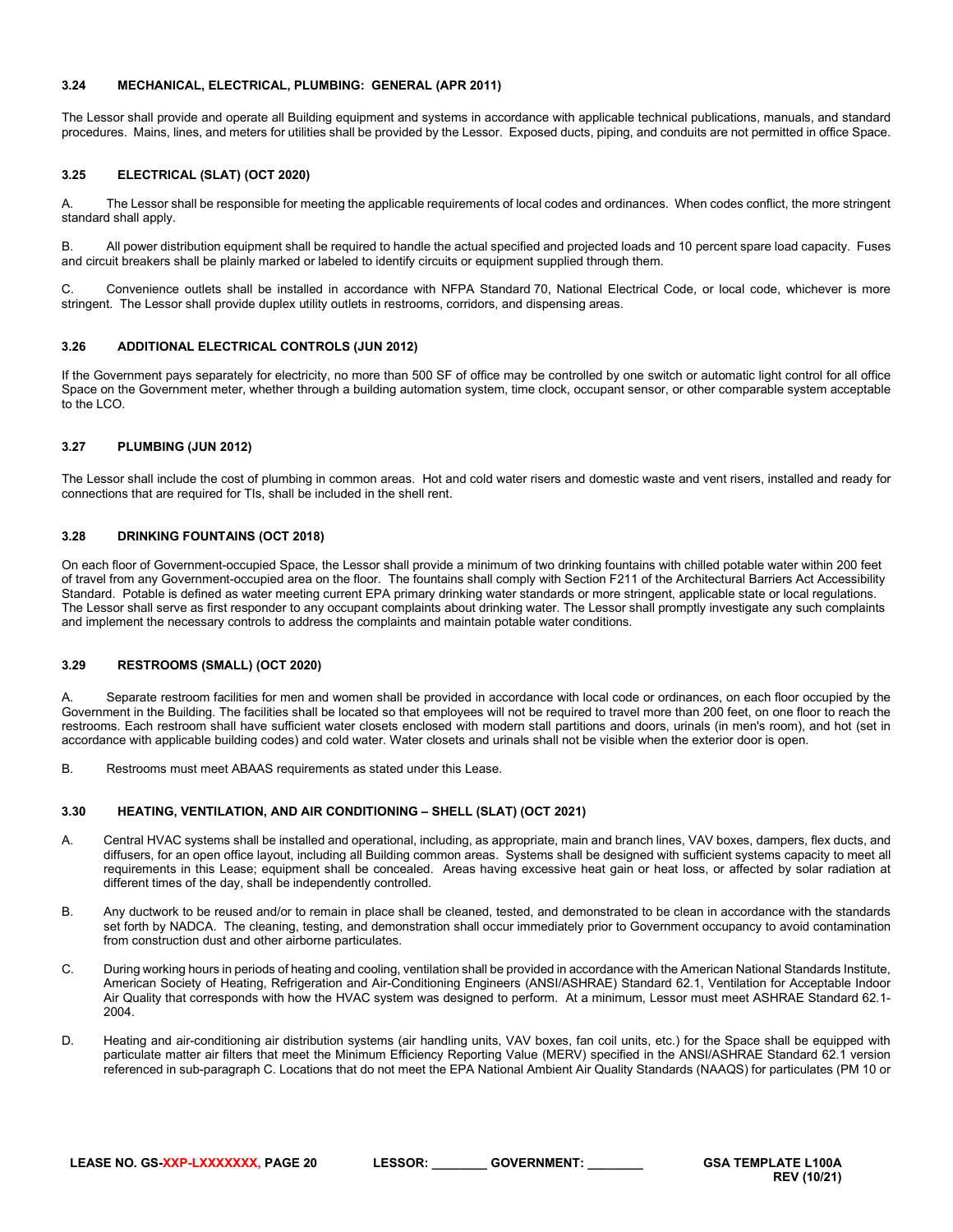### 3.24 MECHANICAL, ELECTRICAL, PLUMBING: GENERAL (APR 2011)

The Lessor shall provide and operate all Building equipment and systems in accordance with applicable technical publications, manuals, and standard procedures. Mains, lines, and meters for utilities shall be provided by the Lessor. Exposed ducts, piping, and conduits are not permitted in office Space.

### 3.25 ELECTRICAL (SLAT) (OCT 2020)

A. The Lessor shall be responsible for meeting the applicable requirements of local codes and ordinances. When codes conflict, the more stringent standard shall apply.

B. All power distribution equipment shall be required to handle the actual specified and projected loads and 10 percent spare load capacity. Fuses and circuit breakers shall be plainly marked or labeled to identify circuits or equipment supplied through them.

C. Convenience outlets shall be installed in accordance with NFPA Standard 70, National Electrical Code, or local code, whichever is more stringent. The Lessor shall provide duplex utility outlets in restrooms, corridors, and dispensing areas.

### 3.26 ADDITIONAL ELECTRICAL CONTROLS (JUN 2012)

If the Government pays separately for electricity, no more than 500 SF of office may be controlled by one switch or automatic light control for all office Space on the Government meter, whether through a building automation system, time clock, occupant sensor, or other comparable system acceptable to the LCO.

### 3.27 PLUMBING (JUN 2012)

The Lessor shall include the cost of plumbing in common areas. Hot and cold water risers and domestic waste and vent risers, installed and ready for connections that are required for TIs, shall be included in the shell rent.

### 3.28 DRINKING FOUNTAINS (OCT 2018)

On each floor of Government-occupied Space, the Lessor shall provide a minimum of two drinking fountains with chilled potable water within 200 feet of travel from any Government-occupied area on the floor. The fountains shall comply with Section F211 of the Architectural Barriers Act Accessibility Standard. Potable is defined as water meeting current EPA primary drinking water standards or more stringent, applicable state or local regulations. The Lessor shall serve as first responder to any occupant complaints about drinking water. The Lessor shall promptly investigate any such complaints and implement the necessary controls to address the complaints and maintain potable water conditions.

### 3.29 RESTROOMS (SMALL) (OCT 2020)

A. Separate restroom facilities for men and women shall be provided in accordance with local code or ordinances, on each floor occupied by the Government in the Building. The facilities shall be located so that employees will not be required to travel more than 200 feet, on one floor to reach the restrooms. Each restroom shall have sufficient water closets enclosed with modern stall partitions and doors, urinals (in men's room), and hot (set in accordance with applicable building codes) and cold water. Water closets and urinals shall not be visible when the exterior door is open.

B. Restrooms must meet ABAAS requirements as stated under this Lease.

### 3.30 HEATING, VENTILATION, AND AIR CONDITIONING – SHELL (SLAT) (OCT 2021)

A. Central HVAC systems shall be installed and operational, including, as appropriate, main and branch lines, VAV boxes, dampers, flex ducts, and diffusers, for an open office layout, including all Building common areas. Systems shall be designed with sufficient systems capacity to meet all requirements in this Lease; equipment shall be concealed. Areas having excessive heat gain or heat loss, or affected by solar radiation at different times of the day, shall be independently controlled.

B. Any ductwork to be reused and/or to remain in place shall be cleaned, tested, and demonstrated to be clean in accordance with the standards set forth by NADCA. The cleaning, testing, and demonstration shall occur immediately prior to Government occupancy to avoid contamination from construction dust and other airborne particulates.

C. During working hours in periods of heating and cooling, ventilation shall be provided in accordance with the American National Standards Institute, American Society of Heating, Refrigeration and Air-Conditioning Engineers (ANSI/ASHRAE) Standard 62.1, Ventilation for Acceptable Indoor Air Quality that corresponds with how the HVAC system was designed to perform. At a minimum, Lessor must meet ASHRAE Standard 62.1-2004.

D. Heating and air-conditioning air distribution systems (air handling units, VAV boxes, fan coil units, etc.) for the Space shall be equipped with particulate matter air filters that meet the Minimum Efficiency Reporting Value (MERV) specified in the ANSI/ASHRAE Standard 62.1 version referenced in sub-paragraph C. Locations that do not meet the EPA National Ambient Air Quality Standards (NAAQS) for particulates (PM 10 or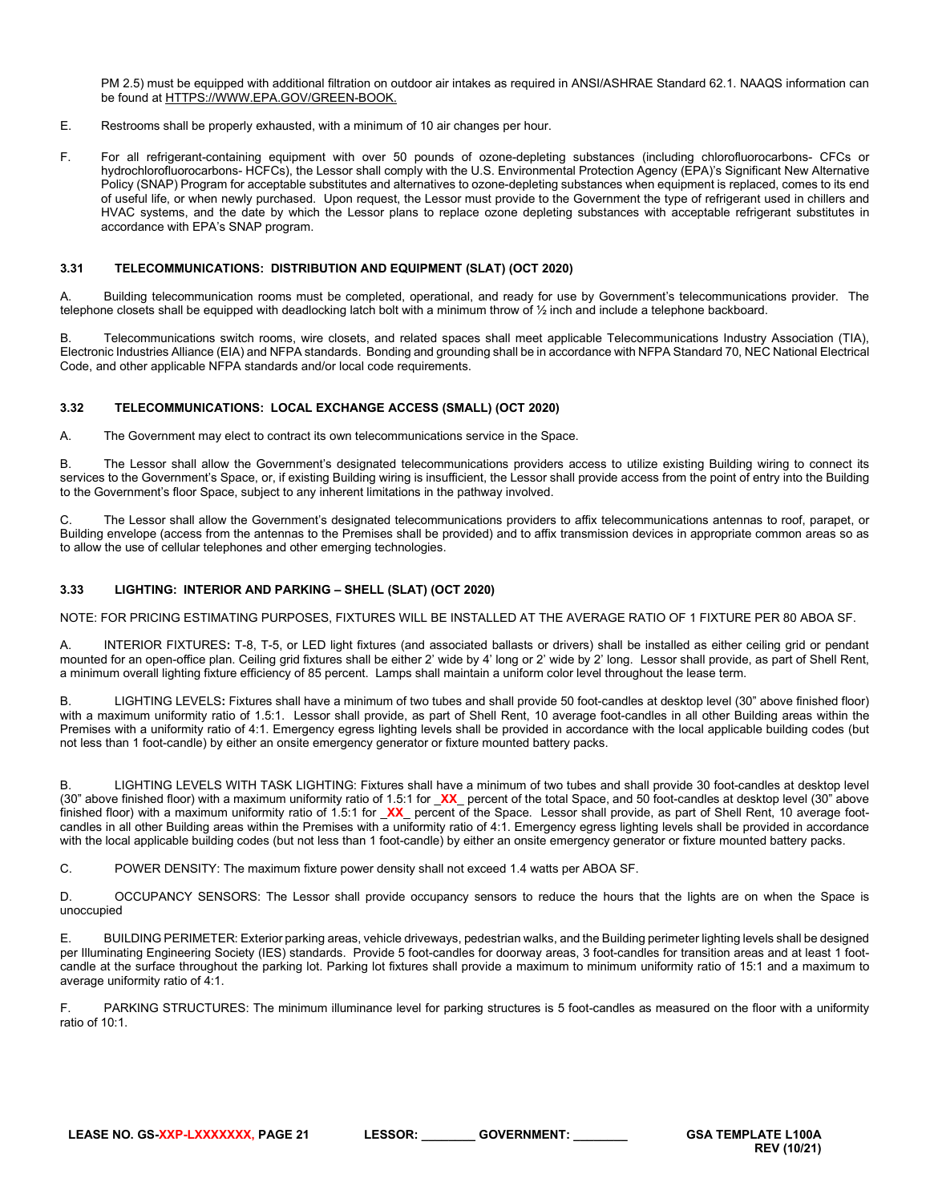PM 2.5) must be equipped with additional filtration on outdoor air intakes as required in ANSI/ASHRAE Standard 62.1. NAAQS information can be found at HTTPS://WWW.EPA.GOV/GREEN-BOOK.

E. Restrooms shall be properly exhausted, with a minimum of 10 air changes per hour.

F. For all refrigerant-containing equipment with over 50 pounds of ozone-depleting substances (including chlorofluorocarbons- CFCs or hydrochlorofluorocarbons- HCFCs), the Lessor shall comply with the U.S. Environmental Protection Agency (EPA)'s Significant New Alternative Policy (SNAP) Program for acceptable substitutes and alternatives to ozone-depleting substances when equipment is replaced, comes to its end of useful life, or when newly purchased. Upon request, the Lessor must provide to the Government the type of refrigerant used in chillers and HVAC systems, and the date by which the Lessor plans to replace ozone depleting substances with acceptable refrigerant substitutes in accordance with EPA's SNAP program.

### 3.31 TELECOMMUNICATIONS: DISTRIBUTION AND EQUIPMENT (SLAT) (OCT 2020)

A. Building telecommunication rooms must be completed, operational, and ready for use by Government's telecommunications provider. The telephone closets shall be equipped with deadlocking latch bolt with a minimum throw of ½ inch and include a telephone backboard.

B. Telecommunications switch rooms, wire closets, and related spaces shall meet applicable Telecommunications Industry Association (TIA), Electronic Industries Alliance (EIA) and NFPA standards. Bonding and grounding shall be in accordance with NFPA Standard 70, NEC National Electrical Code, and other applicable NFPA standards and/or local code requirements.

### 3.32 TELECOMMUNICATIONS: LOCAL EXCHANGE ACCESS (SMALL) (OCT 2020)

A. The Government may elect to contract its own telecommunications service in the Space.

B. The Lessor shall allow the Government's designated telecommunications providers access to utilize existing Building wiring to connect its services to the Government's Space, or, if existing Building wiring is insufficient, the Lessor shall provide access from the point of entry into the Building to the Government's floor Space, subject to any inherent limitations in the pathway involved.

C. The Lessor shall allow the Government's designated telecommunications providers to affix telecommunications antennas to roof, parapet, or Building envelope (access from the antennas to the Premises shall be provided) and to affix transmission devices in appropriate common areas so as to allow the use of cellular telephones and other emerging technologies.

### 3.33 LIGHTING: INTERIOR AND PARKING – SHELL (SLAT) (OCT 2020)

NOTE: FOR PRICING ESTIMATING PURPOSES, FIXTURES WILL BE INSTALLED AT THE AVERAGE RATIO OF 1 FIXTURE PER 80 ABOA SF.

A. INTERIOR FIXTURES**:** T-8, T-5, or LED light fixtures (and associated ballasts or drivers) shall be installed as either ceiling grid or pendant mounted for an open-office plan. Ceiling grid fixtures shall be either 2' wide by 4' long or 2' wide by 2' long. Lessor shall provide, as part of Shell Rent, a minimum overall lighting fixture efficiency of 85 percent. Lamps shall maintain a uniform color level throughout the lease term.

B. LIGHTING LEVELS**:** Fixtures shall have a minimum of two tubes and shall provide 50 foot-candles at desktop level (30" above finished floor) with a maximum uniformity ratio of 1.5:1. Lessor shall provide, as part of Shell Rent, 10 average foot-candles in all other Building areas within the Premises with a uniformity ratio of 4:1. Emergency egress lighting levels shall be provided in accordance with the local applicable building codes (but not less than 1 foot-candle) by either an onsite emergency generator or fixture mounted battery packs.

B. LIGHTING LEVELS WITH TASK LIGHTING: Fixtures shall have a minimum of two tubes and shall provide 30 foot-candles at desktop level (30" above finished floor) with a maximum uniformity ratio of 1.5:1 for _**XX**_ percent of the total Space, and 50 foot-candles at desktop level (30" above finished floor) with a maximum uniformity ratio of 1.5:1 for _**XX**_ percent of the Space. Lessor shall provide, as part of Shell Rent, 10 average foot-candles in all other Building areas within the Premises with a uniformity ratio of 4:1. Emergency egress lighting levels shall be provided in accordance with the local applicable building codes (but not less than 1 foot-candle) by either an onsite emergency generator or fixture mounted battery packs.

C. POWER DENSITY: The maximum fixture power density shall not exceed 1.4 watts per ABOA SF.

D. OCCUPANCY SENSORS: The Lessor shall provide occupancy sensors to reduce the hours that the lights are on when the Space is unoccupied

E. BUILDING PERIMETER: Exterior parking areas, vehicle driveways, pedestrian walks, and the Building perimeter lighting levels shall be designed per Illuminating Engineering Society (IES) standards. Provide 5 foot-candles for doorway areas, 3 foot-candles for transition areas and at least 1 foot-candle at the surface throughout the parking lot. Parking lot fixtures shall provide a maximum to minimum uniformity ratio of 15:1 and a maximum to average uniformity ratio of 4:1.

F. PARKING STRUCTURES: The minimum illuminance level for parking structures is 5 foot-candles as measured on the floor with a uniformity ratio of 10:1.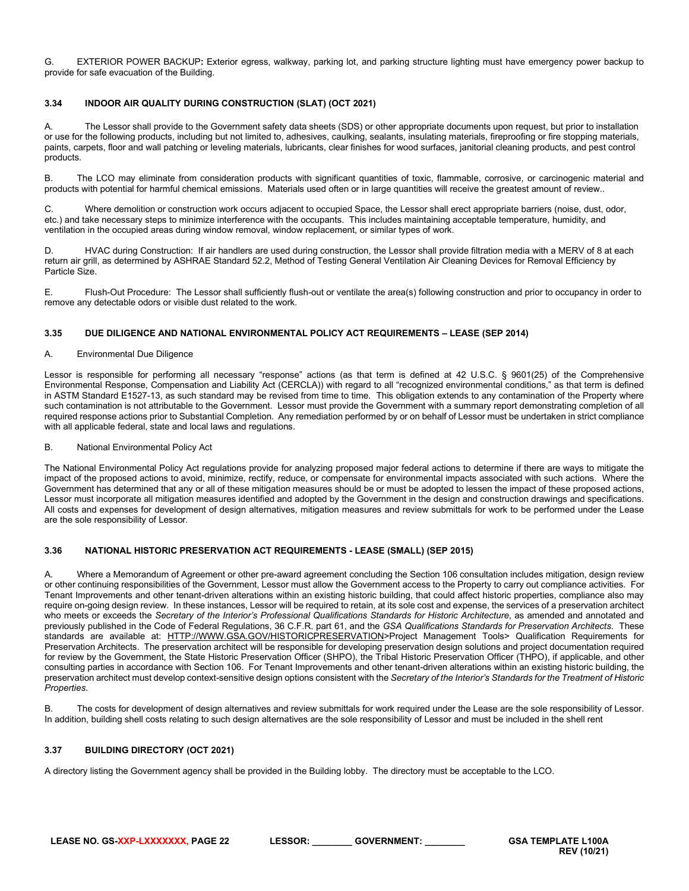G. EXTERIOR POWER BACKUP**:** Exterior egress, walkway, parking lot, and parking structure lighting must have emergency power backup to provide for safe evacuation of the Building.

### 3.34 INDOOR AIR QUALITY DURING CONSTRUCTION (SLAT) (OCT 2021)

A. The Lessor shall provide to the Government safety data sheets (SDS) or other appropriate documents upon request, but prior to installation or use for the following products, including but not limited to, adhesives, caulking, sealants, insulating materials, fireproofing or fire stopping materials, paints, carpets, floor and wall patching or leveling materials, lubricants, clear finishes for wood surfaces, janitorial cleaning products, and pest control products.

B. The LCO may eliminate from consideration products with significant quantities of toxic, flammable, corrosive, or carcinogenic material and products with potential for harmful chemical emissions. Materials used often or in large quantities will receive the greatest amount of review..

C. Where demolition or construction work occurs adjacent to occupied Space, the Lessor shall erect appropriate barriers (noise, dust, odor, etc.) and take necessary steps to minimize interference with the occupants. This includes maintaining acceptable temperature, humidity, and ventilation in the occupied areas during window removal, window replacement, or similar types of work.

D. HVAC during Construction: If air handlers are used during construction, the Lessor shall provide filtration media with a MERV of 8 at each return air grill, as determined by ASHRAE Standard 52.2, Method of Testing General Ventilation Air Cleaning Devices for Removal Efficiency by Particle Size.

E. Flush-Out Procedure: The Lessor shall sufficiently flush-out or ventilate the area(s) following construction and prior to occupancy in order to remove any detectable odors or visible dust related to the work.

### 3.35 DUE DILIGENCE AND NATIONAL ENVIRONMENTAL POLICY ACT REQUIREMENTS – LEASE (SEP 2014)

A. Environmental Due Diligence

Lessor is responsible for performing all necessary "response" actions (as that term is defined at 42 U.S.C. § 9601(25) of the Comprehensive Environmental Response, Compensation and Liability Act (CERCLA)) with regard to all "recognized environmental conditions," as that term is defined in ASTM Standard E1527-13, as such standard may be revised from time to time. This obligation extends to any contamination of the Property where such contamination is not attributable to the Government. Lessor must provide the Government with a summary report demonstrating completion of all required response actions prior to Substantial Completion. Any remediation performed by or on behalf of Lessor must be undertaken in strict compliance with all applicable federal, state and local laws and regulations.

B. National Environmental Policy Act

The National Environmental Policy Act regulations provide for analyzing proposed major federal actions to determine if there are ways to mitigate the impact of the proposed actions to avoid, minimize, rectify, reduce, or compensate for environmental impacts associated with such actions. Where the Government has determined that any or all of these mitigation measures should be or must be adopted to lessen the impact of these proposed actions, Lessor must incorporate all mitigation measures identified and adopted by the Government in the design and construction drawings and specifications. All costs and expenses for development of design alternatives, mitigation measures and review submittals for work to be performed under the Lease are the sole responsibility of Lessor.

### 3.36 NATIONAL HISTORIC PRESERVATION ACT REQUIREMENTS - LEASE (SMALL) (SEP 2015)

A. Where a Memorandum of Agreement or other pre-award agreement concluding the Section 106 consultation includes mitigation, design review or other continuing responsibilities of the Government, Lessor must allow the Government access to the Property to carry out compliance activities. For Tenant Improvements and other tenant-driven alterations within an existing historic building, that could affect historic properties, compliance also may require on-going design review. In these instances, Lessor will be required to retain, at its sole cost and expense, the services of a preservation architect who meets or exceeds the *Secretary of the Interior's Professional Qualifications Standards for Historic Architecture*, as amended and annotated and previously published in the Code of Federal Regulations, 36 C.F.R. part 61, and the *GSA Qualifications Standards for Preservation Architects*. These standards are available at: HTTP://WWW.GSA.GOV/HISTORICPRESERVATION>Project Management Tools> Qualification Requirements for Preservation Architects. The preservation architect will be responsible for developing preservation design solutions and project documentation required for review by the Government, the State Historic Preservation Officer (SHPO), the Tribal Historic Preservation Officer (THPO), if applicable, and other consulting parties in accordance with Section 106. For Tenant Improvements and other tenant-driven alterations within an existing historic building, the preservation architect must develop context-sensitive design options consistent with the *Secretary of the Interior's Standards for the Treatment of Historic Properties.*

B. The costs for development of design alternatives and review submittals for work required under the Lease are the sole responsibility of Lessor. In addition, building shell costs relating to such design alternatives are the sole responsibility of Lessor and must be included in the shell rent

### 3.37 BUILDING DIRECTORY (OCT 2021)

A directory listing the Government agency shall be provided in the Building lobby. The directory must be acceptable to the LCO.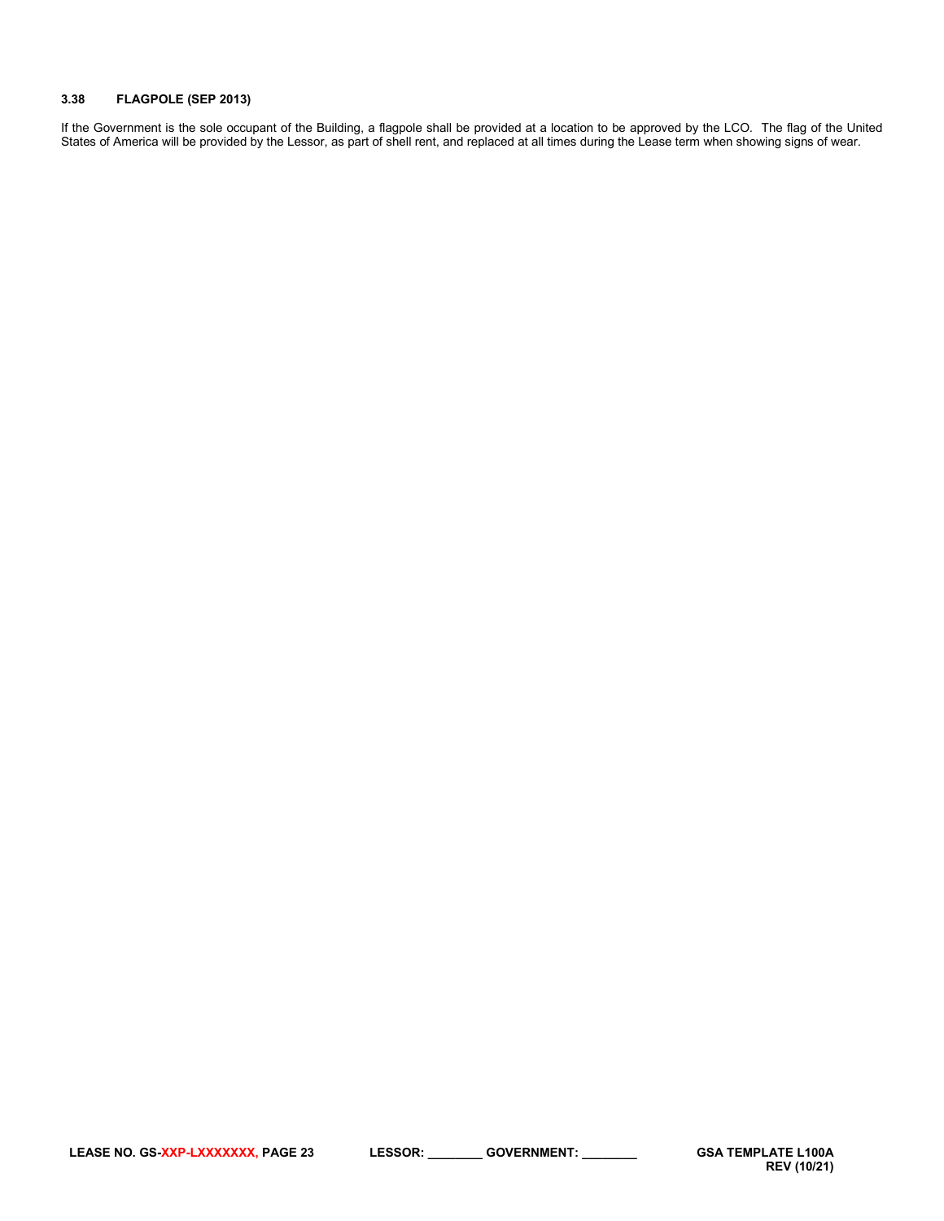### 3.38 FLAGPOLE (SEP 2013)

If the Government is the sole occupant of the Building, a flagpole shall be provided at a location to be approved by the LCO. The flag of the United States of America will be provided by the Lessor, as part of shell rent, and replaced at all times during the Lease term when showing signs of wear.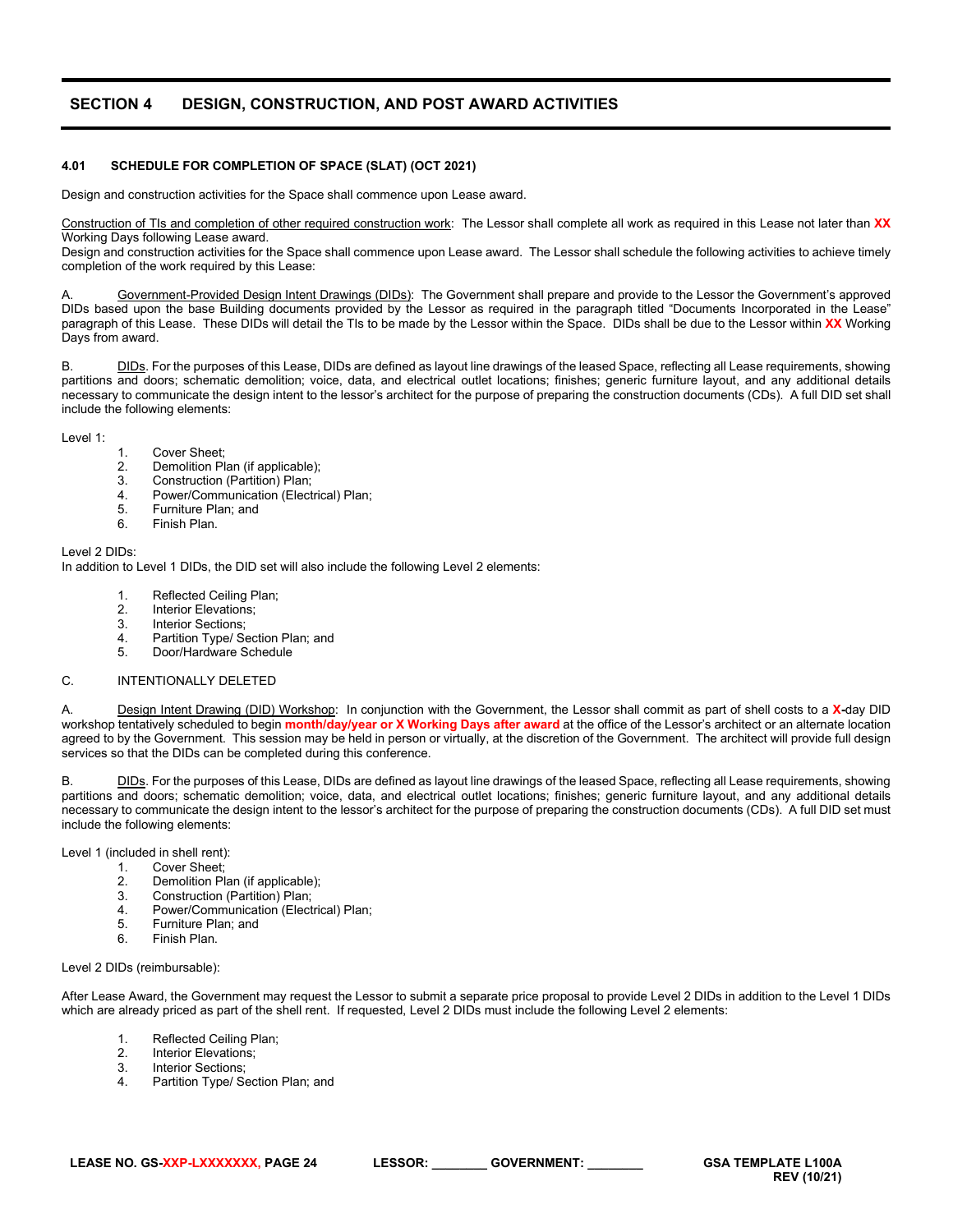## SECTION 4 DESIGN, CONSTRUCTION, AND POST AWARD ACTIVITIES

### 4.01 SCHEDULE FOR COMPLETION OF SPACE (SLAT) (OCT 2021)

Design and construction activities for the Space shall commence upon Lease award.

Construction of TIs and completion of other required construction work: The Lessor shall complete all work as required in this Lease not later than **XX** Working Days following Lease award.
Design and construction activities for the Space shall commence upon Lease award. The Lessor shall schedule the following activities to achieve timely completion of the work required by this Lease:

A. Government-Provided Design Intent Drawings (DIDs): The Government shall prepare and provide to the Lessor the Government's approved DIDs based upon the base Building documents provided by the Lessor as required in the paragraph titled "Documents Incorporated in the Lease" paragraph of this Lease. These DIDs will detail the TIs to be made by the Lessor within the Space. DIDs shall be due to the Lessor within **XX** Working Days from award.

B. DIDs. For the purposes of this Lease, DIDs are defined as layout line drawings of the leased Space, reflecting all Lease requirements, showing partitions and doors; schematic demolition; voice, data, and electrical outlet locations; finishes; generic furniture layout, and any additional details necessary to communicate the design intent to the lessor's architect for the purpose of preparing the construction documents (CDs). A full DID set shall include the following elements:

Level 1:

1. Cover Sheet;
2. Demolition Plan (if applicable);
3. Construction (Partition) Plan;
4. Power/Communication (Electrical) Plan;
5. Furniture Plan; and
6. Finish Plan.

Level 2 DIDs:
In addition to Level 1 DIDs, the DID set will also include the following Level 2 elements:

1. Reflected Ceiling Plan;
2. Interior Elevations;
3. Interior Sections;
4. Partition Type/ Section Plan; and
5. Door/Hardware Schedule

C. INTENTIONALLY DELETED

A. Design Intent Drawing (DID) Workshop: In conjunction with the Government, the Lessor shall commit as part of shell costs to a **X-**day DID workshop tentatively scheduled to begin **month/day/year or X Working Days after award** at the office of the Lessor's architect or an alternate location agreed to by the Government. This session may be held in person or virtually, at the discretion of the Government. The architect will provide full design services so that the DIDs can be completed during this conference.

B. DIDs. For the purposes of this Lease, DIDs are defined as layout line drawings of the leased Space, reflecting all Lease requirements, showing partitions and doors; schematic demolition; voice, data, and electrical outlet locations; finishes; generic furniture layout, and any additional details necessary to communicate the design intent to the lessor's architect for the purpose of preparing the construction documents (CDs). A full DID set must include the following elements:

Level 1 (included in shell rent):

1. Cover Sheet;
2. Demolition Plan (if applicable);
3. Construction (Partition) Plan;
4. Power/Communication (Electrical) Plan;
5. Furniture Plan; and
6. Finish Plan.

Level 2 DIDs (reimbursable):

After Lease Award, the Government may request the Lessor to submit a separate price proposal to provide Level 2 DIDs in addition to the Level 1 DIDs which are already priced as part of the shell rent. If requested, Level 2 DIDs must include the following Level 2 elements:

1. Reflected Ceiling Plan;
2. Interior Elevations;
3. Interior Sections;
4. Partition Type/ Section Plan; and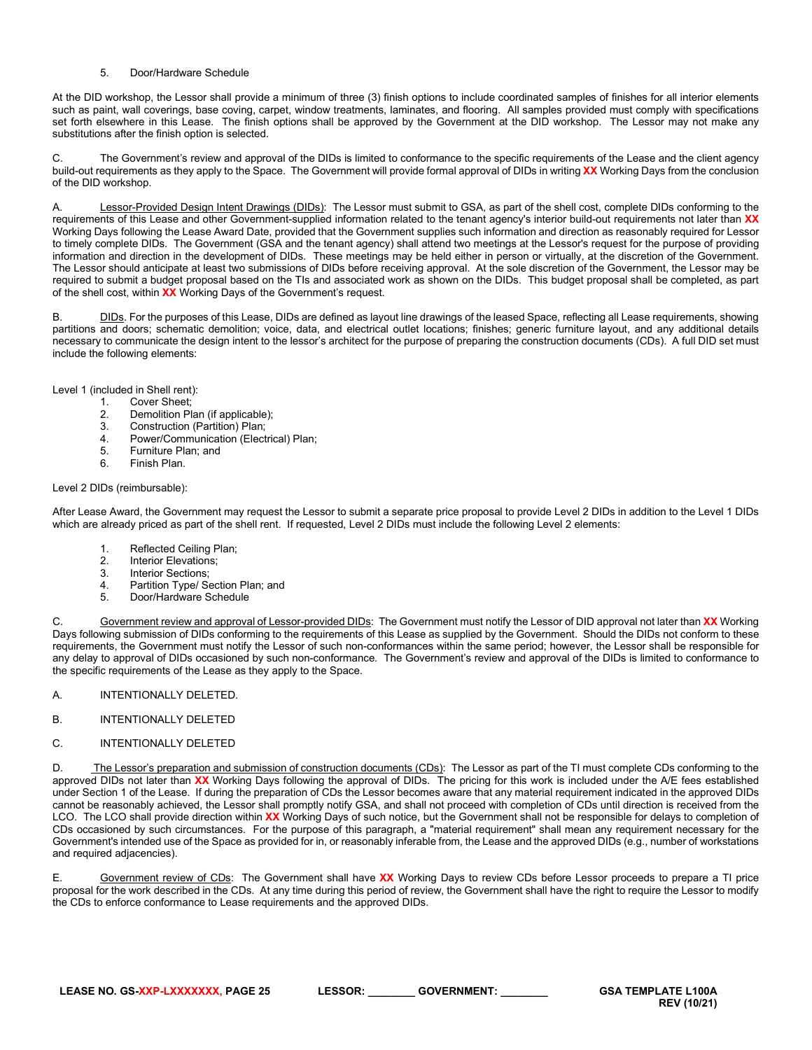5. Door/Hardware Schedule

At the DID workshop, the Lessor shall provide a minimum of three (3) finish options to include coordinated samples of finishes for all interior elements such as paint, wall coverings, base coving, carpet, window treatments, laminates, and flooring. All samples provided must comply with specifications set forth elsewhere in this Lease. The finish options shall be approved by the Government at the DID workshop. The Lessor may not make any substitutions after the finish option is selected.

C. The Government's review and approval of the DIDs is limited to conformance to the specific requirements of the Lease and the client agency build-out requirements as they apply to the Space. The Government will provide formal approval of DIDs in writing **XX** Working Days from the conclusion of the DID workshop.

A. Lessor-Provided Design Intent Drawings (DIDs): The Lessor must submit to GSA, as part of the shell cost, complete DIDs conforming to the requirements of this Lease and other Government-supplied information related to the tenant agency's interior build-out requirements not later than **XX** Working Days following the Lease Award Date, provided that the Government supplies such information and direction as reasonably required for Lessor to timely complete DIDs. The Government (GSA and the tenant agency) shall attend two meetings at the Lessor's request for the purpose of providing information and direction in the development of DIDs. These meetings may be held either in person or virtually, at the discretion of the Government. The Lessor should anticipate at least two submissions of DIDs before receiving approval. At the sole discretion of the Government, the Lessor may be required to submit a budget proposal based on the TIs and associated work as shown on the DIDs. This budget proposal shall be completed, as part of the shell cost, within **XX** Working Days of the Government's request.

B. DIDs. For the purposes of this Lease, DIDs are defined as layout line drawings of the leased Space, reflecting all Lease requirements, showing partitions and doors; schematic demolition; voice, data, and electrical outlet locations; finishes; generic furniture layout, and any additional details necessary to communicate the design intent to the lessor's architect for the purpose of preparing the construction documents (CDs). A full DID set must include the following elements:

Level 1 (included in Shell rent):

1. Cover Sheet;
2. Demolition Plan (if applicable);
3. Construction (Partition) Plan;
4. Power/Communication (Electrical) Plan;
5. Furniture Plan; and
6. Finish Plan.

Level 2 DIDs (reimbursable):

After Lease Award, the Government may request the Lessor to submit a separate price proposal to provide Level 2 DIDs in addition to the Level 1 DIDs which are already priced as part of the shell rent. If requested, Level 2 DIDs must include the following Level 2 elements:

1. Reflected Ceiling Plan;
2. Interior Elevations;
3. Interior Sections;
4. Partition Type/ Section Plan; and
5. Door/Hardware Schedule

C. Government review and approval of Lessor-provided DIDs: The Government must notify the Lessor of DID approval not later than **XX** Working Days following submission of DIDs conforming to the requirements of this Lease as supplied by the Government. Should the DIDs not conform to these requirements, the Government must notify the Lessor of such non-conformances within the same period; however, the Lessor shall be responsible for any delay to approval of DIDs occasioned by such non-conformance. The Government's review and approval of the DIDs is limited to conformance to the specific requirements of the Lease as they apply to the Space.

A. INTENTIONALLY DELETED.

B. INTENTIONALLY DELETED

C. INTENTIONALLY DELETED

D. The Lessor's preparation and submission of construction documents (CDs): The Lessor as part of the TI must complete CDs conforming to the approved DIDs not later than **XX** Working Days following the approval of DIDs. The pricing for this work is included under the A/E fees established under Section 1 of the Lease. If during the preparation of CDs the Lessor becomes aware that any material requirement indicated in the approved DIDs cannot be reasonably achieved, the Lessor shall promptly notify GSA, and shall not proceed with completion of CDs until direction is received from the LCO. The LCO shall provide direction within **XX** Working Days of such notice, but the Government shall not be responsible for delays to completion of CDs occasioned by such circumstances. For the purpose of this paragraph, a "material requirement" shall mean any requirement necessary for the Government's intended use of the Space as provided for in, or reasonably inferable from, the Lease and the approved DIDs (e.g., number of workstations and required adjacencies).

E. Government review of CDs: The Government shall have **XX** Working Days to review CDs before Lessor proceeds to prepare a TI price proposal for the work described in the CDs. At any time during this period of review, the Government shall have the right to require the Lessor to modify the CDs to enforce conformance to Lease requirements and the approved DIDs.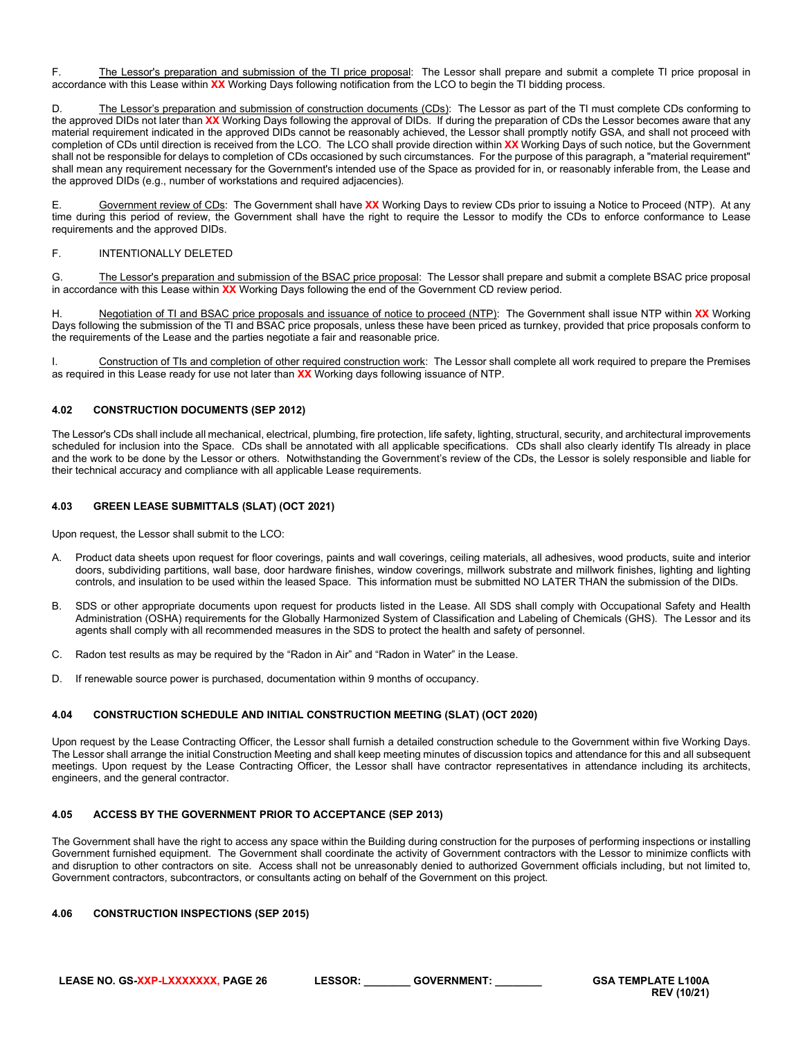F. The Lessor's preparation and submission of the TI price proposal: The Lessor shall prepare and submit a complete TI price proposal in accordance with this Lease within **XX** Working Days following notification from the LCO to begin the TI bidding process.

D. The Lessor's preparation and submission of construction documents (CDs): The Lessor as part of the TI must complete CDs conforming to the approved DIDs not later than **XX** Working Days following the approval of DIDs. If during the preparation of CDs the Lessor becomes aware that any material requirement indicated in the approved DIDs cannot be reasonably achieved, the Lessor shall promptly notify GSA, and shall not proceed with completion of CDs until direction is received from the LCO. The LCO shall provide direction within **XX** Working Days of such notice, but the Government shall not be responsible for delays to completion of CDs occasioned by such circumstances. For the purpose of this paragraph, a "material requirement" shall mean any requirement necessary for the Government's intended use of the Space as provided for in, or reasonably inferable from, the Lease and the approved DIDs (e.g., number of workstations and required adjacencies).

E. Government review of CDs: The Government shall have **XX** Working Days to review CDs prior to issuing a Notice to Proceed (NTP). At any time during this period of review, the Government shall have the right to require the Lessor to modify the CDs to enforce conformance to Lease requirements and the approved DIDs.

F. INTENTIONALLY DELETED

G. The Lessor's preparation and submission of the BSAC price proposal: The Lessor shall prepare and submit a complete BSAC price proposal in accordance with this Lease within **XX** Working Days following the end of the Government CD review period.

H. Negotiation of TI and BSAC price proposals and issuance of notice to proceed (NTP): The Government shall issue NTP within **XX** Working Days following the submission of the TI and BSAC price proposals, unless these have been priced as turnkey, provided that price proposals conform to the requirements of the Lease and the parties negotiate a fair and reasonable price.

I. Construction of TIs and completion of other required construction work: The Lessor shall complete all work required to prepare the Premises as required in this Lease ready for use not later than **XX** Working days following issuance of NTP.

### 4.02 CONSTRUCTION DOCUMENTS (SEP 2012)

The Lessor's CDs shall include all mechanical, electrical, plumbing, fire protection, life safety, lighting, structural, security, and architectural improvements scheduled for inclusion into the Space. CDs shall be annotated with all applicable specifications. CDs shall also clearly identify TIs already in place and the work to be done by the Lessor or others. Notwithstanding the Government's review of the CDs, the Lessor is solely responsible and liable for their technical accuracy and compliance with all applicable Lease requirements.

### 4.03 GREEN LEASE SUBMITTALS (SLAT) (OCT 2021)

Upon request, the Lessor shall submit to the LCO:

A. Product data sheets upon request for floor coverings, paints and wall coverings, ceiling materials, all adhesives, wood products, suite and interior doors, subdividing partitions, wall base, door hardware finishes, window coverings, millwork substrate and millwork finishes, lighting and lighting controls, and insulation to be used within the leased Space. This information must be submitted NO LATER THAN the submission of the DIDs.

B. SDS or other appropriate documents upon request for products listed in the Lease. All SDS shall comply with Occupational Safety and Health Administration (OSHA) requirements for the Globally Harmonized System of Classification and Labeling of Chemicals (GHS). The Lessor and its agents shall comply with all recommended measures in the SDS to protect the health and safety of personnel.

C. Radon test results as may be required by the "Radon in Air" and "Radon in Water" in the Lease.

D. If renewable source power is purchased, documentation within 9 months of occupancy.

### 4.04 CONSTRUCTION SCHEDULE AND INITIAL CONSTRUCTION MEETING (SLAT) (OCT 2020)

Upon request by the Lease Contracting Officer, the Lessor shall furnish a detailed construction schedule to the Government within five Working Days. The Lessor shall arrange the initial Construction Meeting and shall keep meeting minutes of discussion topics and attendance for this and all subsequent meetings. Upon request by the Lease Contracting Officer, the Lessor shall have contractor representatives in attendance including its architects, engineers, and the general contractor.

### 4.05 ACCESS BY THE GOVERNMENT PRIOR TO ACCEPTANCE (SEP 2013)

The Government shall have the right to access any space within the Building during construction for the purposes of performing inspections or installing Government furnished equipment. The Government shall coordinate the activity of Government contractors with the Lessor to minimize conflicts with and disruption to other contractors on site. Access shall not be unreasonably denied to authorized Government officials including, but not limited to, Government contractors, subcontractors, or consultants acting on behalf of the Government on this project.

### 4.06 CONSTRUCTION INSPECTIONS (SEP 2015)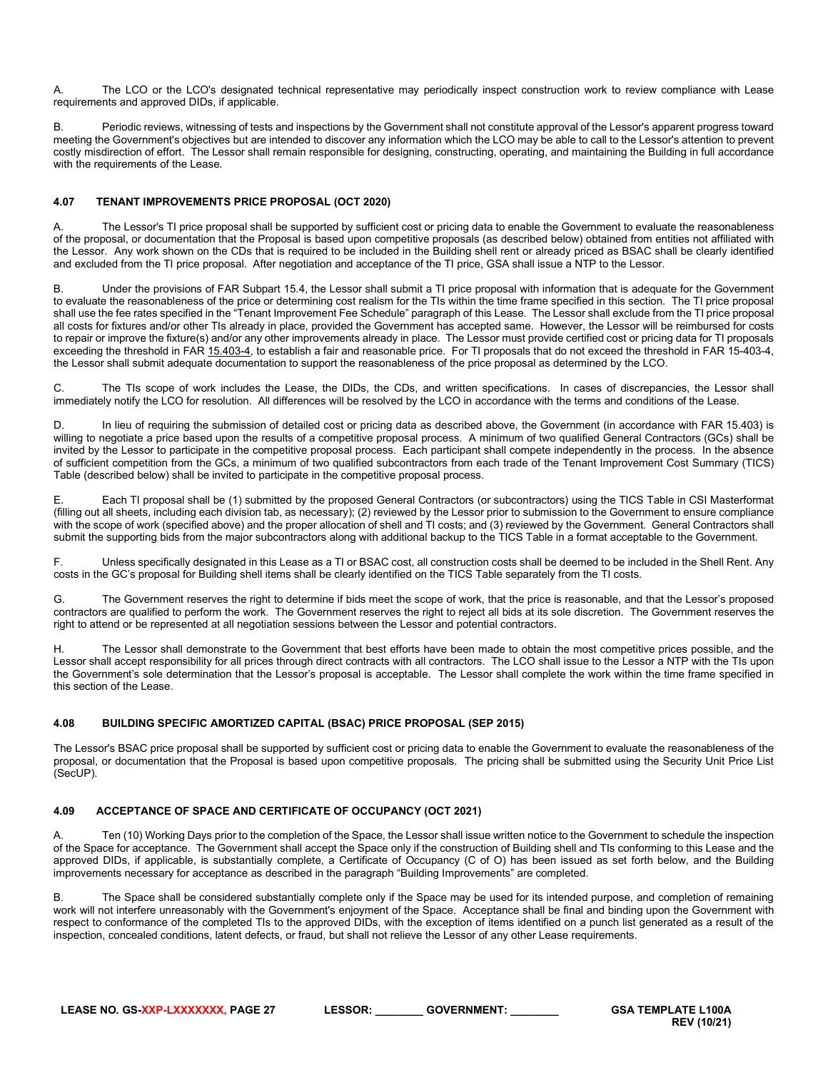A. The LCO or the LCO's designated technical representative may periodically inspect construction work to review compliance with Lease requirements and approved DIDs, if applicable.

B. Periodic reviews, witnessing of tests and inspections by the Government shall not constitute approval of the Lessor's apparent progress toward meeting the Government's objectives but are intended to discover any information which the LCO may be able to call to the Lessor's attention to prevent costly misdirection of effort. The Lessor shall remain responsible for designing, constructing, operating, and maintaining the Building in full accordance with the requirements of the Lease.

### 4.07 TENANT IMPROVEMENTS PRICE PROPOSAL (OCT 2020)

A. The Lessor's TI price proposal shall be supported by sufficient cost or pricing data to enable the Government to evaluate the reasonableness of the proposal, or documentation that the Proposal is based upon competitive proposals (as described below) obtained from entities not affiliated with the Lessor. Any work shown on the CDs that is required to be included in the Building shell rent or already priced as BSAC shall be clearly identified and excluded from the TI price proposal. After negotiation and acceptance of the TI price, GSA shall issue a NTP to the Lessor.

B. Under the provisions of FAR Subpart 15.4, the Lessor shall submit a TI price proposal with information that is adequate for the Government to evaluate the reasonableness of the price or determining cost realism for the TIs within the time frame specified in this section. The TI price proposal shall use the fee rates specified in the "Tenant Improvement Fee Schedule" paragraph of this Lease. The Lessor shall exclude from the TI price proposal all costs for fixtures and/or other TIs already in place, provided the Government has accepted same. However, the Lessor will be reimbursed for costs to repair or improve the fixture(s) and/or any other improvements already in place. The Lessor must provide certified cost or pricing data for TI proposals exceeding the threshold in FAR 15.403-4, to establish a fair and reasonable price. For TI proposals that do not exceed the threshold in FAR 15-403-4, the Lessor shall submit adequate documentation to support the reasonableness of the price proposal as determined by the LCO.

C. The TIs scope of work includes the Lease, the DIDs, the CDs, and written specifications. In cases of discrepancies, the Lessor shall immediately notify the LCO for resolution. All differences will be resolved by the LCO in accordance with the terms and conditions of the Lease.

D. In lieu of requiring the submission of detailed cost or pricing data as described above, the Government (in accordance with FAR 15.403) is willing to negotiate a price based upon the results of a competitive proposal process. A minimum of two qualified General Contractors (GCs) shall be invited by the Lessor to participate in the competitive proposal process. Each participant shall compete independently in the process. In the absence of sufficient competition from the GCs, a minimum of two qualified subcontractors from each trade of the Tenant Improvement Cost Summary (TICS) Table (described below) shall be invited to participate in the competitive proposal process.

E. Each TI proposal shall be (1) submitted by the proposed General Contractors (or subcontractors) using the TICS Table in CSI Masterformat (filling out all sheets, including each division tab, as necessary); (2) reviewed by the Lessor prior to submission to the Government to ensure compliance with the scope of work (specified above) and the proper allocation of shell and TI costs; and (3) reviewed by the Government. General Contractors shall submit the supporting bids from the major subcontractors along with additional backup to the TICS Table in a format acceptable to the Government.

F. Unless specifically designated in this Lease as a TI or BSAC cost, all construction costs shall be deemed to be included in the Shell Rent. Any costs in the GC's proposal for Building shell items shall be clearly identified on the TICS Table separately from the TI costs.

G. The Government reserves the right to determine if bids meet the scope of work, that the price is reasonable, and that the Lessor's proposed contractors are qualified to perform the work. The Government reserves the right to reject all bids at its sole discretion. The Government reserves the right to attend or be represented at all negotiation sessions between the Lessor and potential contractors.

H. The Lessor shall demonstrate to the Government that best efforts have been made to obtain the most competitive prices possible, and the Lessor shall accept responsibility for all prices through direct contracts with all contractors. The LCO shall issue to the Lessor a NTP with the TIs upon the Government's sole determination that the Lessor's proposal is acceptable. The Lessor shall complete the work within the time frame specified in this section of the Lease.

### 4.08 BUILDING SPECIFIC AMORTIZED CAPITAL (BSAC) PRICE PROPOSAL (SEP 2015)

The Lessor's BSAC price proposal shall be supported by sufficient cost or pricing data to enable the Government to evaluate the reasonableness of the proposal, or documentation that the Proposal is based upon competitive proposals. The pricing shall be submitted using the Security Unit Price List (SecUP).

### 4.09 ACCEPTANCE OF SPACE AND CERTIFICATE OF OCCUPANCY (OCT 2021)

A. Ten (10) Working Days prior to the completion of the Space, the Lessor shall issue written notice to the Government to schedule the inspection of the Space for acceptance. The Government shall accept the Space only if the construction of Building shell and TIs conforming to this Lease and the approved DIDs, if applicable, is substantially complete, a Certificate of Occupancy (C of O) has been issued as set forth below, and the Building improvements necessary for acceptance as described in the paragraph "Building Improvements" are completed.

B. The Space shall be considered substantially complete only if the Space may be used for its intended purpose, and completion of remaining work will not interfere unreasonably with the Government's enjoyment of the Space. Acceptance shall be final and binding upon the Government with respect to conformance of the completed TIs to the approved DIDs, with the exception of items identified on a punch list generated as a result of the inspection, concealed conditions, latent defects, or fraud, but shall not relieve the Lessor of any other Lease requirements.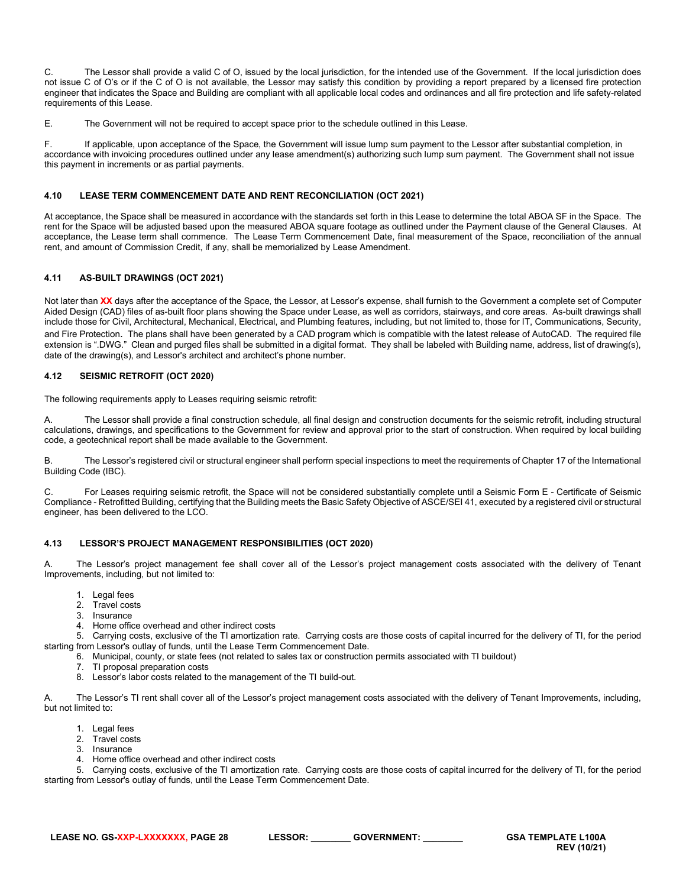C. The Lessor shall provide a valid C of O, issued by the local jurisdiction, for the intended use of the Government. If the local jurisdiction does not issue C of O's or if the C of O is not available, the Lessor may satisfy this condition by providing a report prepared by a licensed fire protection engineer that indicates the Space and Building are compliant with all applicable local codes and ordinances and all fire protection and life safety-related requirements of this Lease.

E. The Government will not be required to accept space prior to the schedule outlined in this Lease.

F. If applicable, upon acceptance of the Space, the Government will issue lump sum payment to the Lessor after substantial completion, in accordance with invoicing procedures outlined under any lease amendment(s) authorizing such lump sum payment. The Government shall not issue this payment in increments or as partial payments.

### 4.10 LEASE TERM COMMENCEMENT DATE AND RENT RECONCILIATION (OCT 2021)

At acceptance, the Space shall be measured in accordance with the standards set forth in this Lease to determine the total ABOA SF in the Space. The rent for the Space will be adjusted based upon the measured ABOA square footage as outlined under the Payment clause of the General Clauses. At acceptance, the Lease term shall commence. The Lease Term Commencement Date, final measurement of the Space, reconciliation of the annual rent, and amount of Commission Credit, if any, shall be memorialized by Lease Amendment.

### 4.11 AS-BUILT DRAWINGS (OCT 2021)

Not later than **XX** days after the acceptance of the Space, the Lessor, at Lessor's expense, shall furnish to the Government a complete set of Computer Aided Design (CAD) files of as-built floor plans showing the Space under Lease, as well as corridors, stairways, and core areas. As-built drawings shall include those for Civil, Architectural, Mechanical, Electrical, and Plumbing features, including, but not limited to, those for IT, Communications, Security, and Fire Protection. The plans shall have been generated by a CAD program which is compatible with the latest release of AutoCAD. The required file extension is ".DWG." Clean and purged files shall be submitted in a digital format. They shall be labeled with Building name, address, list of drawing(s), date of the drawing(s), and Lessor's architect and architect's phone number.

### 4.12 SEISMIC RETROFIT (OCT 2020)

The following requirements apply to Leases requiring seismic retrofit:

A. The Lessor shall provide a final construction schedule, all final design and construction documents for the seismic retrofit, including structural calculations, drawings, and specifications to the Government for review and approval prior to the start of construction. When required by local building code, a geotechnical report shall be made available to the Government.

B. The Lessor's registered civil or structural engineer shall perform special inspections to meet the requirements of Chapter 17 of the International Building Code (IBC).

C. For Leases requiring seismic retrofit, the Space will not be considered substantially complete until a Seismic Form E - Certificate of Seismic Compliance - Retrofitted Building, certifying that the Building meets the Basic Safety Objective of ASCE/SEI 41, executed by a registered civil or structural engineer, has been delivered to the LCO.

### 4.13 LESSOR'S PROJECT MANAGEMENT RESPONSIBILITIES (OCT 2020)

A. The Lessor's project management fee shall cover all of the Lessor's project management costs associated with the delivery of Tenant Improvements, including, but not limited to:

1. Legal fees
2. Travel costs
3. Insurance
4. Home office overhead and other indirect costs
5. Carrying costs, exclusive of the TI amortization rate. Carrying costs are those costs of capital incurred for the delivery of TI, for the period starting from Lessor's outlay of funds, until the Lease Term Commencement Date.
6. Municipal, county, or state fees (not related to sales tax or construction permits associated with TI buildout)
7. TI proposal preparation costs
8. Lessor's labor costs related to the management of the TI build-out.

A. The Lessor's TI rent shall cover all of the Lessor's project management costs associated with the delivery of Tenant Improvements, including, but not limited to:

1. Legal fees
2. Travel costs
3. Insurance
4. Home office overhead and other indirect costs
5. Carrying costs, exclusive of the TI amortization rate. Carrying costs are those costs of capital incurred for the delivery of TI, for the period starting from Lessor's outlay of funds, until the Lease Term Commencement Date.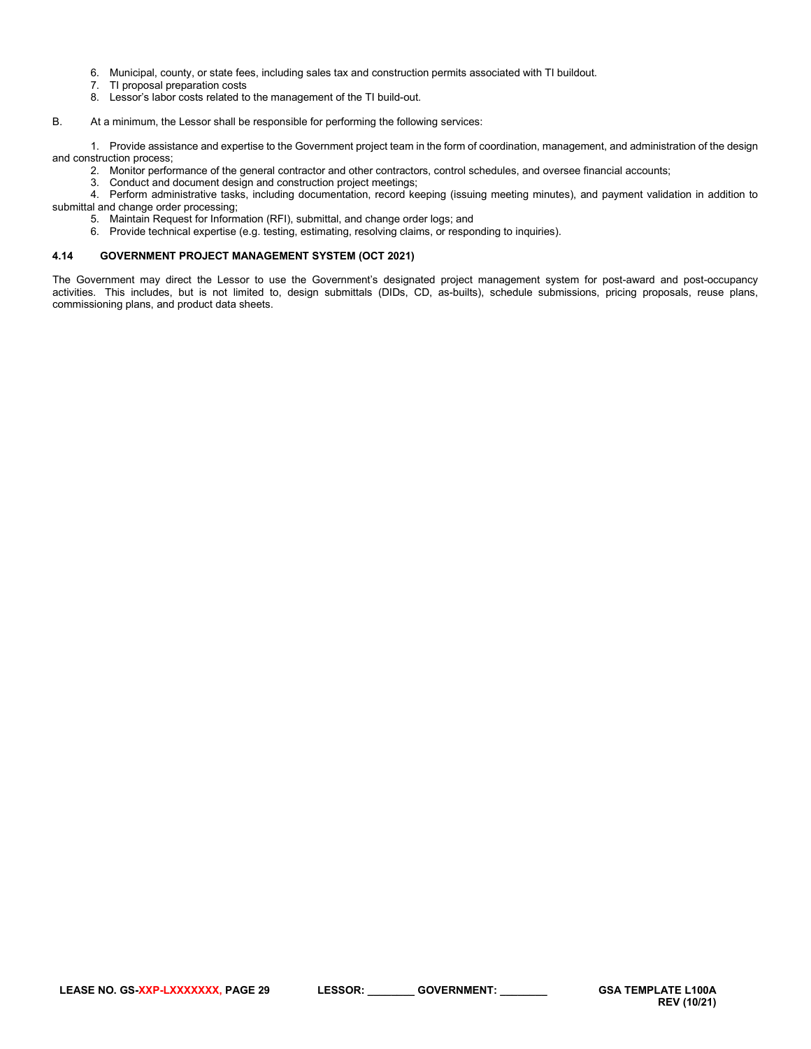6. Municipal, county, or state fees, including sales tax and construction permits associated with TI buildout.
7. TI proposal preparation costs
8. Lessor's labor costs related to the management of the TI build-out.

B. At a minimum, the Lessor shall be responsible for performing the following services:

1. Provide assistance and expertise to the Government project team in the form of coordination, management, and administration of the design and construction process;
2. Monitor performance of the general contractor and other contractors, control schedules, and oversee financial accounts;
3. Conduct and document design and construction project meetings;
4. Perform administrative tasks, including documentation, record keeping (issuing meeting minutes), and payment validation in addition to submittal and change order processing;
5. Maintain Request for Information (RFI), submittal, and change order logs; and
6. Provide technical expertise (e.g. testing, estimating, resolving claims, or responding to inquiries).

### 4.14 GOVERNMENT PROJECT MANAGEMENT SYSTEM (OCT 2021)

The Government may direct the Lessor to use the Government's designated project management system for post-award and post-occupancy activities. This includes, but is not limited to, design submittals (DIDs, CD, as-builts), schedule submissions, pricing proposals, reuse plans, commissioning plans, and product data sheets.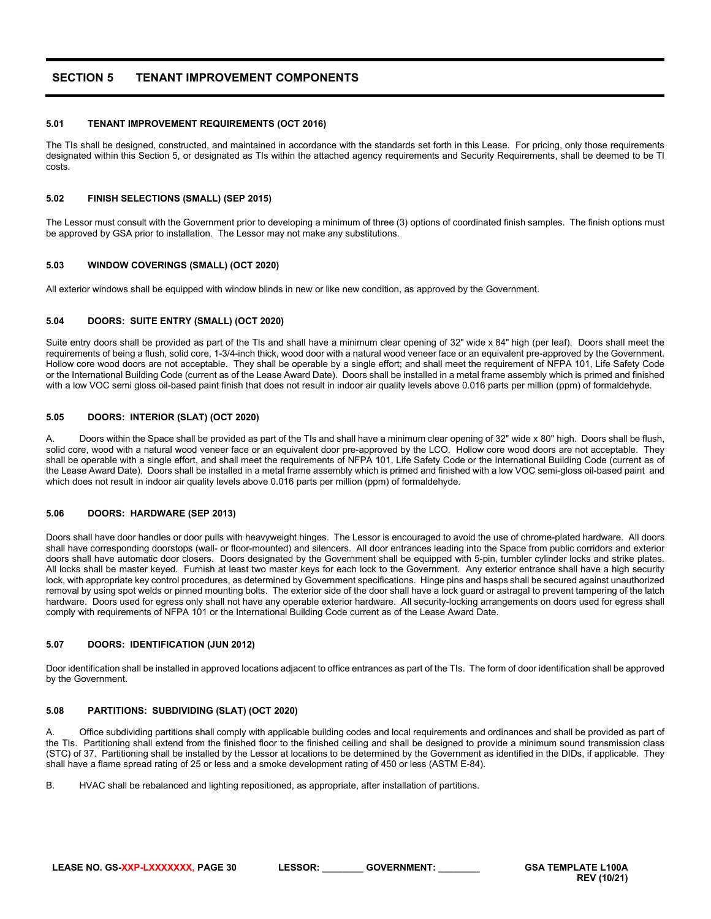## SECTION 5 TENANT IMPROVEMENT COMPONENTS

### 5.01 TENANT IMPROVEMENT REQUIREMENTS (OCT 2016)

The TIs shall be designed, constructed, and maintained in accordance with the standards set forth in this Lease. For pricing, only those requirements designated within this Section 5, or designated as TIs within the attached agency requirements and Security Requirements, shall be deemed to be TI costs.

### 5.02 FINISH SELECTIONS (SMALL) (SEP 2015)

The Lessor must consult with the Government prior to developing a minimum of three (3) options of coordinated finish samples. The finish options must be approved by GSA prior to installation. The Lessor may not make any substitutions.

### 5.03 WINDOW COVERINGS (SMALL) (OCT 2020)

All exterior windows shall be equipped with window blinds in new or like new condition, as approved by the Government.

### 5.04 DOORS: SUITE ENTRY (SMALL) (OCT 2020)

Suite entry doors shall be provided as part of the TIs and shall have a minimum clear opening of 32" wide x 84" high (per leaf). Doors shall meet the requirements of being a flush, solid core, 1-3/4-inch thick, wood door with a natural wood veneer face or an equivalent pre-approved by the Government. Hollow core wood doors are not acceptable. They shall be operable by a single effort; and shall meet the requirement of NFPA 101, Life Safety Code or the International Building Code (current as of the Lease Award Date). Doors shall be installed in a metal frame assembly which is primed and finished with a low VOC semi gloss oil-based paint finish that does not result in indoor air quality levels above 0.016 parts per million (ppm) of formaldehyde.

### 5.05 DOORS: INTERIOR (SLAT) (OCT 2020)

A. Doors within the Space shall be provided as part of the TIs and shall have a minimum clear opening of 32" wide x 80" high. Doors shall be flush, solid core, wood with a natural wood veneer face or an equivalent door pre-approved by the LCO. Hollow core wood doors are not acceptable. They shall be operable with a single effort, and shall meet the requirements of NFPA 101, Life Safety Code or the International Building Code (current as of the Lease Award Date). Doors shall be installed in a metal frame assembly which is primed and finished with a low VOC semi-gloss oil-based paint and which does not result in indoor air quality levels above 0.016 parts per million (ppm) of formaldehyde.

### 5.06 DOORS: HARDWARE (SEP 2013)

Doors shall have door handles or door pulls with heavyweight hinges. The Lessor is encouraged to avoid the use of chrome-plated hardware. All doors shall have corresponding doorstops (wall- or floor-mounted) and silencers. All door entrances leading into the Space from public corridors and exterior doors shall have automatic door closers. Doors designated by the Government shall be equipped with 5-pin, tumbler cylinder locks and strike plates. All locks shall be master keyed. Furnish at least two master keys for each lock to the Government. Any exterior entrance shall have a high security lock, with appropriate key control procedures, as determined by Government specifications. Hinge pins and hasps shall be secured against unauthorized removal by using spot welds or pinned mounting bolts. The exterior side of the door shall have a lock guard or astragal to prevent tampering of the latch hardware. Doors used for egress only shall not have any operable exterior hardware. All security-locking arrangements on doors used for egress shall comply with requirements of NFPA 101 or the International Building Code current as of the Lease Award Date.

### 5.07 DOORS: IDENTIFICATION (JUN 2012)

Door identification shall be installed in approved locations adjacent to office entrances as part of the TIs. The form of door identification shall be approved by the Government.

### 5.08 PARTITIONS: SUBDIVIDING (SLAT) (OCT 2020)

A. Office subdividing partitions shall comply with applicable building codes and local requirements and ordinances and shall be provided as part of the TIs. Partitioning shall extend from the finished floor to the finished ceiling and shall be designed to provide a minimum sound transmission class (STC) of 37. Partitioning shall be installed by the Lessor at locations to be determined by the Government as identified in the DIDs, if applicable. They shall have a flame spread rating of 25 or less and a smoke development rating of 450 or less (ASTM E-84).

B. HVAC shall be rebalanced and lighting repositioned, as appropriate, after installation of partitions.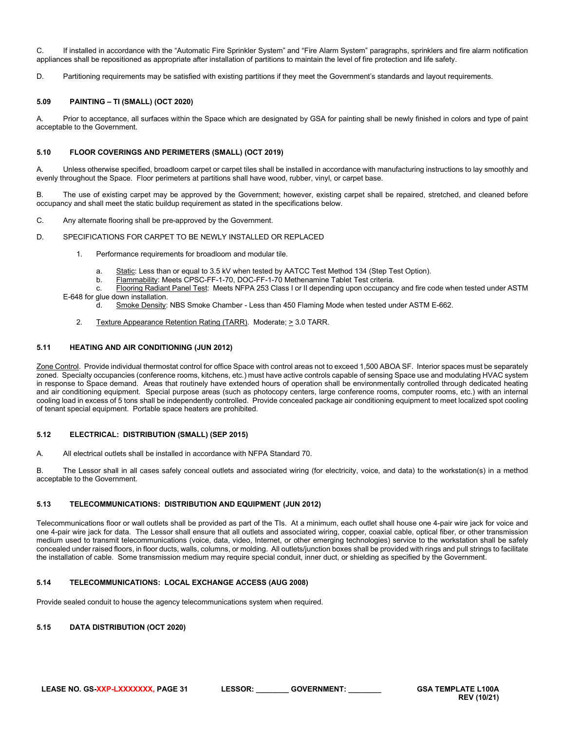C. If installed in accordance with the "Automatic Fire Sprinkler System" and "Fire Alarm System" paragraphs, sprinklers and fire alarm notification appliances shall be repositioned as appropriate after installation of partitions to maintain the level of fire protection and life safety.

D. Partitioning requirements may be satisfied with existing partitions if they meet the Government's standards and layout requirements.

### 5.09 PAINTING – TI (SMALL) (OCT 2020)

A. Prior to acceptance, all surfaces within the Space which are designated by GSA for painting shall be newly finished in colors and type of paint acceptable to the Government.

### 5.10 FLOOR COVERINGS AND PERIMETERS (SMALL) (OCT 2019)

A. Unless otherwise specified, broadloom carpet or carpet tiles shall be installed in accordance with manufacturing instructions to lay smoothly and evenly throughout the Space. Floor perimeters at partitions shall have wood, rubber, vinyl, or carpet base.

B. The use of existing carpet may be approved by the Government; however, existing carpet shall be repaired, stretched, and cleaned before occupancy and shall meet the static buildup requirement as stated in the specifications below.

C. Any alternate flooring shall be pre-approved by the Government.

D. SPECIFICATIONS FOR CARPET TO BE NEWLY INSTALLED OR REPLACED

1. Performance requirements for broadloom and modular tile.

   a. Static: Less than or equal to 3.5 kV when tested by AATCC Test Method 134 (Step Test Option).
   b. Flammability: Meets CPSC-FF-1-70, DOC-FF-1-70 Methenamine Tablet Test criteria.
   c. Flooring Radiant Panel Test: Meets NFPA 253 Class I or II depending upon occupancy and fire code when tested under ASTM E-648 for glue down installation.
   d. Smoke Density: NBS Smoke Chamber - Less than 450 Flaming Mode when tested under ASTM E-662.

2. Texture Appearance Retention Rating (TARR). Moderate; ≥ 3.0 TARR.

### 5.11 HEATING AND AIR CONDITIONING (JUN 2012)

Zone Control. Provide individual thermostat control for office Space with control areas not to exceed 1,500 ABOA SF. Interior spaces must be separately zoned. Specialty occupancies (conference rooms, kitchens, etc.) must have active controls capable of sensing Space use and modulating HVAC system in response to Space demand. Areas that routinely have extended hours of operation shall be environmentally controlled through dedicated heating and air conditioning equipment. Special purpose areas (such as photocopy centers, large conference rooms, computer rooms, etc.) with an internal cooling load in excess of 5 tons shall be independently controlled. Provide concealed package air conditioning equipment to meet localized spot cooling of tenant special equipment. Portable space heaters are prohibited.

### 5.12 ELECTRICAL: DISTRIBUTION (SMALL) (SEP 2015)

A. All electrical outlets shall be installed in accordance with NFPA Standard 70.

B. The Lessor shall in all cases safely conceal outlets and associated wiring (for electricity, voice, and data) to the workstation(s) in a method acceptable to the Government.

### 5.13 TELECOMMUNICATIONS: DISTRIBUTION AND EQUIPMENT (JUN 2012)

Telecommunications floor or wall outlets shall be provided as part of the TIs. At a minimum, each outlet shall house one 4-pair wire jack for voice and one 4-pair wire jack for data. The Lessor shall ensure that all outlets and associated wiring, copper, coaxial cable, optical fiber, or other transmission medium used to transmit telecommunications (voice, data, video, Internet, or other emerging technologies) service to the workstation shall be safely concealed under raised floors, in floor ducts, walls, columns, or molding. All outlets/junction boxes shall be provided with rings and pull strings to facilitate the installation of cable. Some transmission medium may require special conduit, inner duct, or shielding as specified by the Government.

### 5.14 TELECOMMUNICATIONS: LOCAL EXCHANGE ACCESS (AUG 2008)

Provide sealed conduit to house the agency telecommunications system when required.

### 5.15 DATA DISTRIBUTION (OCT 2020)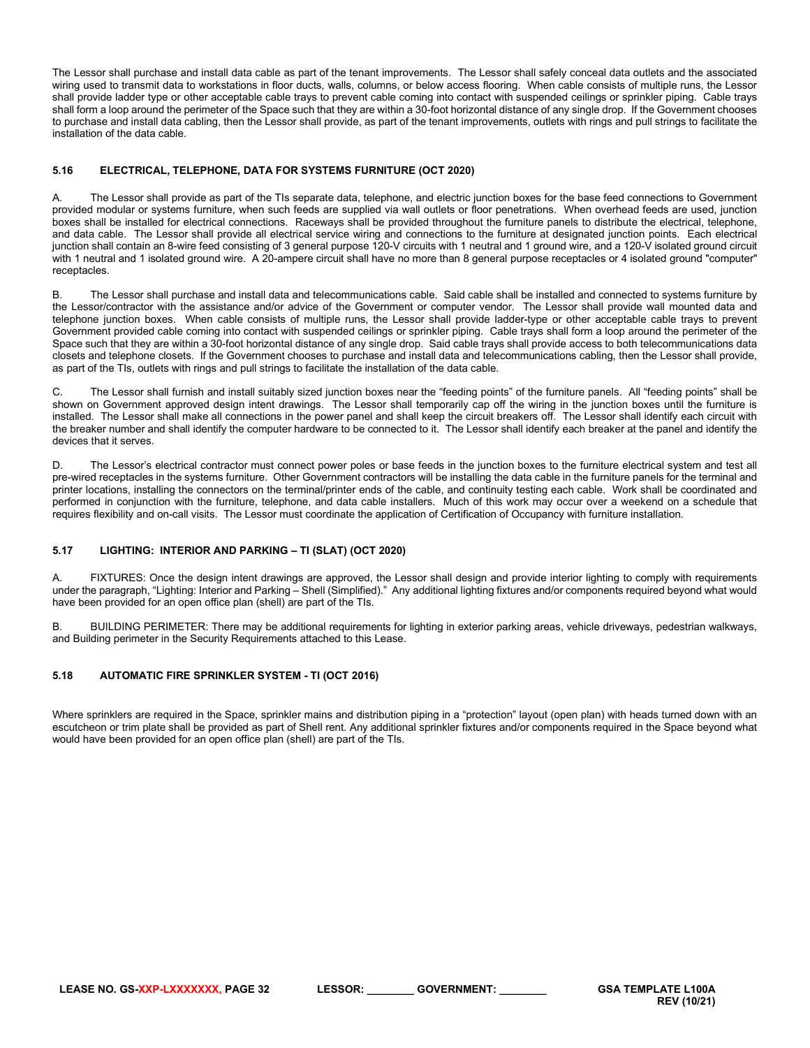The Lessor shall purchase and install data cable as part of the tenant improvements. The Lessor shall safely conceal data outlets and the associated wiring used to transmit data to workstations in floor ducts, walls, columns, or below access flooring. When cable consists of multiple runs, the Lessor shall provide ladder type or other acceptable cable trays to prevent cable coming into contact with suspended ceilings or sprinkler piping. Cable trays shall form a loop around the perimeter of the Space such that they are within a 30-foot horizontal distance of any single drop. If the Government chooses to purchase and install data cabling, then the Lessor shall provide, as part of the tenant improvements, outlets with rings and pull strings to facilitate the installation of the data cable.

### 5.16 ELECTRICAL, TELEPHONE, DATA FOR SYSTEMS FURNITURE (OCT 2020)

A. The Lessor shall provide as part of the TIs separate data, telephone, and electric junction boxes for the base feed connections to Government provided modular or systems furniture, when such feeds are supplied via wall outlets or floor penetrations. When overhead feeds are used, junction boxes shall be installed for electrical connections. Raceways shall be provided throughout the furniture panels to distribute the electrical, telephone, and data cable. The Lessor shall provide all electrical service wiring and connections to the furniture at designated junction points. Each electrical junction shall contain an 8-wire feed consisting of 3 general purpose 120-V circuits with 1 neutral and 1 ground wire, and a 120-V isolated ground circuit with 1 neutral and 1 isolated ground wire. A 20-ampere circuit shall have no more than 8 general purpose receptacles or 4 isolated ground "computer" receptacles.

B. The Lessor shall purchase and install data and telecommunications cable. Said cable shall be installed and connected to systems furniture by the Lessor/contractor with the assistance and/or advice of the Government or computer vendor. The Lessor shall provide wall mounted data and telephone junction boxes. When cable consists of multiple runs, the Lessor shall provide ladder-type or other acceptable cable trays to prevent Government provided cable coming into contact with suspended ceilings or sprinkler piping. Cable trays shall form a loop around the perimeter of the Space such that they are within a 30-foot horizontal distance of any single drop. Said cable trays shall provide access to both telecommunications data closets and telephone closets. If the Government chooses to purchase and install data and telecommunications cabling, then the Lessor shall provide, as part of the TIs, outlets with rings and pull strings to facilitate the installation of the data cable.

C. The Lessor shall furnish and install suitably sized junction boxes near the “feeding points” of the furniture panels. All “feeding points” shall be shown on Government approved design intent drawings. The Lessor shall temporarily cap off the wiring in the junction boxes until the furniture is installed. The Lessor shall make all connections in the power panel and shall keep the circuit breakers off. The Lessor shall identify each circuit with the breaker number and shall identify the computer hardware to be connected to it. The Lessor shall identify each breaker at the panel and identify the devices that it serves.

D. The Lessor’s electrical contractor must connect power poles or base feeds in the junction boxes to the furniture electrical system and test all pre-wired receptacles in the systems furniture. Other Government contractors will be installing the data cable in the furniture panels for the terminal and printer locations, installing the connectors on the terminal/printer ends of the cable, and continuity testing each cable. Work shall be coordinated and performed in conjunction with the furniture, telephone, and data cable installers. Much of this work may occur over a weekend on a schedule that requires flexibility and on-call visits. The Lessor must coordinate the application of Certification of Occupancy with furniture installation.

### 5.17 LIGHTING: INTERIOR AND PARKING – TI (SLAT) (OCT 2020)

A. FIXTURES: Once the design intent drawings are approved, the Lessor shall design and provide interior lighting to comply with requirements under the paragraph, “Lighting: Interior and Parking – Shell (Simplified).” Any additional lighting fixtures and/or components required beyond what would have been provided for an open office plan (shell) are part of the TIs.

B. BUILDING PERIMETER: There may be additional requirements for lighting in exterior parking areas, vehicle driveways, pedestrian walkways, and Building perimeter in the Security Requirements attached to this Lease.

### 5.18 AUTOMATIC FIRE SPRINKLER SYSTEM - TI (OCT 2016)

Where sprinklers are required in the Space, sprinkler mains and distribution piping in a “protection” layout (open plan) with heads turned down with an escutcheon or trim plate shall be provided as part of Shell rent. Any additional sprinkler fixtures and/or components required in the Space beyond what would have been provided for an open office plan (shell) are part of the TIs.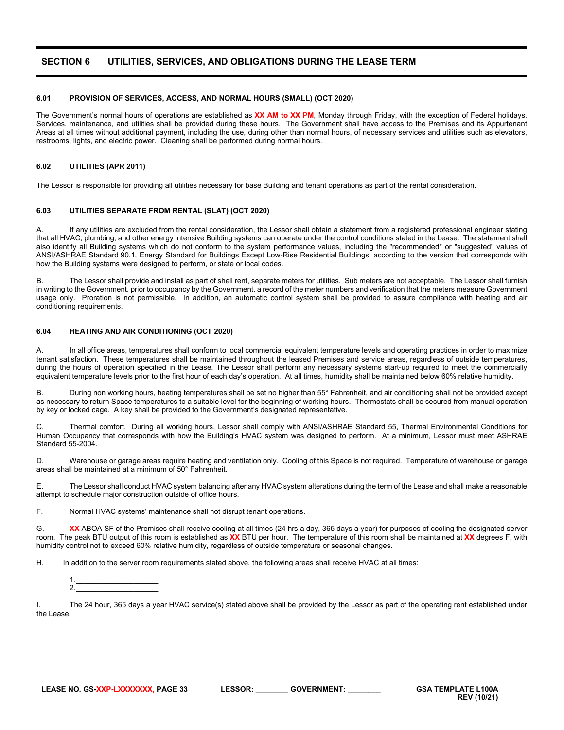# SECTION 6 UTILITIES, SERVICES, AND OBLIGATIONS DURING THE LEASE TERM

### 6.01 PROVISION OF SERVICES, ACCESS, AND NORMAL HOURS (SMALL) (OCT 2020)

The Government's normal hours of operations are established as **XX AM to XX PM**, Monday through Friday, with the exception of Federal holidays. Services, maintenance, and utilities shall be provided during these hours. The Government shall have access to the Premises and its Appurtenant Areas at all times without additional payment, including the use, during other than normal hours, of necessary services and utilities such as elevators, restrooms, lights, and electric power. Cleaning shall be performed during normal hours.

### 6.02 UTILITIES (APR 2011)

The Lessor is responsible for providing all utilities necessary for base Building and tenant operations as part of the rental consideration.

### 6.03 UTILITIES SEPARATE FROM RENTAL (SLAT) (OCT 2020)

A. If any utilities are excluded from the rental consideration, the Lessor shall obtain a statement from a registered professional engineer stating that all HVAC, plumbing, and other energy intensive Building systems can operate under the control conditions stated in the Lease. The statement shall also identify all Building systems which do not conform to the system performance values, including the "recommended" or "suggested" values of ANSI/ASHRAE Standard 90.1, Energy Standard for Buildings Except Low-Rise Residential Buildings, according to the version that corresponds with how the Building systems were designed to perform, or state or local codes.

B. The Lessor shall provide and install as part of shell rent, separate meters for utilities. Sub meters are not acceptable. The Lessor shall furnish in writing to the Government, prior to occupancy by the Government, a record of the meter numbers and verification that the meters measure Government usage only. Proration is not permissible. In addition, an automatic control system shall be provided to assure compliance with heating and air conditioning requirements.

### 6.04 HEATING AND AIR CONDITIONING (OCT 2020)

A. In all office areas, temperatures shall conform to local commercial equivalent temperature levels and operating practices in order to maximize tenant satisfaction. These temperatures shall be maintained throughout the leased Premises and service areas, regardless of outside temperatures, during the hours of operation specified in the Lease. The Lessor shall perform any necessary systems start-up required to meet the commercially equivalent temperature levels prior to the first hour of each day's operation. At all times, humidity shall be maintained below 60% relative humidity.

B. During non working hours, heating temperatures shall be set no higher than 55° Fahrenheit, and air conditioning shall not be provided except as necessary to return Space temperatures to a suitable level for the beginning of working hours. Thermostats shall be secured from manual operation by key or locked cage. A key shall be provided to the Government's designated representative.

C. Thermal comfort. During all working hours, Lessor shall comply with ANSI/ASHRAE Standard 55, Thermal Environmental Conditions for Human Occupancy that corresponds with how the Building's HVAC system was designed to perform. At a minimum, Lessor must meet ASHRAE Standard 55-2004.

D. Warehouse or garage areas require heating and ventilation only. Cooling of this Space is not required. Temperature of warehouse or garage areas shall be maintained at a minimum of 50° Fahrenheit.

E. The Lessor shall conduct HVAC system balancing after any HVAC system alterations during the term of the Lease and shall make a reasonable attempt to schedule major construction outside of office hours.

F. Normal HVAC systems' maintenance shall not disrupt tenant operations.

G. **XX** ABOA SF of the Premises shall receive cooling at all times (24 hrs a day, 365 days a year) for purposes of cooling the designated server room. The peak BTU output of this room is established as **XX** BTU per hour. The temperature of this room shall be maintained at **XX** degrees F, with humidity control not to exceed 60% relative humidity, regardless of outside temperature or seasonal changes.

H. In addition to the server room requirements stated above, the following areas shall receive HVAC at all times:

1.____________________
2.____________________

I. The 24 hour, 365 days a year HVAC service(s) stated above shall be provided by the Lessor as part of the operating rent established under the Lease.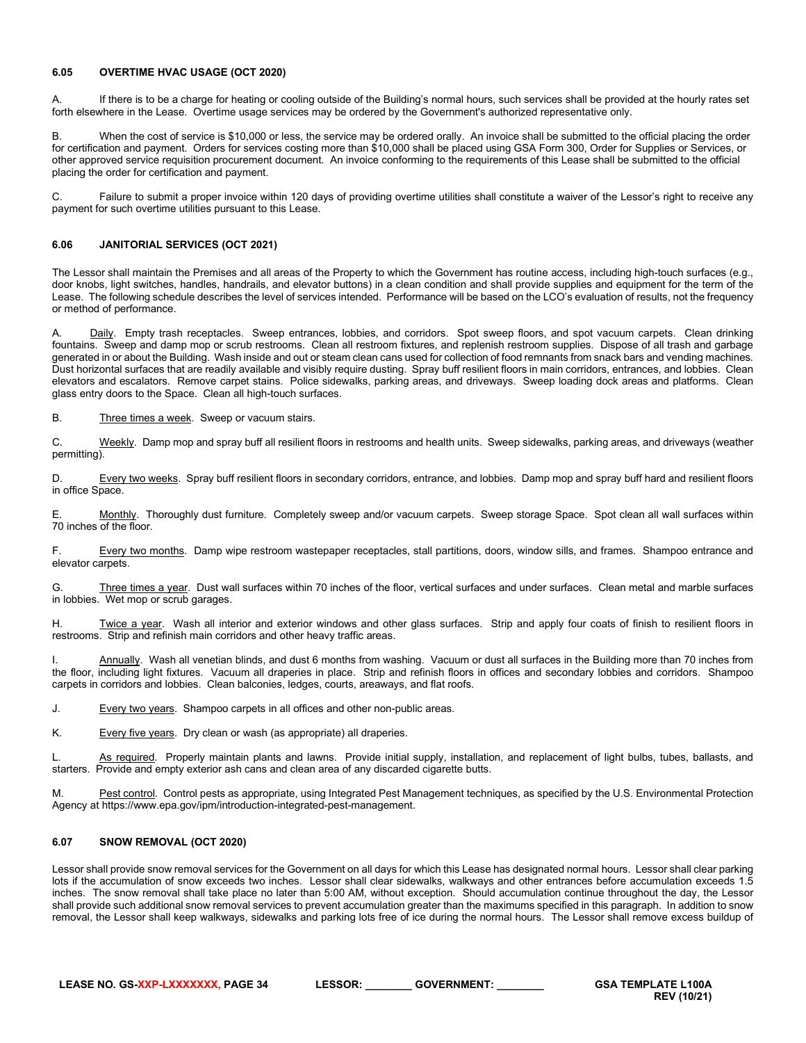### 6.05 OVERTIME HVAC USAGE (OCT 2020)

A. If there is to be a charge for heating or cooling outside of the Building's normal hours, such services shall be provided at the hourly rates set forth elsewhere in the Lease. Overtime usage services may be ordered by the Government's authorized representative only.

B. When the cost of service is $10,000 or less, the service may be ordered orally. An invoice shall be submitted to the official placing the order for certification and payment. Orders for services costing more than $10,000 shall be placed using GSA Form 300, Order for Supplies or Services, or other approved service requisition procurement document. An invoice conforming to the requirements of this Lease shall be submitted to the official placing the order for certification and payment.

C. Failure to submit a proper invoice within 120 days of providing overtime utilities shall constitute a waiver of the Lessor's right to receive any payment for such overtime utilities pursuant to this Lease.

### 6.06 JANITORIAL SERVICES (OCT 2021)

The Lessor shall maintain the Premises and all areas of the Property to which the Government has routine access, including high-touch surfaces (e.g., door knobs, light switches, handles, handrails, and elevator buttons) in a clean condition and shall provide supplies and equipment for the term of the Lease. The following schedule describes the level of services intended. Performance will be based on the LCO's evaluation of results, not the frequency or method of performance.

A. Daily. Empty trash receptacles. Sweep entrances, lobbies, and corridors. Spot sweep floors, and spot vacuum carpets. Clean drinking fountains. Sweep and damp mop or scrub restrooms. Clean all restroom fixtures, and replenish restroom supplies. Dispose of all trash and garbage generated in or about the Building. Wash inside and out or steam clean cans used for collection of food remnants from snack bars and vending machines. Dust horizontal surfaces that are readily available and visibly require dusting. Spray buff resilient floors in main corridors, entrances, and lobbies. Clean elevators and escalators. Remove carpet stains. Police sidewalks, parking areas, and driveways. Sweep loading dock areas and platforms. Clean glass entry doors to the Space. Clean all high-touch surfaces.

B. Three times a week. Sweep or vacuum stairs.

C. Weekly. Damp mop and spray buff all resilient floors in restrooms and health units. Sweep sidewalks, parking areas, and driveways (weather permitting).

D. Every two weeks. Spray buff resilient floors in secondary corridors, entrance, and lobbies. Damp mop and spray buff hard and resilient floors in office Space.

E. Monthly. Thoroughly dust furniture. Completely sweep and/or vacuum carpets. Sweep storage Space. Spot clean all wall surfaces within 70 inches of the floor.

F. Every two months. Damp wipe restroom wastepaper receptacles, stall partitions, doors, window sills, and frames. Shampoo entrance and elevator carpets.

G. Three times a year. Dust wall surfaces within 70 inches of the floor, vertical surfaces and under surfaces. Clean metal and marble surfaces in lobbies. Wet mop or scrub garages.

H. Twice a year. Wash all interior and exterior windows and other glass surfaces. Strip and apply four coats of finish to resilient floors in restrooms. Strip and refinish main corridors and other heavy traffic areas.

I. Annually. Wash all venetian blinds, and dust 6 months from washing. Vacuum or dust all surfaces in the Building more than 70 inches from the floor, including light fixtures. Vacuum all draperies in place. Strip and refinish floors in offices and secondary lobbies and corridors. Shampoo carpets in corridors and lobbies. Clean balconies, ledges, courts, areaways, and flat roofs.

J. Every two years. Shampoo carpets in all offices and other non-public areas.

K. Every five years. Dry clean or wash (as appropriate) all draperies.

L. As required. Properly maintain plants and lawns. Provide initial supply, installation, and replacement of light bulbs, tubes, ballasts, and starters. Provide and empty exterior ash cans and clean area of any discarded cigarette butts.

M. Pest control. Control pests as appropriate, using Integrated Pest Management techniques, as specified by the U.S. Environmental Protection Agency at https://www.epa.gov/ipm/introduction-integrated-pest-management.

### 6.07 SNOW REMOVAL (OCT 2020)

Lessor shall provide snow removal services for the Government on all days for which this Lease has designated normal hours. Lessor shall clear parking lots if the accumulation of snow exceeds two inches. Lessor shall clear sidewalks, walkways and other entrances before accumulation exceeds 1.5 inches. The snow removal shall take place no later than 5:00 AM, without exception. Should accumulation continue throughout the day, the Lessor shall provide such additional snow removal services to prevent accumulation greater than the maximums specified in this paragraph. In addition to snow removal, the Lessor shall keep walkways, sidewalks and parking lots free of ice during the normal hours. The Lessor shall remove excess buildup of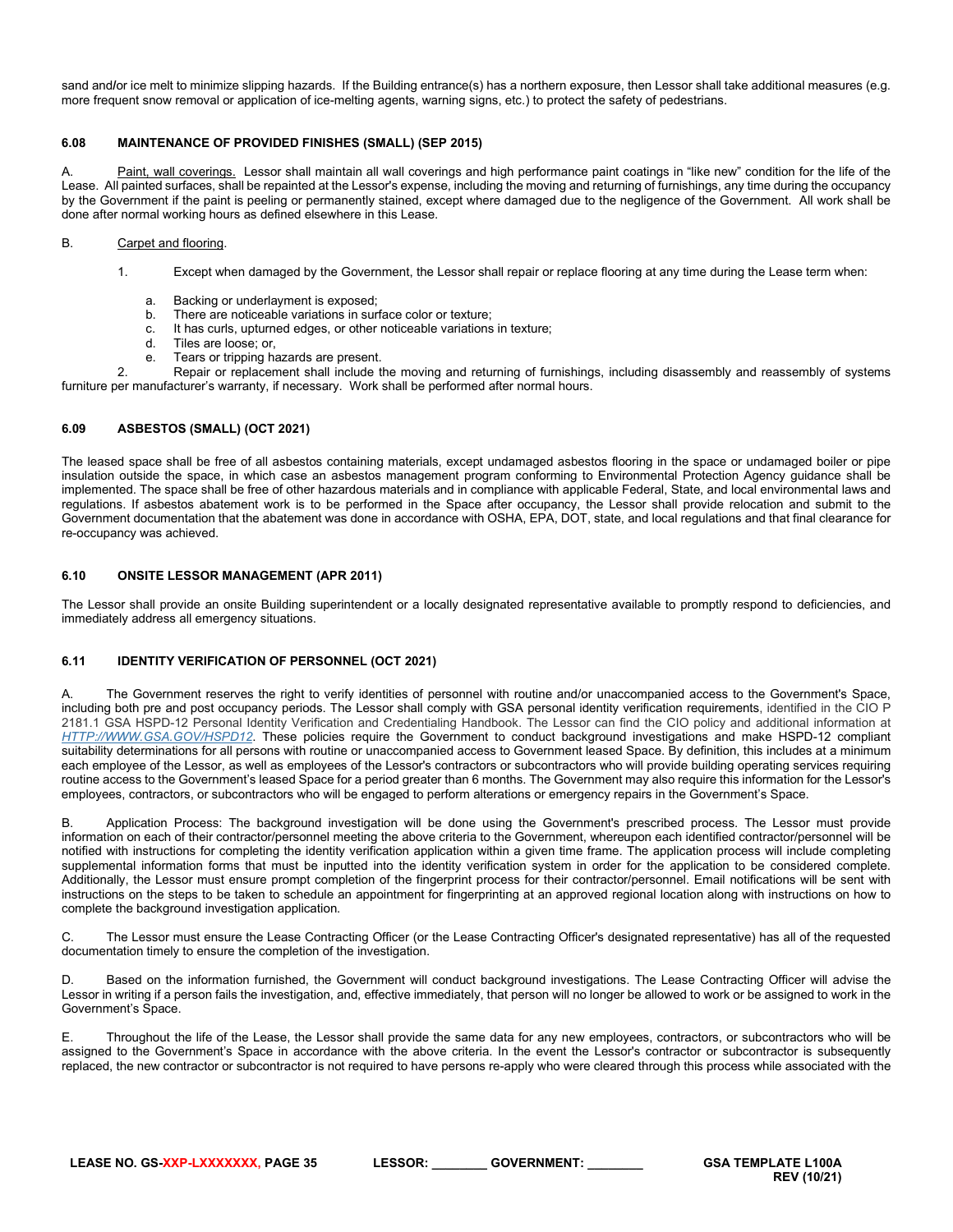sand and/or ice melt to minimize slipping hazards. If the Building entrance(s) has a northern exposure, then Lessor shall take additional measures (e.g. more frequent snow removal or application of ice-melting agents, warning signs, etc.) to protect the safety of pedestrians.

### 6.08 MAINTENANCE OF PROVIDED FINISHES (SMALL) (SEP 2015)

A. Paint, wall coverings. Lessor shall maintain all wall coverings and high performance paint coatings in "like new" condition for the life of the Lease. All painted surfaces, shall be repainted at the Lessor's expense, including the moving and returning of furnishings, any time during the occupancy by the Government if the paint is peeling or permanently stained, except where damaged due to the negligence of the Government. All work shall be done after normal working hours as defined elsewhere in this Lease.

B. Carpet and flooring.

1. Except when damaged by the Government, the Lessor shall repair or replace flooring at any time during the Lease term when:

   a. Backing or underlayment is exposed;
   b. There are noticeable variations in surface color or texture;
   c. It has curls, upturned edges, or other noticeable variations in texture;
   d. Tiles are loose; or,
   e. Tears or tripping hazards are present.

2. Repair or replacement shall include the moving and returning of furnishings, including disassembly and reassembly of systems furniture per manufacturer's warranty, if necessary. Work shall be performed after normal hours.

### 6.09 ASBESTOS (SMALL) (OCT 2021)

The leased space shall be free of all asbestos containing materials, except undamaged asbestos flooring in the space or undamaged boiler or pipe insulation outside the space, in which case an asbestos management program conforming to Environmental Protection Agency guidance shall be implemented. The space shall be free of other hazardous materials and in compliance with applicable Federal, State, and local environmental laws and regulations. If asbestos abatement work is to be performed in the Space after occupancy, the Lessor shall provide relocation and submit to the Government documentation that the abatement was done in accordance with OSHA, EPA, DOT, state, and local regulations and that final clearance for re-occupancy was achieved.

### 6.10 ONSITE LESSOR MANAGEMENT (APR 2011)

The Lessor shall provide an onsite Building superintendent or a locally designated representative available to promptly respond to deficiencies, and immediately address all emergency situations.

### 6.11 IDENTITY VERIFICATION OF PERSONNEL (OCT 2021)

A. The Government reserves the right to verify identities of personnel with routine and/or unaccompanied access to the Government's Space, including both pre and post occupancy periods. The Lessor shall comply with GSA personal identity verification requirements, identified in the CIO P 2181.1 GSA HSPD-12 Personal Identity Verification and Credentialing Handbook. The Lessor can find the CIO policy and additional information at *HTTP://WWW.GSA.GOV/HSPD12*. These policies require the Government to conduct background investigations and make HSPD-12 compliant suitability determinations for all persons with routine or unaccompanied access to Government leased Space. By definition, this includes at a minimum each employee of the Lessor, as well as employees of the Lessor's contractors or subcontractors who will provide building operating services requiring routine access to the Government's leased Space for a period greater than 6 months. The Government may also require this information for the Lessor's employees, contractors, or subcontractors who will be engaged to perform alterations or emergency repairs in the Government's Space.

B. Application Process: The background investigation will be done using the Government's prescribed process. The Lessor must provide information on each of their contractor/personnel meeting the above criteria to the Government, whereupon each identified contractor/personnel will be notified with instructions for completing the identity verification application within a given time frame. The application process will include completing supplemental information forms that must be inputted into the identity verification system in order for the application to be considered complete. Additionally, the Lessor must ensure prompt completion of the fingerprint process for their contractor/personnel. Email notifications will be sent with instructions on the steps to be taken to schedule an appointment for fingerprinting at an approved regional location along with instructions on how to complete the background investigation application.

C. The Lessor must ensure the Lease Contracting Officer (or the Lease Contracting Officer's designated representative) has all of the requested documentation timely to ensure the completion of the investigation.

D. Based on the information furnished, the Government will conduct background investigations. The Lease Contracting Officer will advise the Lessor in writing if a person fails the investigation, and, effective immediately, that person will no longer be allowed to work or be assigned to work in the Government's Space.

E. Throughout the life of the Lease, the Lessor shall provide the same data for any new employees, contractors, or subcontractors who will be assigned to the Government's Space in accordance with the above criteria. In the event the Lessor's contractor or subcontractor is subsequently replaced, the new contractor or subcontractor is not required to have persons re-apply who were cleared through this process while associated with the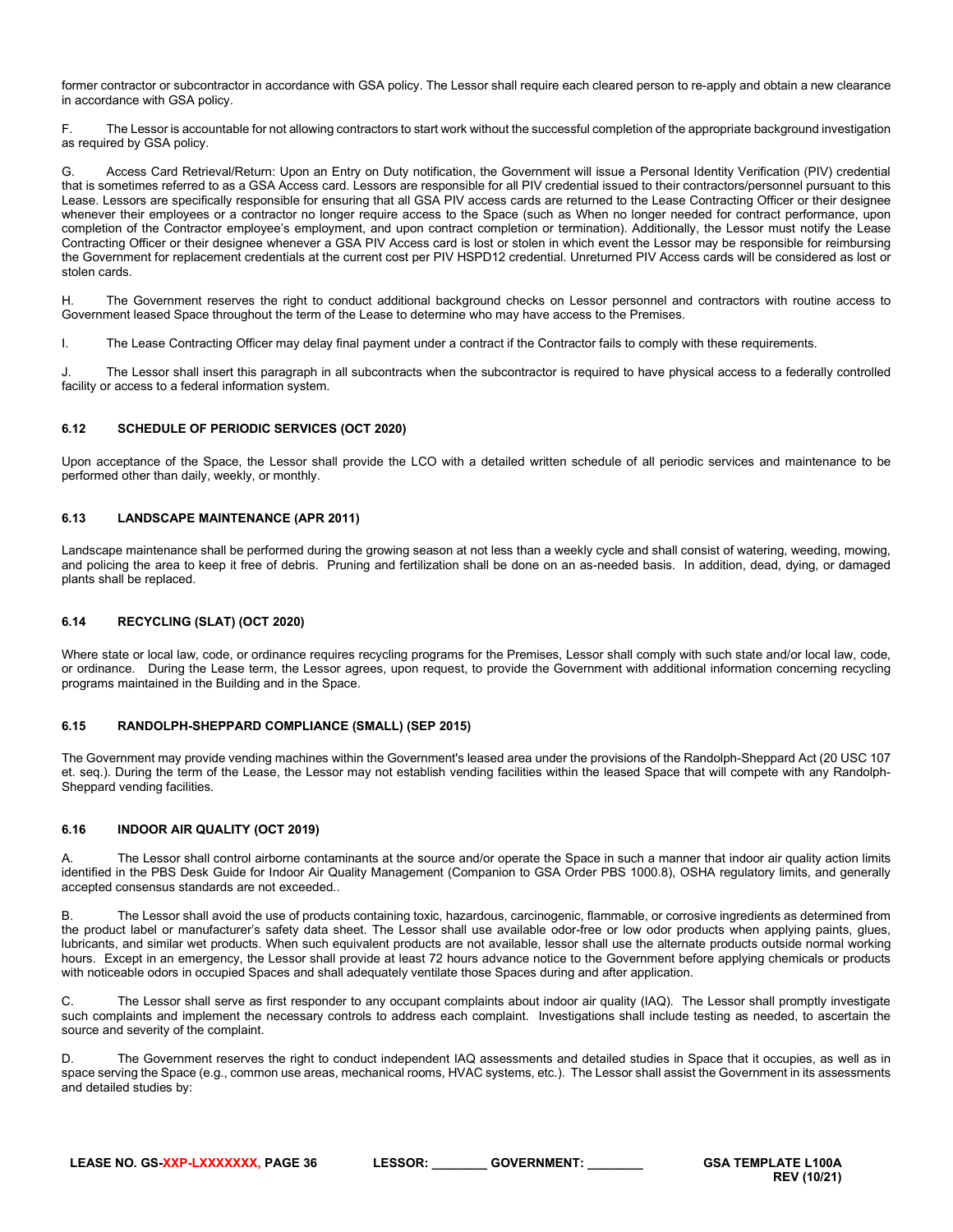former contractor or subcontractor in accordance with GSA policy. The Lessor shall require each cleared person to re-apply and obtain a new clearance in accordance with GSA policy.

F. The Lessor is accountable for not allowing contractors to start work without the successful completion of the appropriate background investigation as required by GSA policy.

G. Access Card Retrieval/Return: Upon an Entry on Duty notification, the Government will issue a Personal Identity Verification (PIV) credential that is sometimes referred to as a GSA Access card. Lessors are responsible for all PIV credential issued to their contractors/personnel pursuant to this Lease. Lessors are specifically responsible for ensuring that all GSA PIV access cards are returned to the Lease Contracting Officer or their designee whenever their employees or a contractor no longer require access to the Space (such as When no longer needed for contract performance, upon completion of the Contractor employee's employment, and upon contract completion or termination). Additionally, the Lessor must notify the Lease Contracting Officer or their designee whenever a GSA PIV Access card is lost or stolen in which event the Lessor may be responsible for reimbursing the Government for replacement credentials at the current cost per PIV HSPD12 credential. Unreturned PIV Access cards will be considered as lost or stolen cards.

H. The Government reserves the right to conduct additional background checks on Lessor personnel and contractors with routine access to Government leased Space throughout the term of the Lease to determine who may have access to the Premises.

I. The Lease Contracting Officer may delay final payment under a contract if the Contractor fails to comply with these requirements.

J. The Lessor shall insert this paragraph in all subcontracts when the subcontractor is required to have physical access to a federally controlled facility or access to a federal information system.

### 6.12 SCHEDULE OF PERIODIC SERVICES (OCT 2020)

Upon acceptance of the Space, the Lessor shall provide the LCO with a detailed written schedule of all periodic services and maintenance to be performed other than daily, weekly, or monthly.

### 6.13 LANDSCAPE MAINTENANCE (APR 2011)

Landscape maintenance shall be performed during the growing season at not less than a weekly cycle and shall consist of watering, weeding, mowing, and policing the area to keep it free of debris. Pruning and fertilization shall be done on an as-needed basis. In addition, dead, dying, or damaged plants shall be replaced.

### 6.14 RECYCLING (SLAT) (OCT 2020)

Where state or local law, code, or ordinance requires recycling programs for the Premises, Lessor shall comply with such state and/or local law, code, or ordinance. During the Lease term, the Lessor agrees, upon request, to provide the Government with additional information concerning recycling programs maintained in the Building and in the Space.

### 6.15 RANDOLPH-SHEPPARD COMPLIANCE (SMALL) (SEP 2015)

The Government may provide vending machines within the Government's leased area under the provisions of the Randolph-Sheppard Act (20 USC 107 et. seq.). During the term of the Lease, the Lessor may not establish vending facilities within the leased Space that will compete with any Randolph-Sheppard vending facilities.

### 6.16 INDOOR AIR QUALITY (OCT 2019)

A. The Lessor shall control airborne contaminants at the source and/or operate the Space in such a manner that indoor air quality action limits identified in the PBS Desk Guide for Indoor Air Quality Management (Companion to GSA Order PBS 1000.8), OSHA regulatory limits, and generally accepted consensus standards are not exceeded..

B. The Lessor shall avoid the use of products containing toxic, hazardous, carcinogenic, flammable, or corrosive ingredients as determined from the product label or manufacturer's safety data sheet. The Lessor shall use available odor-free or low odor products when applying paints, glues, lubricants, and similar wet products. When such equivalent products are not available, lessor shall use the alternate products outside normal working hours. Except in an emergency, the Lessor shall provide at least 72 hours advance notice to the Government before applying chemicals or products with noticeable odors in occupied Spaces and shall adequately ventilate those Spaces during and after application.

C. The Lessor shall serve as first responder to any occupant complaints about indoor air quality (IAQ). The Lessor shall promptly investigate such complaints and implement the necessary controls to address each complaint. Investigations shall include testing as needed, to ascertain the source and severity of the complaint.

D. The Government reserves the right to conduct independent IAQ assessments and detailed studies in Space that it occupies, as well as in space serving the Space (e.g., common use areas, mechanical rooms, HVAC systems, etc.). The Lessor shall assist the Government in its assessments and detailed studies by: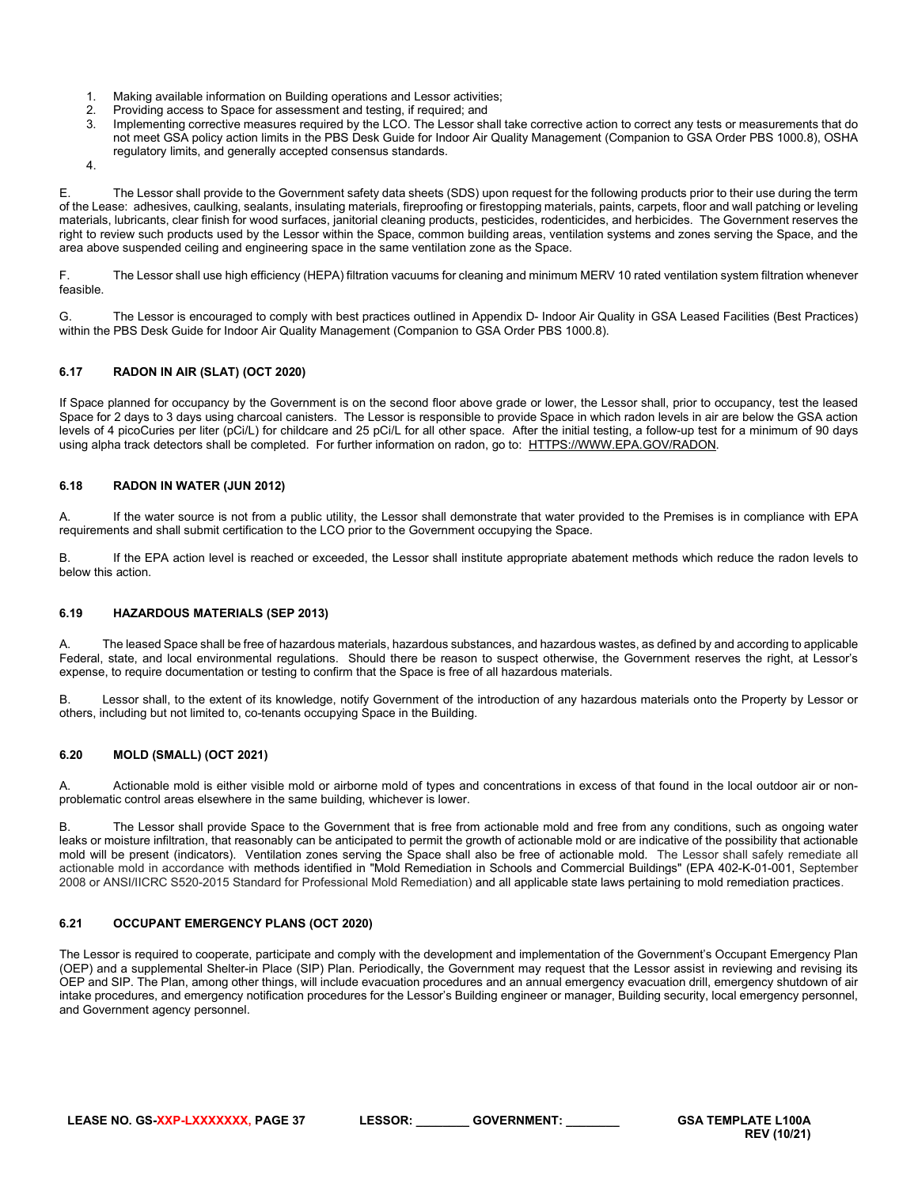1. Making available information on Building operations and Lessor activities;
2. Providing access to Space for assessment and testing, if required; and
3. Implementing corrective measures required by the LCO. The Lessor shall take corrective action to correct any tests or measurements that do not meet GSA policy action limits in the PBS Desk Guide for Indoor Air Quality Management (Companion to GSA Order PBS 1000.8), OSHA regulatory limits, and generally accepted consensus standards.
4.

E. The Lessor shall provide to the Government safety data sheets (SDS) upon request for the following products prior to their use during the term of the Lease: adhesives, caulking, sealants, insulating materials, fireproofing or firestopping materials, paints, carpets, floor and wall patching or leveling materials, lubricants, clear finish for wood surfaces, janitorial cleaning products, pesticides, rodenticides, and herbicides. The Government reserves the right to review such products used by the Lessor within the Space, common building areas, ventilation systems and zones serving the Space, and the area above suspended ceiling and engineering space in the same ventilation zone as the Space.

F. The Lessor shall use high efficiency (HEPA) filtration vacuums for cleaning and minimum MERV 10 rated ventilation system filtration whenever feasible.

G. The Lessor is encouraged to comply with best practices outlined in Appendix D- Indoor Air Quality in GSA Leased Facilities (Best Practices) within the PBS Desk Guide for Indoor Air Quality Management (Companion to GSA Order PBS 1000.8).

### 6.17 RADON IN AIR (SLAT) (OCT 2020)

If Space planned for occupancy by the Government is on the second floor above grade or lower, the Lessor shall, prior to occupancy, test the leased Space for 2 days to 3 days using charcoal canisters. The Lessor is responsible to provide Space in which radon levels in air are below the GSA action levels of 4 picoCuries per liter (pCi/L) for childcare and 25 pCi/L for all other space. After the initial testing, a follow-up test for a minimum of 90 days using alpha track detectors shall be completed. For further information on radon, go to: HTTPS://WWW.EPA.GOV/RADON.

### 6.18 RADON IN WATER (JUN 2012)

A. If the water source is not from a public utility, the Lessor shall demonstrate that water provided to the Premises is in compliance with EPA requirements and shall submit certification to the LCO prior to the Government occupying the Space.

B. If the EPA action level is reached or exceeded, the Lessor shall institute appropriate abatement methods which reduce the radon levels to below this action.

### 6.19 HAZARDOUS MATERIALS (SEP 2013)

A. The leased Space shall be free of hazardous materials, hazardous substances, and hazardous wastes, as defined by and according to applicable Federal, state, and local environmental regulations. Should there be reason to suspect otherwise, the Government reserves the right, at Lessor's expense, to require documentation or testing to confirm that the Space is free of all hazardous materials.

B. Lessor shall, to the extent of its knowledge, notify Government of the introduction of any hazardous materials onto the Property by Lessor or others, including but not limited to, co-tenants occupying Space in the Building.

### 6.20 MOLD (SMALL) (OCT 2021)

A. Actionable mold is either visible mold or airborne mold of types and concentrations in excess of that found in the local outdoor air or non-problematic control areas elsewhere in the same building, whichever is lower.

B. The Lessor shall provide Space to the Government that is free from actionable mold and free from any conditions, such as ongoing water leaks or moisture infiltration, that reasonably can be anticipated to permit the growth of actionable mold or are indicative of the possibility that actionable mold will be present (indicators). Ventilation zones serving the Space shall also be free of actionable mold. The Lessor shall safely remediate all actionable mold in accordance with methods identified in "Mold Remediation in Schools and Commercial Buildings" (EPA 402-K-01-001, September 2008 or ANSI/IICRC S520-2015 Standard for Professional Mold Remediation) and all applicable state laws pertaining to mold remediation practices.

### 6.21 OCCUPANT EMERGENCY PLANS (OCT 2020)

The Lessor is required to cooperate, participate and comply with the development and implementation of the Government's Occupant Emergency Plan (OEP) and a supplemental Shelter-in Place (SIP) Plan. Periodically, the Government may request that the Lessor assist in reviewing and revising its OEP and SIP. The Plan, among other things, will include evacuation procedures and an annual emergency evacuation drill, emergency shutdown of air intake procedures, and emergency notification procedures for the Lessor's Building engineer or manager, Building security, local emergency personnel, and Government agency personnel.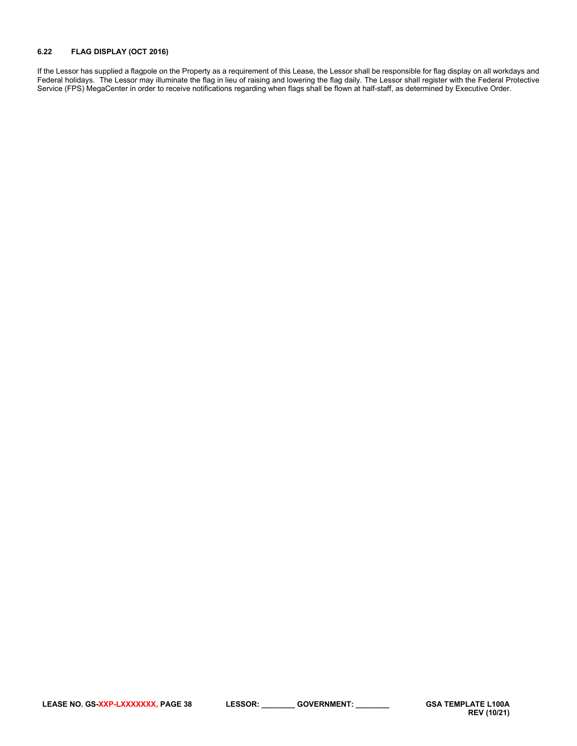### 6.22 FLAG DISPLAY (OCT 2016)

If the Lessor has supplied a flagpole on the Property as a requirement of this Lease, the Lessor shall be responsible for flag display on all workdays and Federal holidays. The Lessor may illuminate the flag in lieu of raising and lowering the flag daily. The Lessor shall register with the Federal Protective Service (FPS) MegaCenter in order to receive notifications regarding when flags shall be flown at half-staff, as determined by Executive Order.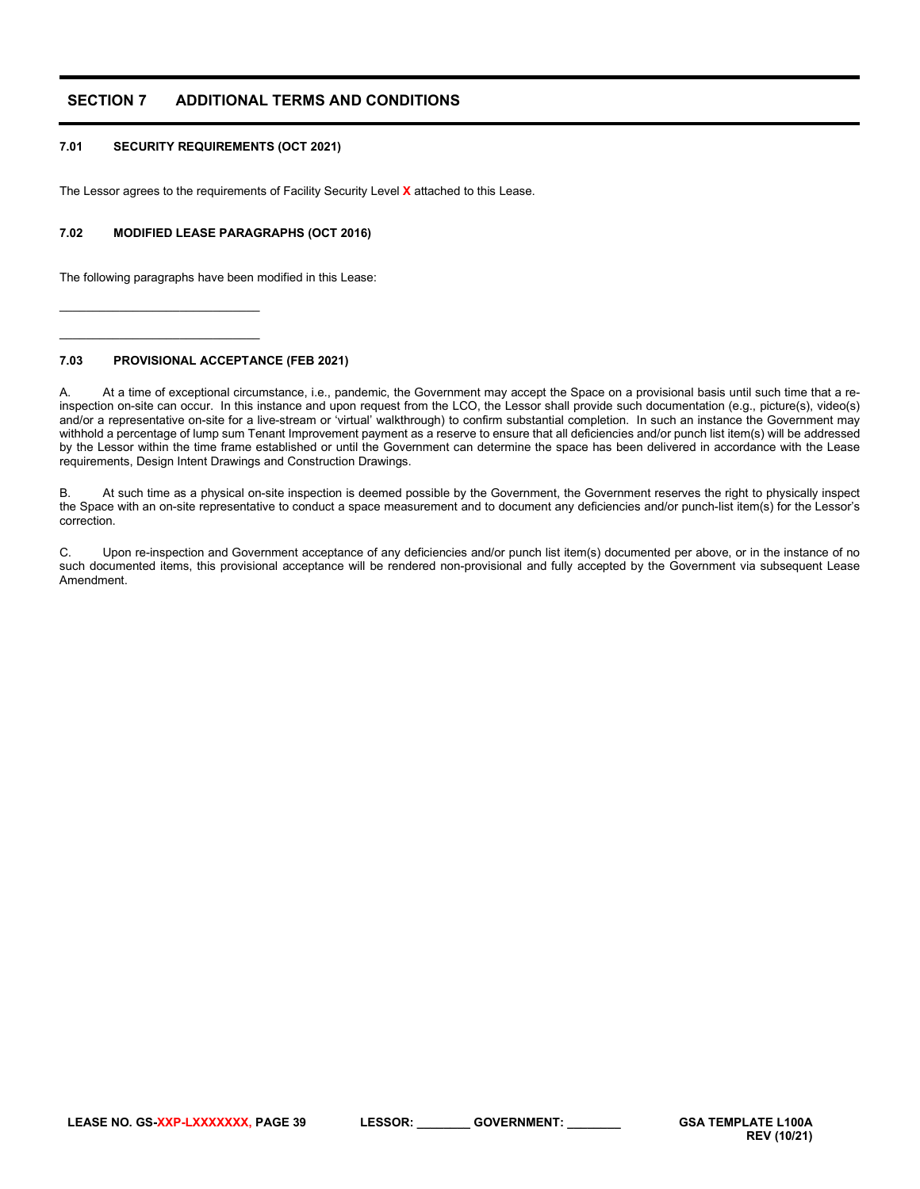## SECTION 7 ADDITIONAL TERMS AND CONDITIONS

### 7.01 SECURITY REQUIREMENTS (OCT 2021)

The Lessor agrees to the requirements of Facility Security Level X attached to this Lease.

### 7.02 MODIFIED LEASE PARAGRAPHS (OCT 2016)

The following paragraphs have been modified in this Lease:

\_\_\_\_\_\_\_\_\_\_\_\_\_\_\_\_\_\_\_\_\_\_\_\_\_\_\_\_\_\_

\_\_\_\_\_\_\_\_\_\_\_\_\_\_\_\_\_\_\_\_\_\_\_\_\_\_\_\_\_\_

### 7.03 PROVISIONAL ACCEPTANCE (FEB 2021)

A. At a time of exceptional circumstance, i.e., pandemic, the Government may accept the Space on a provisional basis until such time that a re-inspection on-site can occur. In this instance and upon request from the LCO, the Lessor shall provide such documentation (e.g., picture(s), video(s) and/or a representative on-site for a live-stream or 'virtual' walkthrough) to confirm substantial completion. In such an instance the Government may withhold a percentage of lump sum Tenant Improvement payment as a reserve to ensure that all deficiencies and/or punch list item(s) will be addressed by the Lessor within the time frame established or until the Government can determine the space has been delivered in accordance with the Lease requirements, Design Intent Drawings and Construction Drawings.

B. At such time as a physical on-site inspection is deemed possible by the Government, the Government reserves the right to physically inspect the Space with an on-site representative to conduct a space measurement and to document any deficiencies and/or punch-list item(s) for the Lessor's correction.

C. Upon re-inspection and Government acceptance of any deficiencies and/or punch list item(s) documented per above, or in the instance of no such documented items, this provisional acceptance will be rendered non-provisional and fully accepted by the Government via subsequent Lease Amendment.